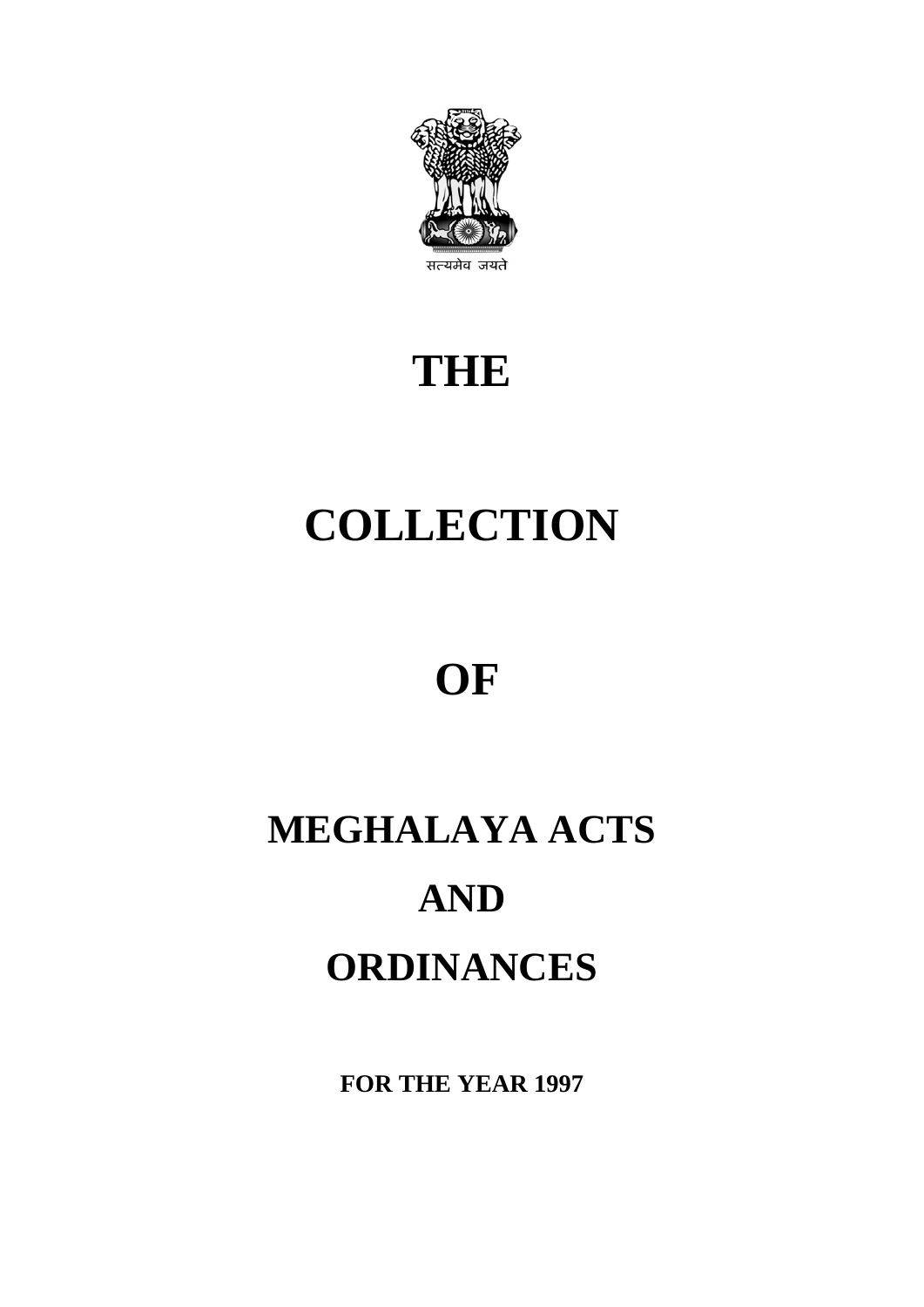सत्यमेव जयते

# THE

# COLLECTION

# OF

# MEGHALAYA ACTS

# AND

# ORDINANCES

**FOR THE YEAR 1997**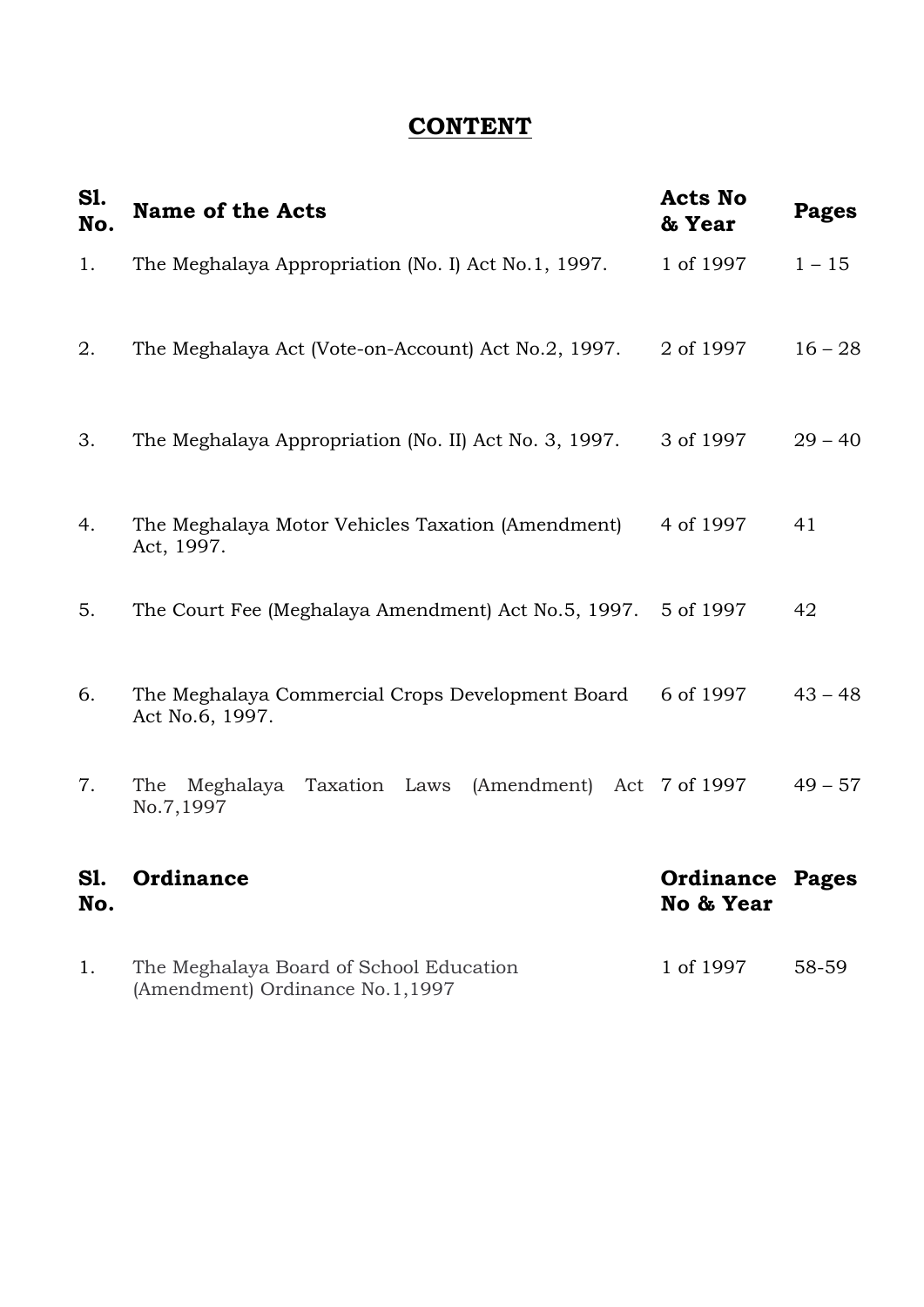# CONTENT

| Sl. No. | Name of the Acts | Acts No & Year | Pages |
|---|---|---|---|
| 1. | The Meghalaya Appropriation (No. I) Act No.1, 1997. | 1 of 1997 | 1 – 15 |
| 2. | The Meghalaya Act (Vote-on-Account) Act No.2, 1997. | 2 of 1997 | 16 – 28 |
| 3. | The Meghalaya Appropriation (No. II) Act No. 3, 1997. | 3 of 1997 | 29 – 40 |
| 4. | The Meghalaya Motor Vehicles Taxation (Amendment) Act, 1997. | 4 of 1997 | 41 |
| 5. | The Court Fee (Meghalaya Amendment) Act No.5, 1997. | 5 of 1997 | 42 |
| 6. | The Meghalaya Commercial Crops Development Board Act No.6, 1997. | 6 of 1997 | 43 – 48 |
| 7. | The Meghalaya Taxation Laws (Amendment) Act No.7,1997 | 7 of 1997 | 49 – 57 |

| Sl. No. | Ordinance | Ordinance No & Year | Pages |
|---|---|---|---|
| 1. | The Meghalaya Board of School Education (Amendment) Ordinance No.1,1997 | 1 of 1997 | 58-59 |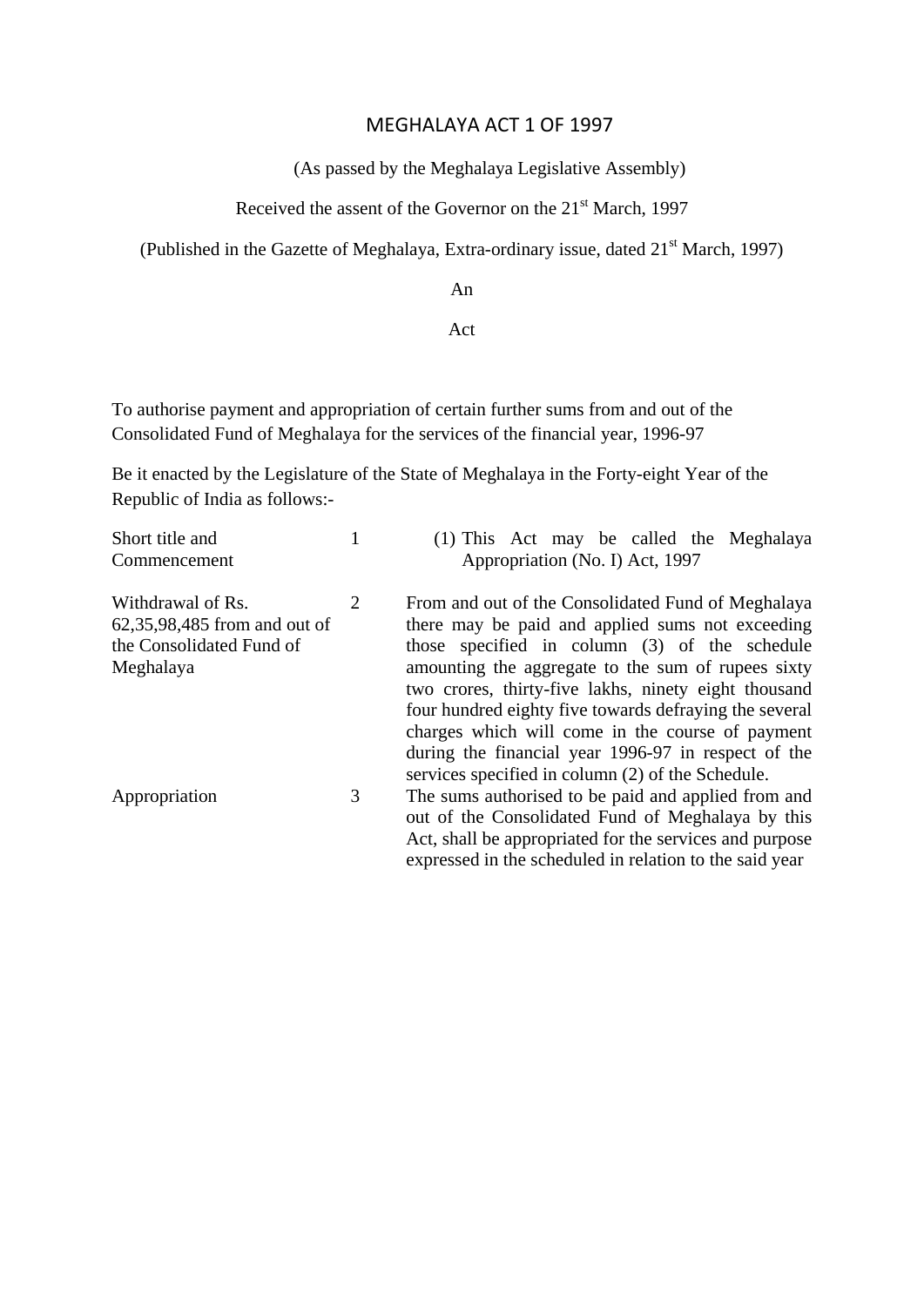# MEGHALAYA ACT 1 OF 1997

(As passed by the Meghalaya Legislative Assembly)

Received the assent of the Governor on the 21st March, 1997

(Published in the Gazette of Meghalaya, Extra-ordinary issue, dated 21st March, 1997)

An

Act

To authorise payment and appropriation of certain further sums from and out of the Consolidated Fund of Meghalaya for the services of the financial year, 1996-97

Be it enacted by the Legislature of the State of Meghalaya in the Forty-eight Year of the Republic of India as follows:-

| | | |
|---|---|---|
| Short title and Commencement | 1 | (1) This Act may be called the Meghalaya Appropriation (No. I) Act, 1997 |
| Withdrawal of Rs. 62,35,98,485 from and out of the Consolidated Fund of Meghalaya | 2 | From and out of the Consolidated Fund of Meghalaya there may be paid and applied sums not exceeding those specified in column (3) of the schedule amounting the aggregate to the sum of rupees sixty two crores, thirty-five lakhs, ninety eight thousand four hundred eighty five towards defraying the several charges which will come in the course of payment during the financial year 1996-97 in respect of the services specified in column (2) of the Schedule. |
| Appropriation | 3 | The sums authorised to be paid and applied from and out of the Consolidated Fund of Meghalaya by this Act, shall be appropriated for the services and purpose expressed in the scheduled in relation to the said year |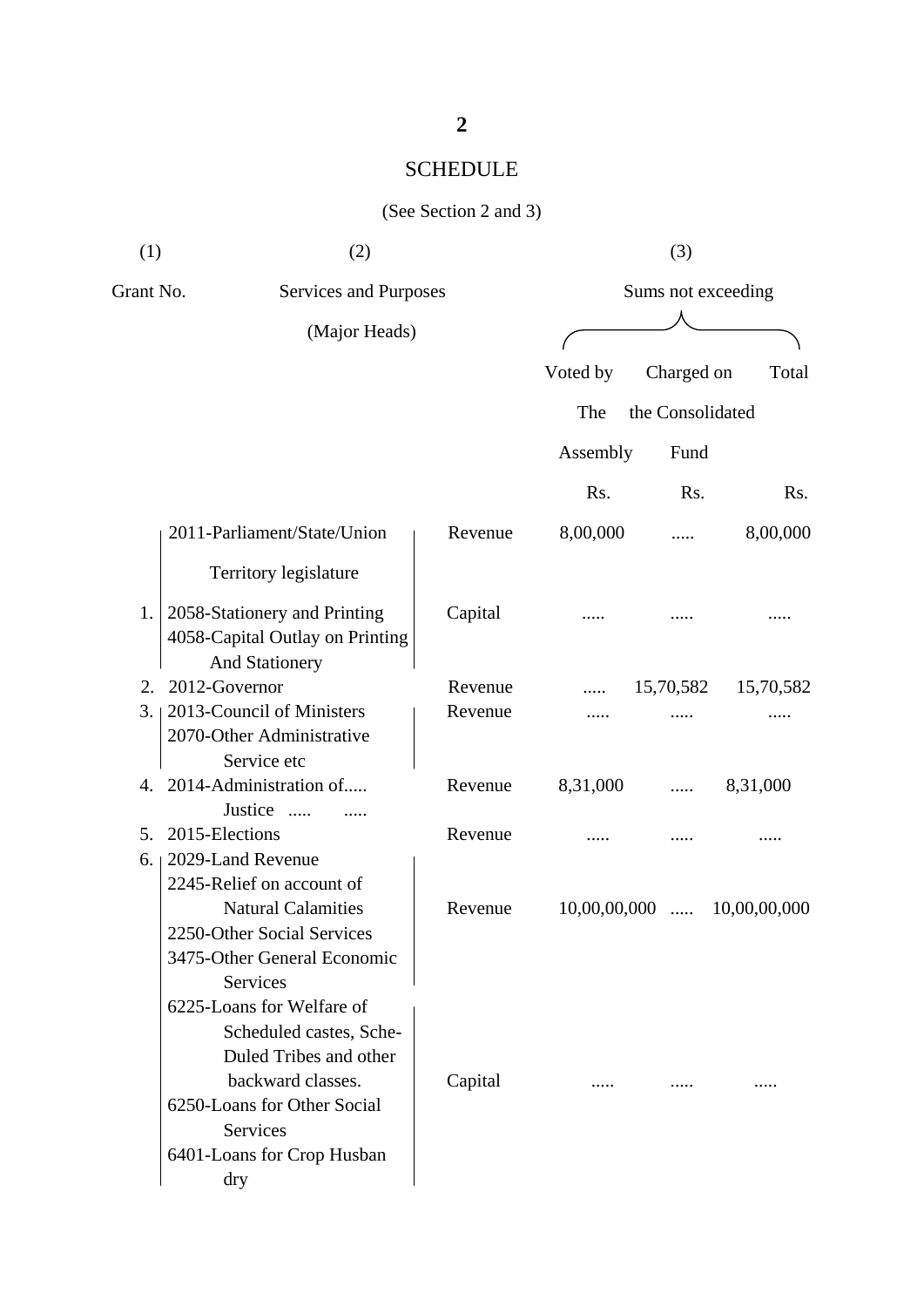# SCHEDULE

(See Section 2 and 3)

| (1) | (2) | | (3) | | |
|---|---|---|---|---|---|
| Grant No. | Services and Purposes (Major Heads) | | Sums not exceeding | | |
| | | | Voted by The Assembly | Charged on the Consolidated Fund | Total |
| | | | Rs. | Rs. | Rs. |
| 1. | 2011-Parliament/State/Union Territory legislature | Revenue | 8,00,000 | ..... | 8,00,000 |
| | 2058-Stationery and Printing<br>4058-Capital Outlay on Printing And Stationery | Capital | ..... | ..... | ..... |
| 2. | 2012-Governor | Revenue | ..... | 15,70,582 | 15,70,582 |
| 3. | 2013-Council of Ministers<br>2070-Other Administrative Service etc | Revenue | ..... | ..... | ..... |
| 4. | 2014-Administration of..... Justice ..... ..... | Revenue | 8,31,000 | ..... | 8,31,000 |
| 5. | 2015-Elections | Revenue | ..... | ..... | ..... |
| 6. | 2029-Land Revenue<br>2245-Relief on account of Natural Calamities<br>2250-Other Social Services<br>3475-Other General Economic Services | Revenue | 10,00,00,000 | ..... | 10,00,00,000 |
| | 6225-Loans for Welfare of Scheduled castes, Sche-Duled Tribes and other backward classes.<br>6250-Loans for Other Social Services<br>6401-Loans for Crop Husban dry | Capital | ..... | ..... | ..... |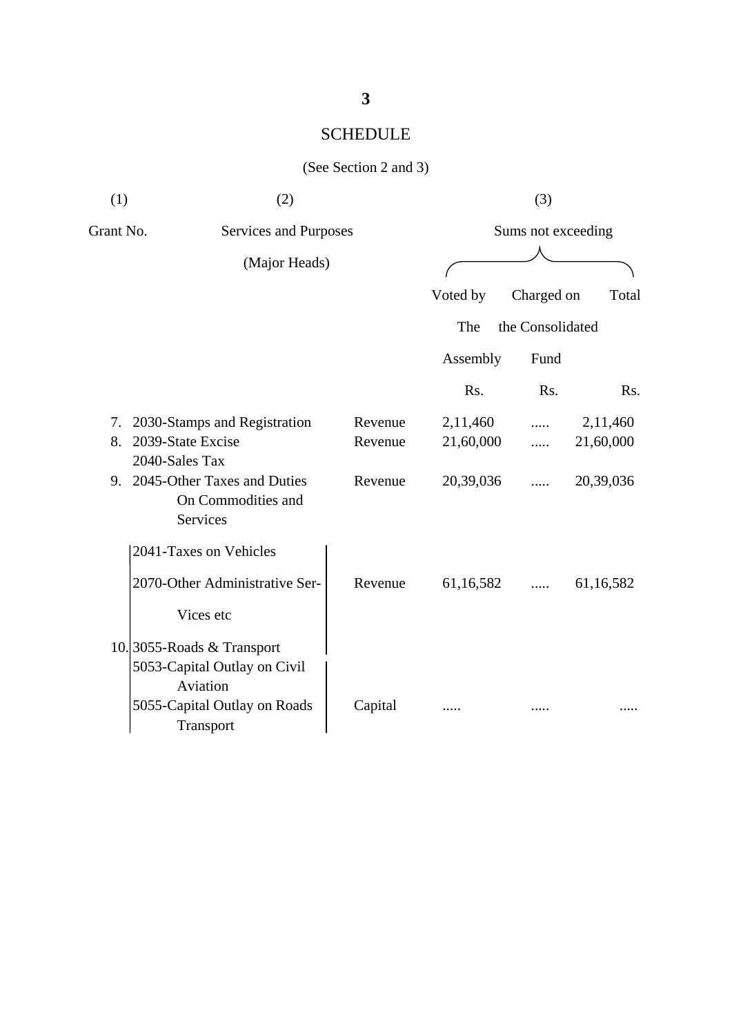## SCHEDULE

(See Section 2 and 3)

| (1) | (2) | | (3) | | |
|---|---|---|---|---|---|
| Grant No. | Services and Purposes (Major Heads) | | Sums not exceeding | | |
| | | | Voted by The Assembly | Charged on the Consolidated Fund | Total |
| | | | Rs. | Rs. | Rs. |
| 7. | 2030-Stamps and Registration | Revenue | 2,11,460 | ..... | 2,11,460 |
| 8. | 2039-State Excise<br>2040-Sales Tax | Revenue | 21,60,000 | ..... | 21,60,000 |
| 9. | 2045-Other Taxes and Duties On Commodities and Services | Revenue | 20,39,036 | ..... | 20,39,036 |
| 10. | 2041-Taxes on Vehicles<br>2070-Other Administrative Ser-Vices etc<br>3055-Roads & Transport | Revenue | 61,16,582 | ..... | 61,16,582 |
| | 5053-Capital Outlay on Civil Aviation<br>5055-Capital Outlay on Roads Transport | Capital | ..... | ..... | ..... |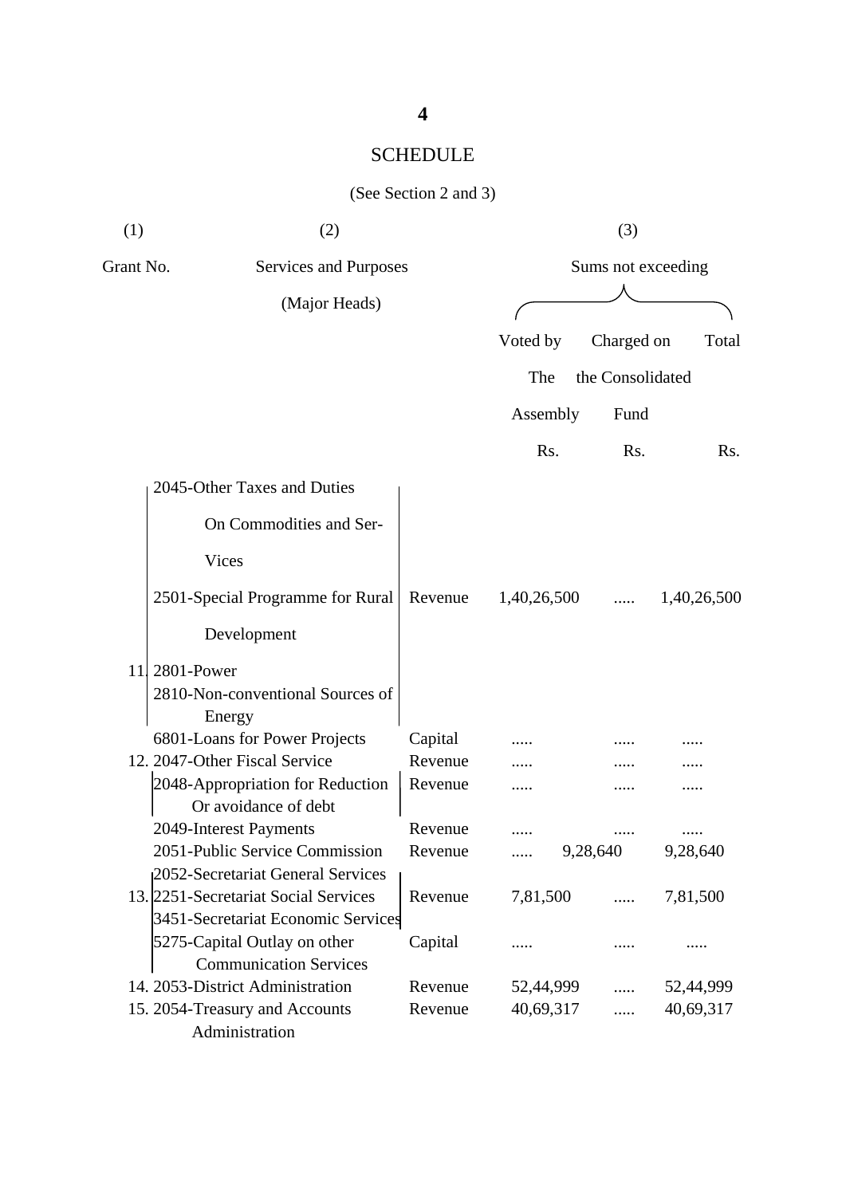## SCHEDULE

(See Section 2 and 3)

| (1) | (2) | | (3) | | |
|---|---|---|---|---|---|
| Grant No. | Services and Purposes (Major Heads) | | Sums not exceeding | | |
| | | | Voted by The Assembly | Charged on the Consolidated Fund | Total |
| | | | Rs. | Rs. | Rs. |
| | 2045-Other Taxes and Duties On Commodities and Ser-Vices<br>2501-Special Programme for Rural Development<br>2801-Power<br>2810-Non-conventional Sources of Energy | Revenue | 1,40,26,500 | ..... | 1,40,26,500 |
| 11. | 6801-Loans for Power Projects | Capital | ..... | ..... | ..... |
| 12. | 2047-Other Fiscal Service | Revenue | ..... | ..... | ..... |
| | 2048-Appropriation for Reduction Or avoidance of debt | Revenue | ..... | ..... | ..... |
| | 2049-Interest Payments | Revenue | ..... | ..... | ..... |
| | 2051-Public Service Commission | Revenue | ..... | 9,28,640 | 9,28,640 |
| 13. | 2052-Secretariat General Services<br>2251-Secretariat Social Services<br>3451-Secretariat Economic Services | Revenue | 7,81,500 | ..... | 7,81,500 |
| | 5275-Capital Outlay on other Communication Services | Capital | ..... | ..... | ..... |
| 14. | 2053-District Administration | Revenue | 52,44,999 | ..... | 52,44,999 |
| 15. | 2054-Treasury and Accounts Administration | Revenue | 40,69,317 | ..... | 40,69,317 |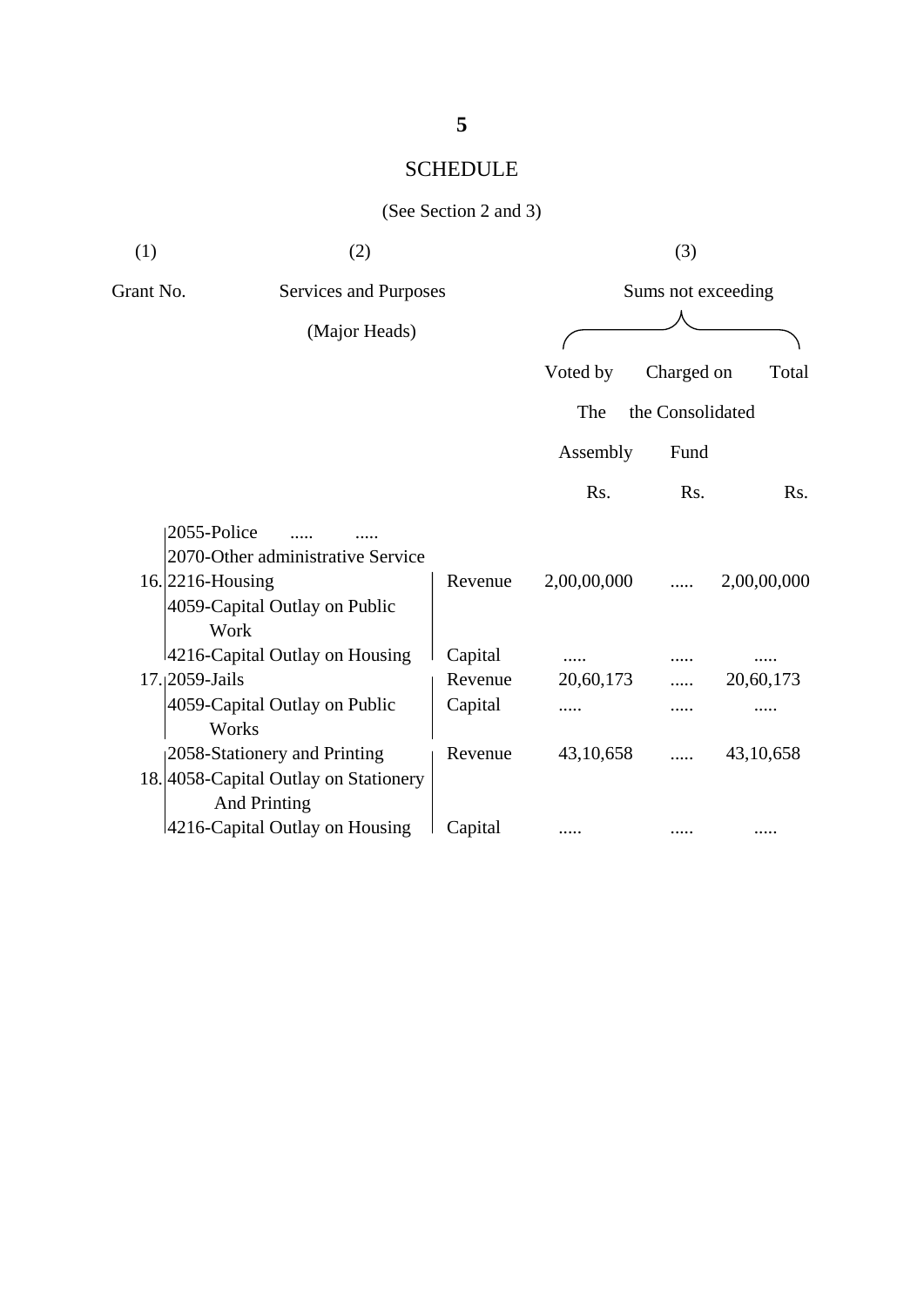# SCHEDULE

(See Section 2 and 3)

| (1) | (2) | | (3) | | |
|---|---|---|---|---|---|
| Grant No. | Services and Purposes (Major Heads) | | Sums not exceeding | | |
| | | | Voted by The Assembly | Charged on the Consolidated Fund | Total |
| | | | Rs. | Rs. | Rs. |
| 16. | 2055-Police ..... .....<br>2070-Other administrative Service<br>2216-Housing<br>4059-Capital Outlay on Public Work | Revenue | 2,00,00,000 | ..... | 2,00,00,000 |
| | 4216-Capital Outlay on Housing | Capital | ..... | ..... | ..... |
| 17. | 2059-Jails | Revenue | 20,60,173 | ..... | 20,60,173 |
| | 4059-Capital Outlay on Public Works | Capital | ..... | ..... | ..... |
| 18. | 2058-Stationery and Printing<br>4058-Capital Outlay on Stationery And Printing | Revenue | 43,10,658 | ..... | 43,10,658 |
| | 4216-Capital Outlay on Housing | Capital | ..... | ..... | ..... |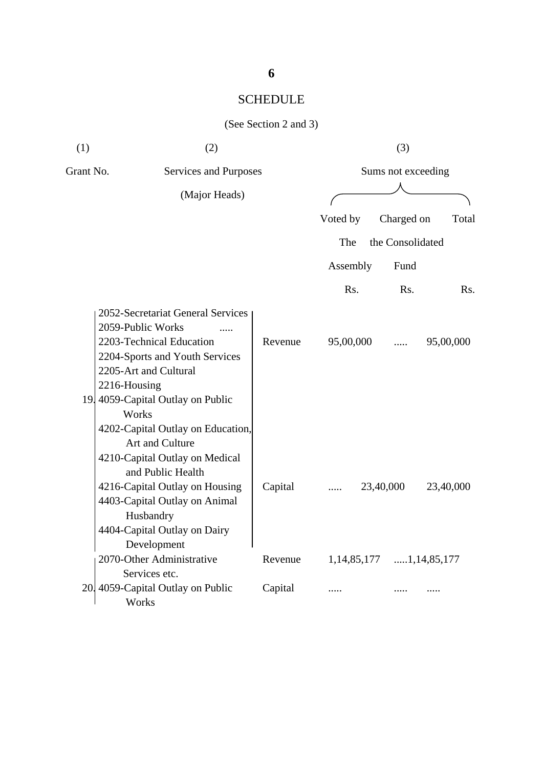# SCHEDULE

(See Section 2 and 3)

| (1) Grant No. | (2) Services and Purposes (Major Heads) | | (3) Sums not exceeding — Voted by The Assembly Rs. | Charged on the Consolidated Fund Rs. | Total Rs. |
|---|---|---|---|---|---|
| 19. | 2052-Secretariat General Services<br>2059-Public Works .....<br>2203-Technical Education<br>2204-Sports and Youth Services<br>2205-Art and Cultural<br>2216-Housing | Revenue | 95,00,000 | ..... | 95,00,000 |
| | 4059-Capital Outlay on Public Works<br>4202-Capital Outlay on Education, Art and Culture<br>4210-Capital Outlay on Medical and Public Health<br>4216-Capital Outlay on Housing<br>4403-Capital Outlay on Animal Husbandry<br>4404-Capital Outlay on Dairy Development | Capital | ..... | 23,40,000 | 23,40,000 |
| 20. | 2070-Other Administrative Services etc. | Revenue | 1,14,85,177 | ..... | 1,14,85,177 |
| | 4059-Capital Outlay on Public Works | Capital | ..... | ..... | ..... |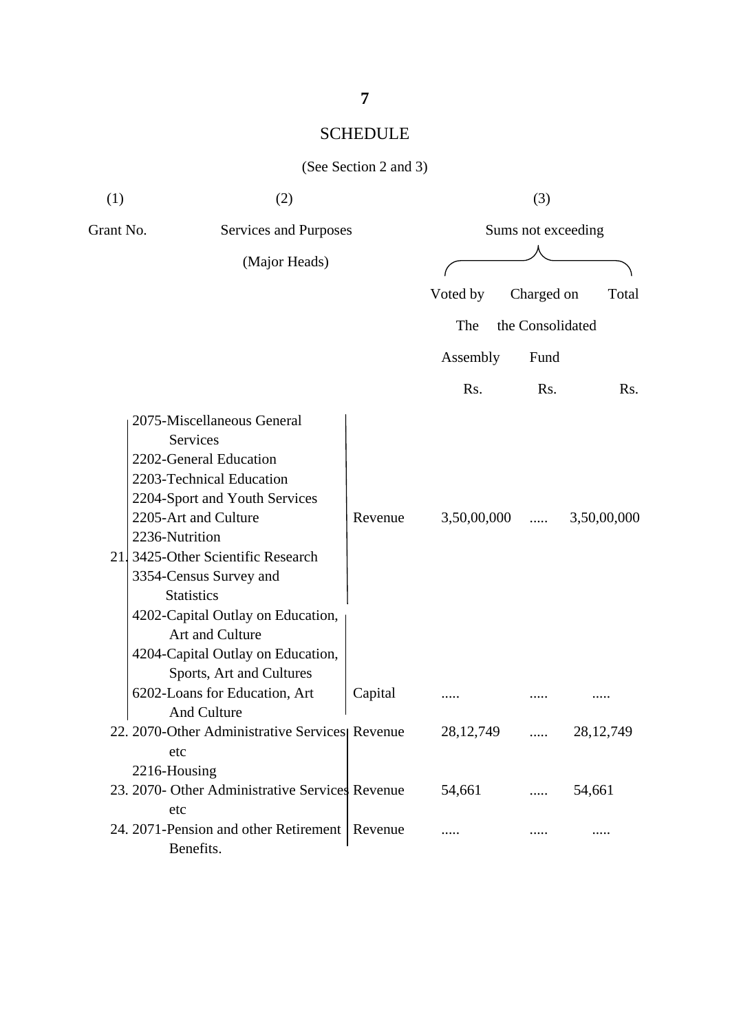## SCHEDULE

(See Section 2 and 3)

| (1) | (2) | | (3) | | |
|---|---|---|---|---|---|
| Grant No. | Services and Purposes (Major Heads) | | Sums not exceeding | | |
| | | | Voted by The Assembly | Charged on the Consolidated Fund | Total |
| | | | Rs. | Rs. | Rs. |
| 21. | 2075-Miscellaneous General Services<br>2202-General Education<br>2203-Technical Education<br>2204-Sport and Youth Services<br>2205-Art and Culture<br>2236-Nutrition<br>3425-Other Scientific Research<br>3354-Census Survey and Statistics | Revenue | 3,50,00,000 | ..... | 3,50,00,000 |
| | 4202-Capital Outlay on Education, Art and Culture<br>4204-Capital Outlay on Education, Sports, Art and Cultures<br>6202-Loans for Education, Art And Culture | Capital | ..... | ..... | ..... |
| 22. | 2070-Other Administrative Services etc<br>2216-Housing | Revenue | 28,12,749 | ..... | 28,12,749 |
| 23. | 2070- Other Administrative Services etc | Revenue | 54,661 | ..... | 54,661 |
| 24. | 2071-Pension and other Retirement Benefits. | Revenue | ..... | ..... | ..... |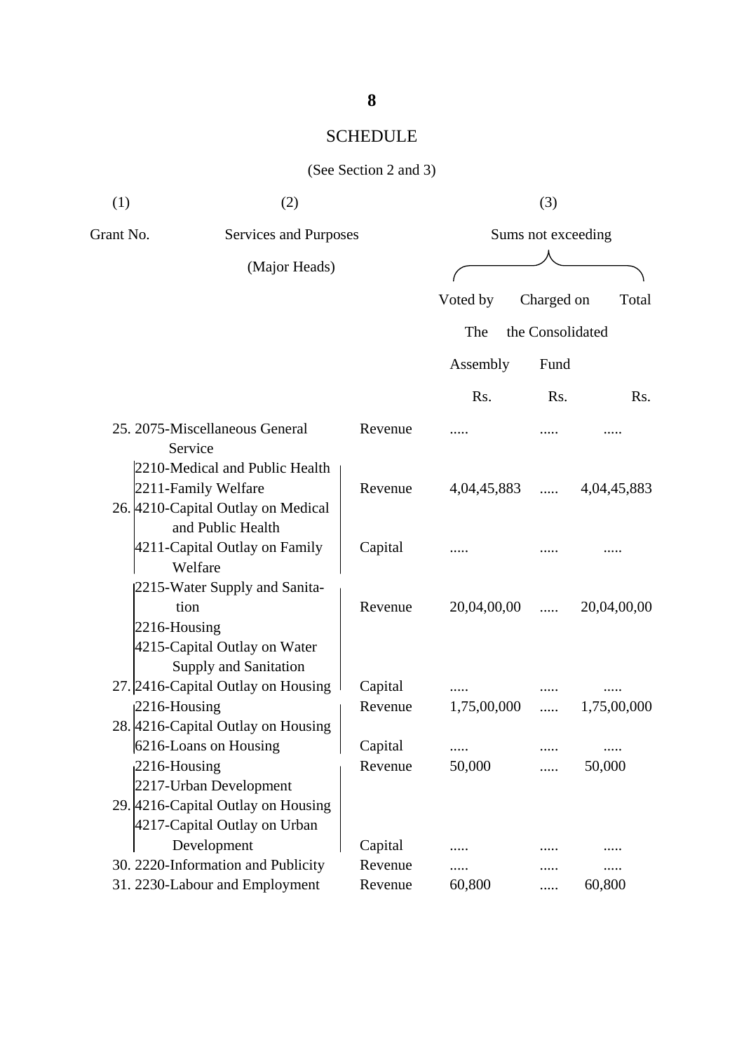## SCHEDULE

(See Section 2 and 3)

| (1) Grant No. | (2) Services and Purposes (Major Heads) | | (3) Sums not exceeding | | |
|---|---|---|---|---|---|
| | | | Voted by The Assembly | Charged on the Consolidated Fund | Total |
| | | | Rs. | Rs. | Rs. |
| 25. | 2075-Miscellaneous General Service | Revenue | ..... | ..... | ..... |
| 26. | 2210-Medical and Public Health<br>2211-Family Welfare | Revenue | 4,04,45,883 | ..... | 4,04,45,883 |
| | 4210-Capital Outlay on Medical and Public Health<br>4211-Capital Outlay on Family Welfare | Capital | ..... | ..... | ..... |
| 27. | 2215-Water Supply and Sanitation<br>2216-Housing | Revenue | 20,04,00,00 | ..... | 20,04,00,00 |
| | 4215-Capital Outlay on Water Supply and Sanitation<br>2416-Capital Outlay on Housing | Capital | ..... | ..... | ..... |
| 28. | 2216-Housing | Revenue | 1,75,00,000 | ..... | 1,75,00,000 |
| | 4216-Capital Outlay on Housing<br>6216-Loans on Housing | Capital | ..... | ..... | ..... |
| 29. | 2216-Housing<br>2217-Urban Development | Revenue | 50,000 | ..... | 50,000 |
| | 4216-Capital Outlay on Housing<br>4217-Capital Outlay on Urban Development | Capital | ..... | ..... | ..... |
| 30. | 2220-Information and Publicity | Revenue | ..... | ..... | ..... |
| 31. | 2230-Labour and Employment | Revenue | 60,800 | ..... | 60,800 |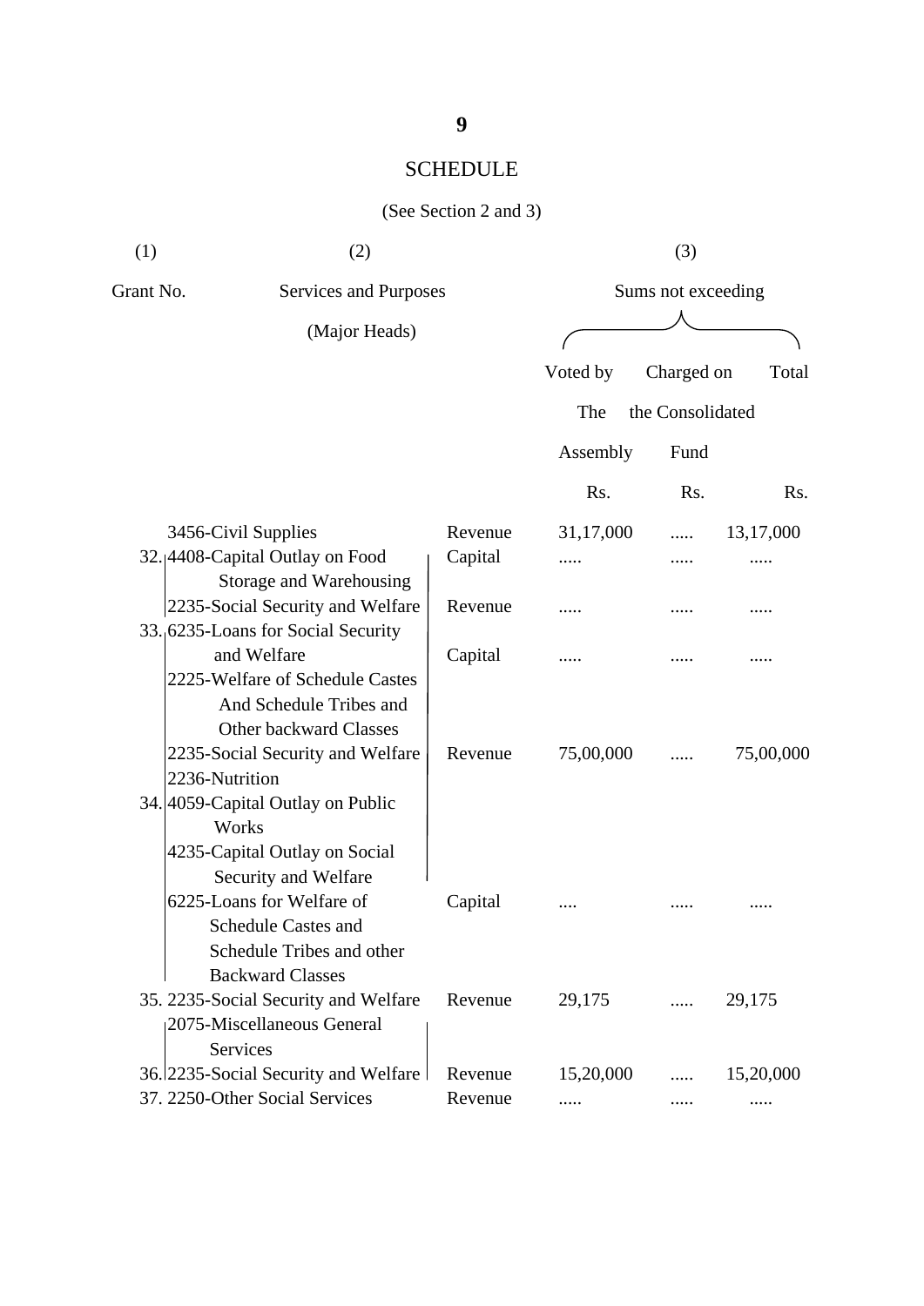# SCHEDULE

(See Section 2 and 3)

| (1) | (2) | | (3) | | |
|---|---|---|---|---|---|
| Grant No. | Services and Purposes (Major Heads) | | Sums not exceeding | | |
| | | | Voted by The Assembly | Charged on the Consolidated Fund | Total |
| | | | Rs. | Rs. | Rs. |
| | 3456-Civil Supplies | Revenue | 31,17,000 | ..... | 13,17,000 |
| 32. | 4408-Capital Outlay on Food Storage and Warehousing | Capital | ..... | ..... | ..... |
| | 2235-Social Security and Welfare | Revenue | ..... | ..... | ..... |
| 33. | 6235-Loans for Social Security and Welfare | Capital | ..... | ..... | ..... |
| | 2225-Welfare of Schedule Castes And Schedule Tribes and Other backward Classes<br>2235-Social Security and Welfare<br>2236-Nutrition | Revenue | 75,00,000 | ..... | 75,00,000 |
| 34. | 4059-Capital Outlay on Public Works<br>4235-Capital Outlay on Social Security and Welfare<br>6225-Loans for Welfare of Schedule Castes and Schedule Tribes and other Backward Classes | Capital | .... | ..... | ..... |
| 35. | 2235-Social Security and Welfare | Revenue | 29,175 | ..... | 29,175 |
| 36. | 2075-Miscellaneous General Services<br>2235-Social Security and Welfare | Revenue | 15,20,000 | ..... | 15,20,000 |
| 37. | 2250-Other Social Services | Revenue | ..... | ..... | ..... |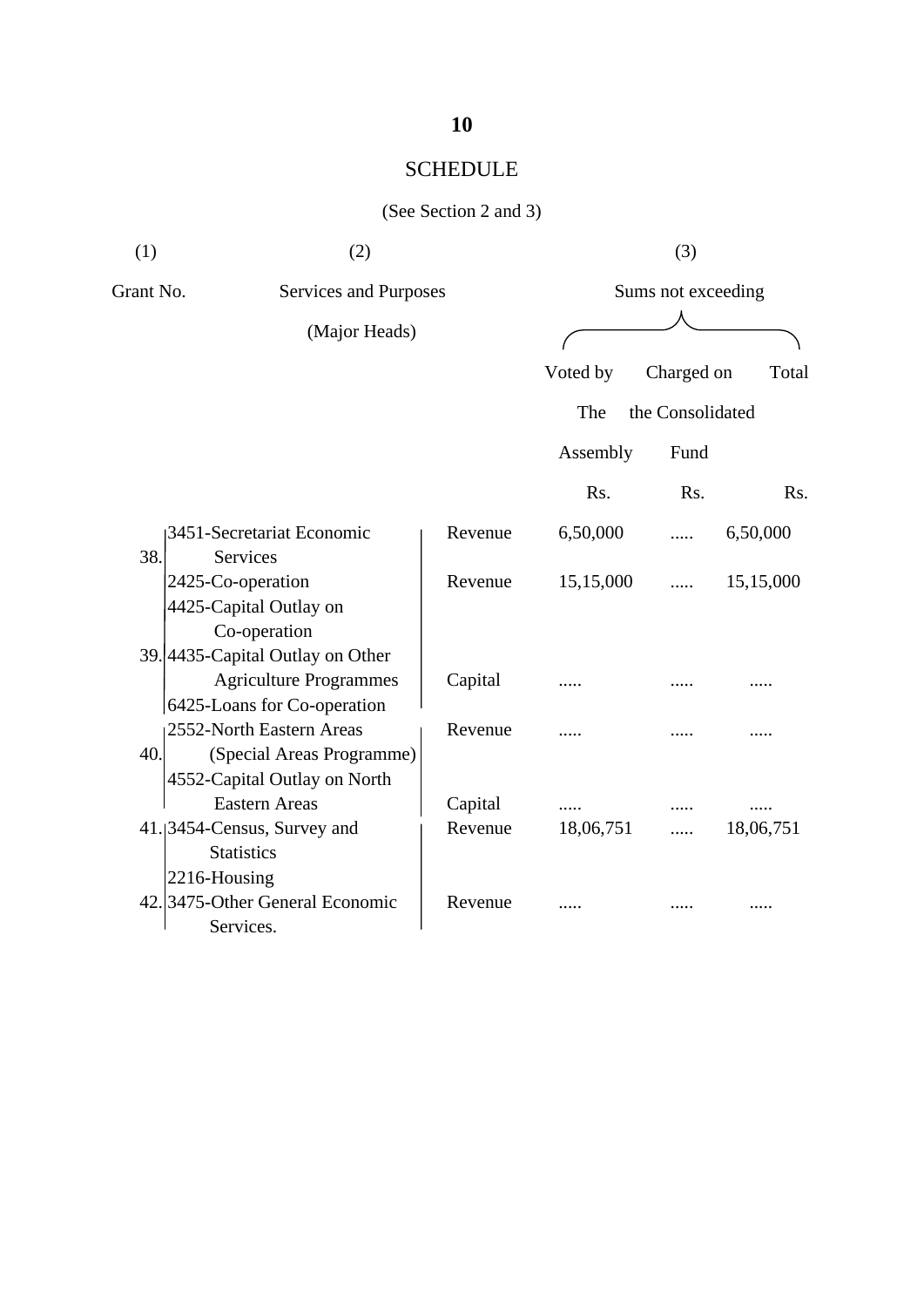## SCHEDULE

(See Section 2 and 3)

| (1) | (2) | | (3) | | |
|---|---|---|---|---|---|
| Grant No. | Services and Purposes (Major Heads) | | Sums not exceeding | | |
| | | | Voted by The Assembly | Charged on the Consolidated Fund | Total |
| | | | Rs. | Rs. | Rs. |
| 38. | 3451-Secretariat Economic Services | Revenue | 6,50,000 | ..... | 6,50,000 |
| 39. | 2425-Co-operation | Revenue | 15,15,000 | ..... | 15,15,000 |
| | 4425-Capital Outlay on Co-operation<br>4435-Capital Outlay on Other Agriculture Programmes<br>6425-Loans for Co-operation | Capital | ..... | ..... | ..... |
| 40. | 2552-North Eastern Areas (Special Areas Programme) | Revenue | ..... | ..... | ..... |
| | 4552-Capital Outlay on North Eastern Areas | Capital | ..... | ..... | ..... |
| 41. | 3454-Census, Survey and Statistics | Revenue | 18,06,751 | ..... | 18,06,751 |
| 42. | 2216-Housing<br>3475-Other General Economic Services. | Revenue | ..... | ..... | ..... |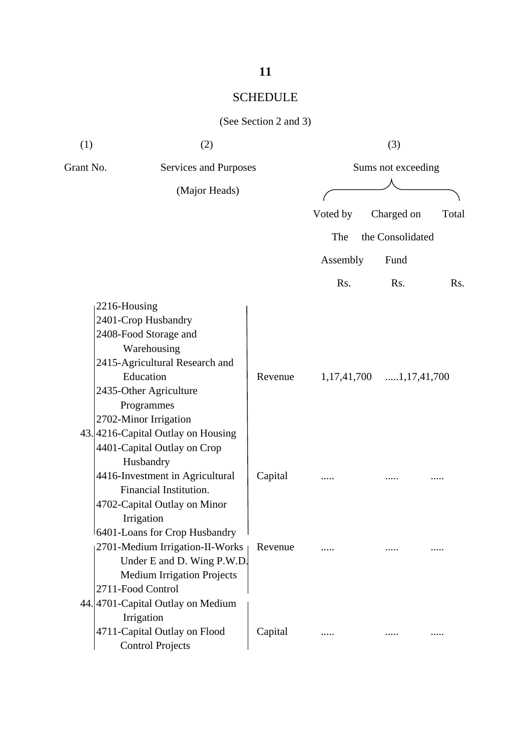## SCHEDULE

(See Section 2 and 3)

| (1) | (2) | | (3) | | |
|---|---|---|---|---|---|
| Grant No. | Services and Purposes (Major Heads) | | Sums not exceeding | | |
| | | | Voted by The Assembly | Charged on the Consolidated Fund | Total |
| | | | Rs. | Rs. | Rs. |
| 43. | 2216-Housing<br>2401-Crop Husbandry<br>2408-Food Storage and Warehousing<br>2415-Agricultural Research and Education<br>2435-Other Agriculture Programmes<br>2702-Minor Irrigation | Revenue | 1,17,41,700 | ..... | 1,17,41,700 |
| | 4216-Capital Outlay on Housing<br>4401-Capital Outlay on Crop Husbandry<br>4416-Investment in Agricultural Financial Institution.<br>4702-Capital Outlay on Minor Irrigation<br>6401-Loans for Crop Husbandry | Capital | ..... | ..... | ..... |
| 44. | 2701-Medium Irrigation-II-Works Under E and D. Wing P.W.D. Medium Irrigation Projects<br>2711-Food Control | Revenue | ..... | ..... | ..... |
| | 4701-Capital Outlay on Medium Irrigation<br>4711-Capital Outlay on Flood Control Projects | Capital | ..... | ..... | ..... |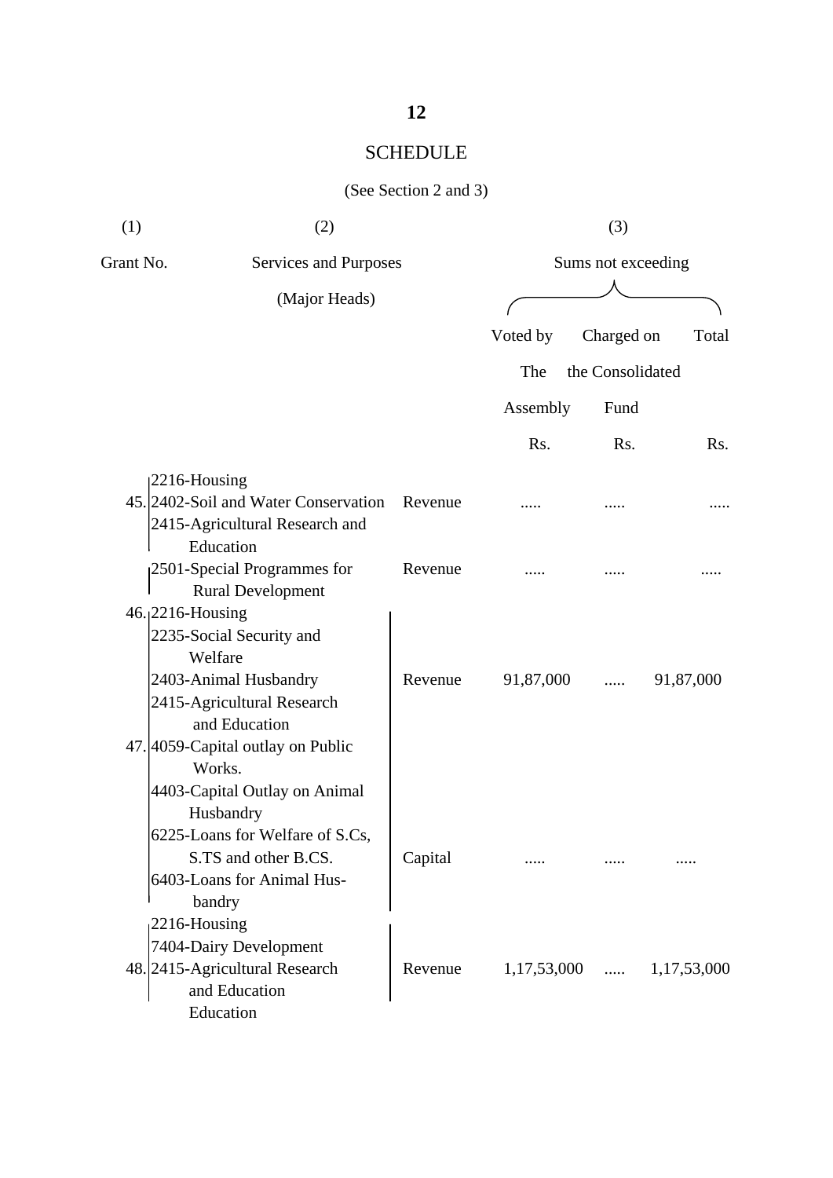# SCHEDULE

(See Section 2 and 3)

| (1) | (2) | | (3) | | |
|---|---|---|---|---|---|
| Grant No. | Services and Purposes (Major Heads) | | Sums not exceeding | | |
| | | | Voted by The Assembly | Charged on the Consolidated Fund | Total |
| | | | Rs. | Rs. | Rs. |
| 45. | 2216-Housing<br>2402-Soil and Water Conservation<br>2415-Agricultural Research and Education | Revenue | ..... | ..... | ..... |
| | 2501-Special Programmes for Rural Development | Revenue | ..... | ..... | ..... |
| 46. | 2216-Housing<br>2235-Social Security and Welfare<br>2403-Animal Husbandry<br>2415-Agricultural Research and Education | Revenue | 91,87,000 | ..... | 91,87,000 |
| 47. | 4059-Capital outlay on Public Works.<br>4403-Capital Outlay on Animal Husbandry<br>6225-Loans for Welfare of S.Cs, S.TS and other B.CS.<br>6403-Loans for Animal Hus-bandry | Capital | ..... | ..... | ..... |
| 48. | 2216-Housing<br>7404-Dairy Development<br>2415-Agricultural Research and Education<br>Education | Revenue | 1,17,53,000 | ..... | 1,17,53,000 |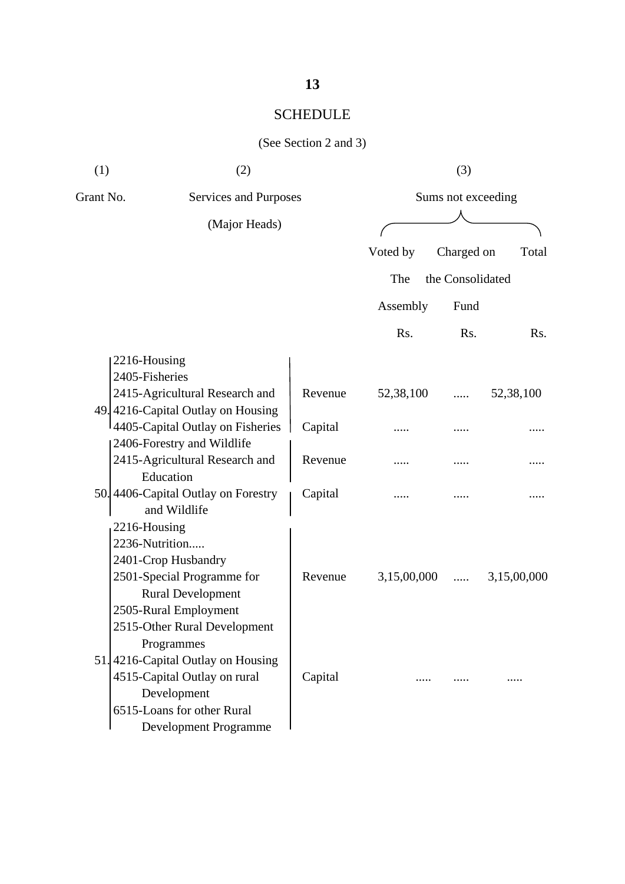## SCHEDULE

(See Section 2 and 3)

| (1) | (2) | | (3) | | |
|---|---|---|---|---|---|
| Grant No. | Services and Purposes (Major Heads) | | Sums not exceeding | | |
| | | | Voted by The Assembly | Charged on the Consolidated Fund | Total |
| | | | Rs. | Rs. | Rs. |
| 49. | 2216-Housing<br>2405-Fisheries<br>2415-Agricultural Research and | Revenue | 52,38,100 | ..... | 52,38,100 |
| | 4216-Capital Outlay on Housing<br>4405-Capital Outlay on Fisheries | Capital | ..... | ..... | ..... |
| 50. | 2406-Forestry and Wildlife<br>2415-Agricultural Research and Education | Revenue | ..... | ..... | ..... |
| | 4406-Capital Outlay on Forestry and Wildlife | Capital | ..... | ..... | ..... |
| 51. | 2216-Housing<br>2236-Nutrition.....<br>2401-Crop Husbandry<br>2501-Special Programme for Rural Development<br>2505-Rural Employment<br>2515-Other Rural Development Programmes | Revenue | 3,15,00,000 | ..... | 3,15,00,000 |
| | 4216-Capital Outlay on Housing<br>4515-Capital Outlay on rural Development<br>6515-Loans for other Rural Development Programme | Capital | ..... | ..... | ..... |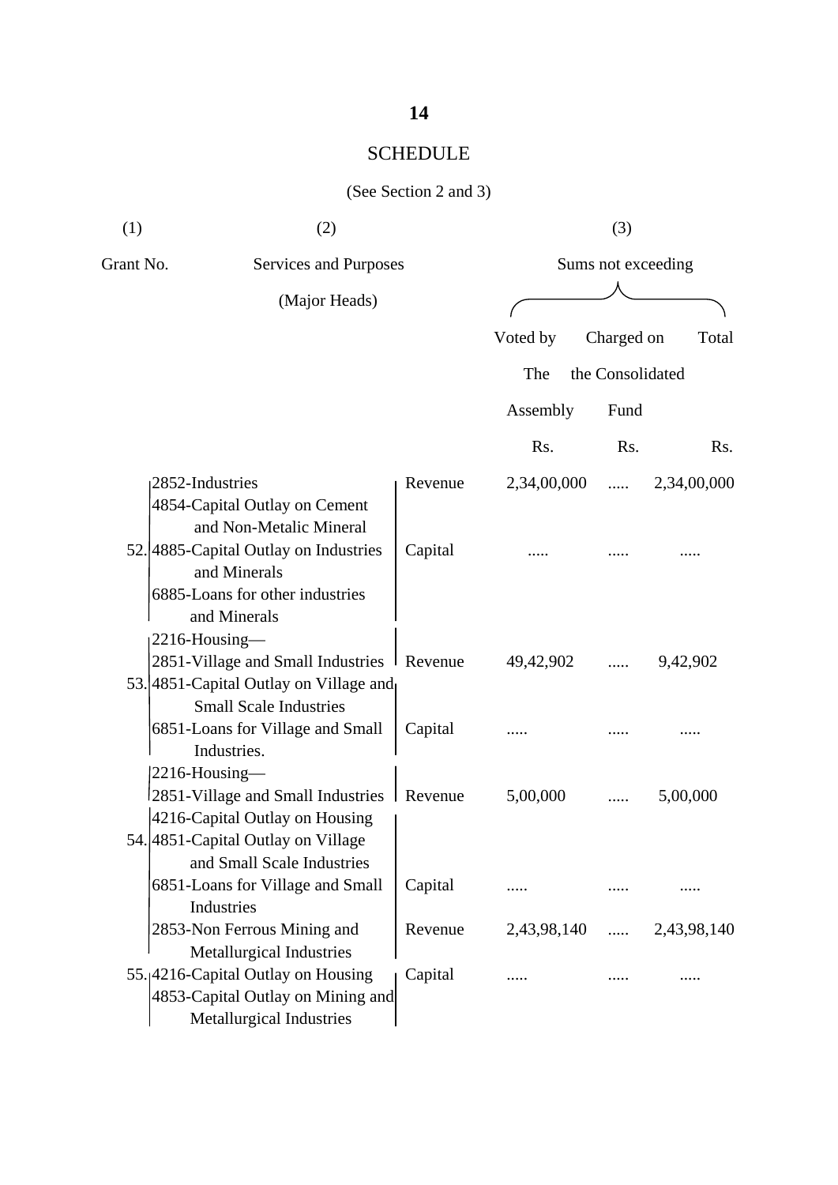# SCHEDULE

(See Section 2 and 3)

| (1) | (2) | | (3) | | |
|---|---|---|---|---|---|
| Grant No. | Services and Purposes (Major Heads) | | Sums not exceeding | | |
| | | | Voted by The Assembly | Charged on the Consolidated Fund | Total |
| | | | Rs. | Rs. | Rs. |
| 52. | 2852-Industries | Revenue | 2,34,00,000 | ..... | 2,34,00,000 |
| | 4854-Capital Outlay on Cement and Non-Metalic Mineral<br>4885-Capital Outlay on Industries and Minerals<br>6885-Loans for other industries and Minerals | Capital | ..... | ..... | ..... |
| 53. | 2216-Housing—<br>2851-Village and Small Industries | Revenue | 49,42,902 | ..... | 9,42,902 |
| | 4851-Capital Outlay on Village and Small Scale Industries<br>6851-Loans for Village and Small Industries. | Capital | ..... | ..... | ..... |
| 54. | 2216-Housing—<br>2851-Village and Small Industries | Revenue | 5,00,000 | ..... | 5,00,000 |
| | 4216-Capital Outlay on Housing<br>4851-Capital Outlay on Village and Small Scale Industries<br>6851-Loans for Village and Small Industries | Capital | ..... | ..... | ..... |
| 55. | 2853-Non Ferrous Mining and Metallurgical Industries | Revenue | 2,43,98,140 | ..... | 2,43,98,140 |
| | 4216-Capital Outlay on Housing<br>4853-Capital Outlay on Mining and Metallurgical Industries | Capital | ..... | ..... | ..... |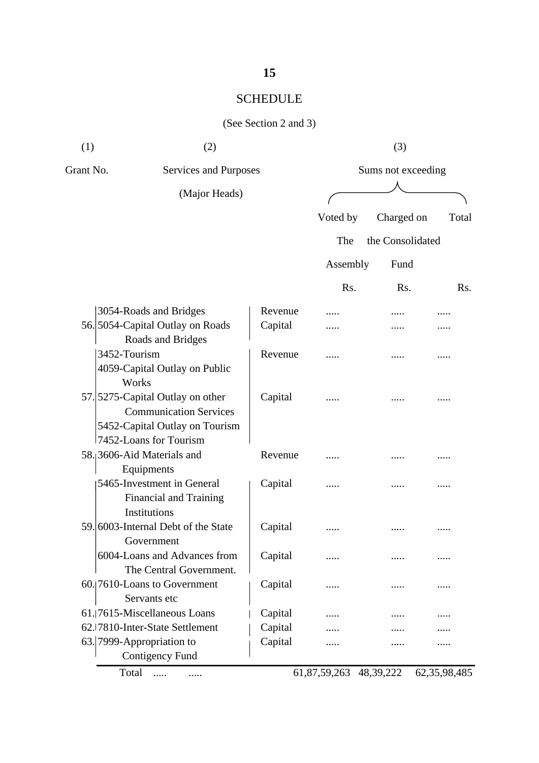# SCHEDULE

(See Section 2 and 3)

| (1) Grant No. | (2) Services and Purposes (Major Heads) | | (3) Sums not exceeding | | |
|---|---|---|---|---|---|
| | | | Voted by The Assembly | Charged on the Consolidated Fund | Total |
| | | | Rs. | Rs. | Rs. |
| 56. | 3054-Roads and Bridges | Revenue | ..... | ..... | ..... |
| | 5054-Capital Outlay on Roads Roads and Bridges | Capital | ..... | ..... | ..... |
| 57. | 3452-Tourism | Revenue | ..... | ..... | ..... |
| | 4059-Capital Outlay on Public Works<br>5275-Capital Outlay on other Communication Services<br>5452-Capital Outlay on Tourism<br>7452-Loans for Tourism | Capital | ..... | ..... | ..... |
| 58. | 3606-Aid Materials and Equipments | Revenue | ..... | ..... | ..... |
| 59. | 5465-Investment in General Financial and Training Institutions | Capital | ..... | ..... | ..... |
| | 6003-Internal Debt of the State Government | Capital | ..... | ..... | ..... |
| | 6004-Loans and Advances from The Central Government. | Capital | ..... | ..... | ..... |
| 60. | 7610-Loans to Government Servants etc | Capital | ..... | ..... | ..... |
| 61. | 7615-Miscellaneous Loans | Capital | ..... | ..... | ..... |
| 62. | 7810-Inter-State Settlement | Capital | ..... | ..... | ..... |
| 63. | 7999-Appropriation to Contigency Fund | Capital | ..... | ..... | ..... |
| | Total ..... ..... | | 61,87,59,263 | 48,39,222 | 62,35,98,485 |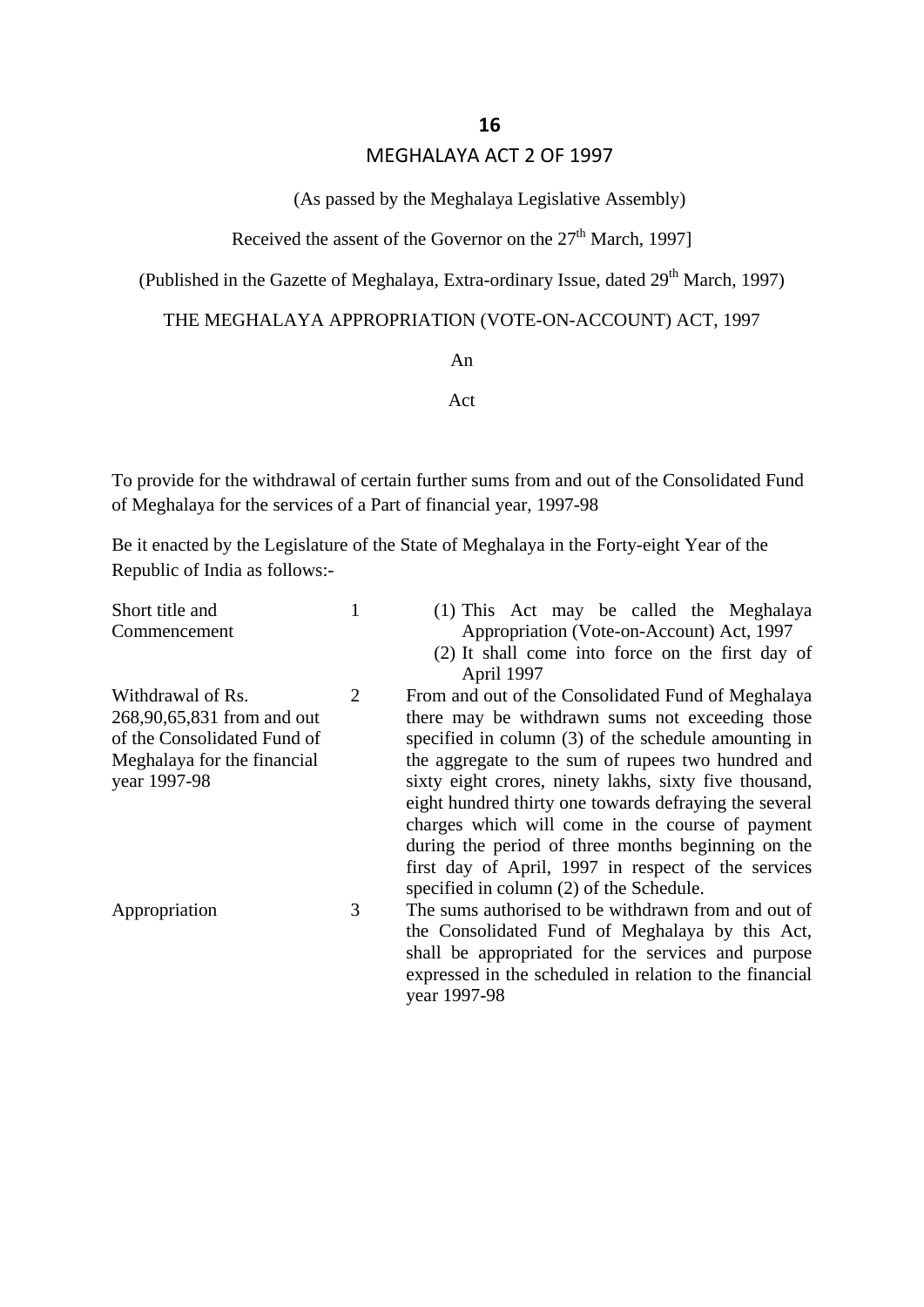# 16

## MEGHALAYA ACT 2 OF 1997

(As passed by the Meghalaya Legislative Assembly)

Received the assent of the Governor on the 27th March, 1997]

(Published in the Gazette of Meghalaya, Extra-ordinary Issue, dated 29th March, 1997)

THE MEGHALAYA APPROPRIATION (VOTE-ON-ACCOUNT) ACT, 1997

An

Act

To provide for the withdrawal of certain further sums from and out of the Consolidated Fund of Meghalaya for the services of a Part of financial year, 1997-98

Be it enacted by the Legislature of the State of Meghalaya in the Forty-eight Year of the Republic of India as follows:-

| | | |
|---|---|---|
| Short title and Commencement | 1 | (1) This Act may be called the Meghalaya Appropriation (Vote-on-Account) Act, 1997<br>(2) It shall come into force on the first day of April 1997 |
| Withdrawal of Rs. 268,90,65,831 from and out of the Consolidated Fund of Meghalaya for the financial year 1997-98 | 2 | From and out of the Consolidated Fund of Meghalaya there may be withdrawn sums not exceeding those specified in column (3) of the schedule amounting in the aggregate to the sum of rupees two hundred and sixty eight crores, ninety lakhs, sixty five thousand, eight hundred thirty one towards defraying the several charges which will come in the course of payment during the period of three months beginning on the first day of April, 1997 in respect of the services specified in column (2) of the Schedule. |
| Appropriation | 3 | The sums authorised to be withdrawn from and out of the Consolidated Fund of Meghalaya by this Act, shall be appropriated for the services and purpose expressed in the scheduled in relation to the financial year 1997-98 |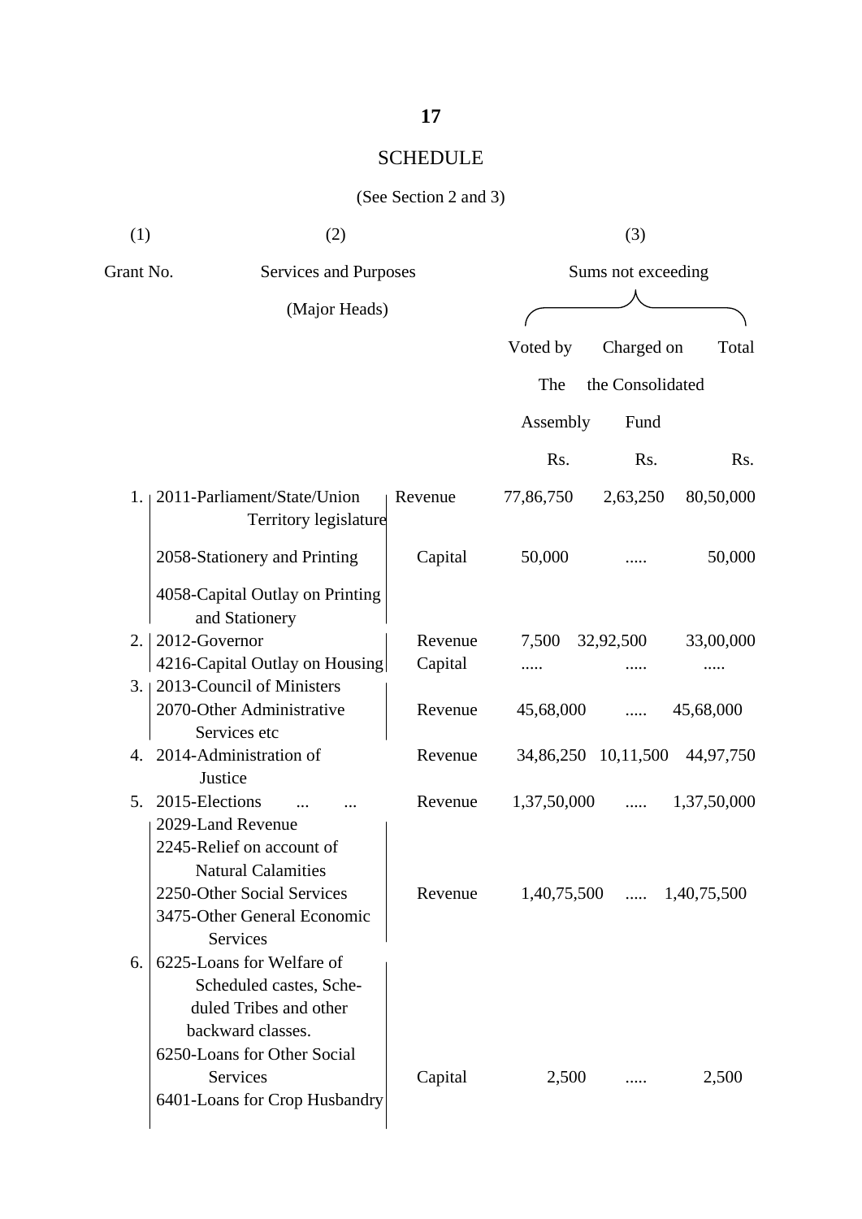# SCHEDULE

(See Section 2 and 3)

| (1) | (2) | | (3) | | |
|---|---|---|---|---|---|
| Grant No. | Services and Purposes (Major Heads) | | Sums not exceeding | | |
| | | | Voted by The Assembly | Charged on the Consolidated Fund | Total |
| | | | Rs. | Rs. | Rs. |
| 1. | 2011-Parliament/State/Union Territory legislature | Revenue | 77,86,750 | 2,63,250 | 80,50,000 |
| | 2058-Stationery and Printing<br>4058-Capital Outlay on Printing and Stationery | Capital | 50,000 | ..... | 50,000 |
| 2. | 2012-Governor | Revenue | 7,500 | 32,92,500 | 33,00,000 |
| | 4216-Capital Outlay on Housing | Capital | ..... | ..... | ..... |
| 3. | 2013-Council of Ministers<br>2070-Other Administrative Services etc | Revenue | 45,68,000 | ..... | 45,68,000 |
| 4. | 2014-Administration of Justice | Revenue | 34,86,250 | 10,11,500 | 44,97,750 |
| 5. | 2015-Elections ... ... | Revenue | 1,37,50,000 | ..... | 1,37,50,000 |
| 6. | 2029-Land Revenue<br>2245-Relief on account of Natural Calamities<br>2250-Other Social Services<br>3475-Other General Economic Services | Revenue | 1,40,75,500 | ..... | 1,40,75,500 |
| | 6225-Loans for Welfare of Scheduled castes, Scheduled Tribes and other backward classes.<br>6250-Loans for Other Social Services<br>6401-Loans for Crop Husbandry | Capital | 2,500 | ..... | 2,500 |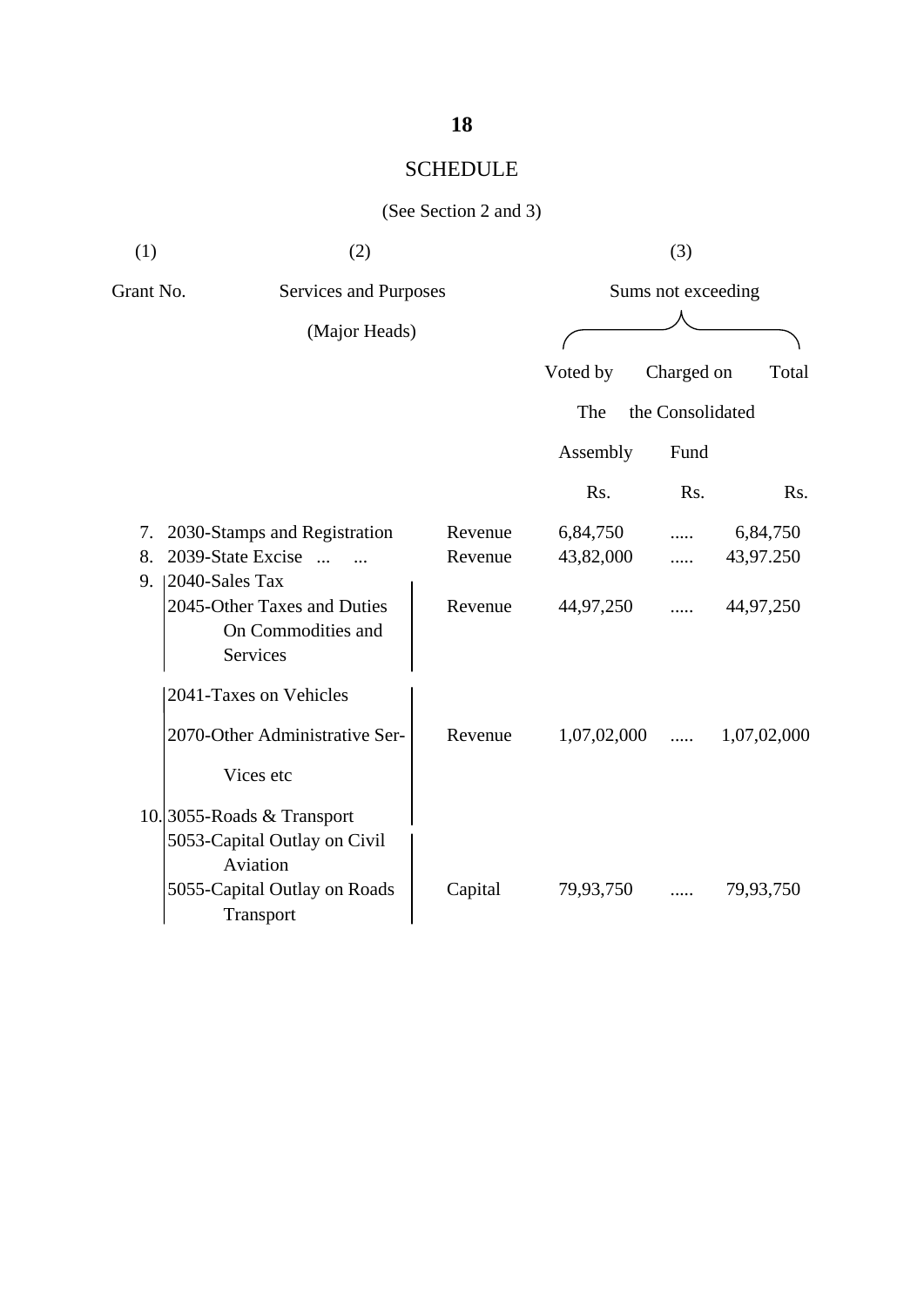## SCHEDULE

(See Section 2 and 3)

| (1) | (2) | | (3) | | |
|---|---|---|---|---|---|
| Grant No. | Services and Purposes (Major Heads) | | Sums not exceeding | | |
| | | | Voted by The Assembly | Charged on the Consolidated Fund | Total |
| | | | Rs. | Rs. | Rs. |
| 7. | 2030-Stamps and Registration | Revenue | 6,84,750 | ..... | 6,84,750 |
| 8. | 2039-State Excise ... ... | Revenue | 43,82,000 | ..... | 43,97.250 |
| 9. | 2040-Sales Tax<br>2045-Other Taxes and Duties On Commodities and Services | Revenue | 44,97,250 | ..... | 44,97,250 |
| | 2041-Taxes on Vehicles<br>2070-Other Administrative Ser-Vices etc<br>3055-Roads & Transport | Revenue | 1,07,02,000 | ..... | 1,07,02,000 |
| 10. | 5053-Capital Outlay on Civil Aviation<br>5055-Capital Outlay on Roads Transport | Capital | 79,93,750 | ..... | 79,93,750 |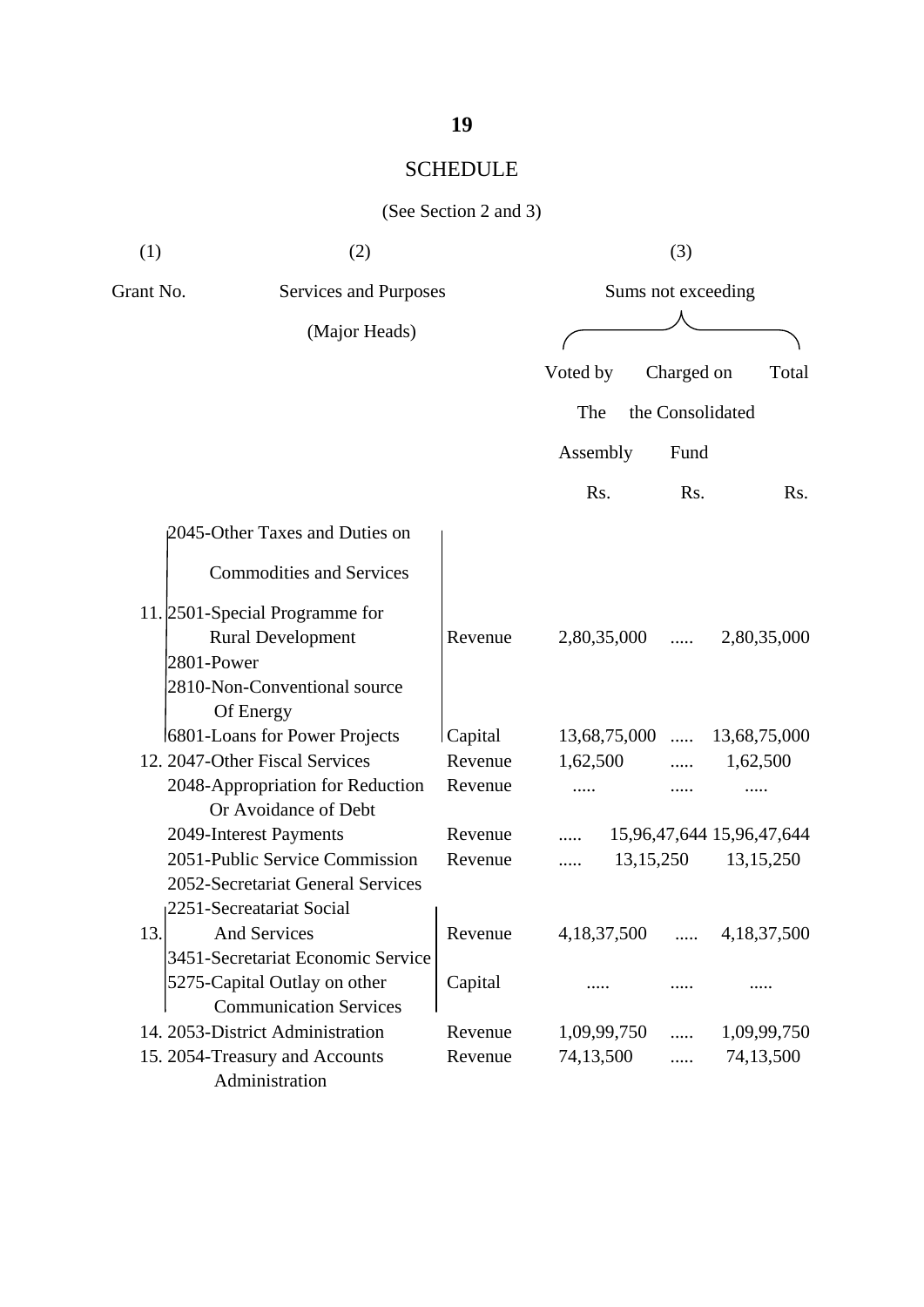## SCHEDULE

(See Section 2 and 3)

| (1) | (2) | | (3) | | |
|---|---|---|---|---|---|
| Grant No. | Services and Purposes (Major Heads) | | Sums not exceeding | | |
| | | | Voted by The Assembly | Charged on the Consolidated Fund | Total |
| | | | Rs. | Rs. | Rs. |
| 11. | 2045-Other Taxes and Duties on Commodities and Services<br>2501-Special Programme for Rural Development<br>2801-Power<br>2810-Non-Conventional source Of Energy | Revenue | 2,80,35,000 | ..... | 2,80,35,000 |
| | 6801-Loans for Power Projects | Capital | 13,68,75,000 | ..... | 13,68,75,000 |
| 12. | 2047-Other Fiscal Services | Revenue | 1,62,500 | ..... | 1,62,500 |
| | 2048-Appropriation for Reduction Or Avoidance of Debt | Revenue | ..... | ..... | ..... |
| | 2049-Interest Payments | Revenue | ..... | 15,96,47,644 | 15,96,47,644 |
| | 2051-Public Service Commission | Revenue | ..... | 13,15,250 | 13,15,250 |
| 13. | 2052-Secretariat General Services<br>2251-Secreatariat Social And Services<br>3451-Secretariat Economic Service | Revenue | 4,18,37,500 | ..... | 4,18,37,500 |
| | 5275-Capital Outlay on other Communication Services | Capital | ..... | ..... | ..... |
| 14. | 2053-District Administration | Revenue | 1,09,99,750 | ..... | 1,09,99,750 |
| 15. | 2054-Treasury and Accounts Administration | Revenue | 74,13,500 | ..... | 74,13,500 |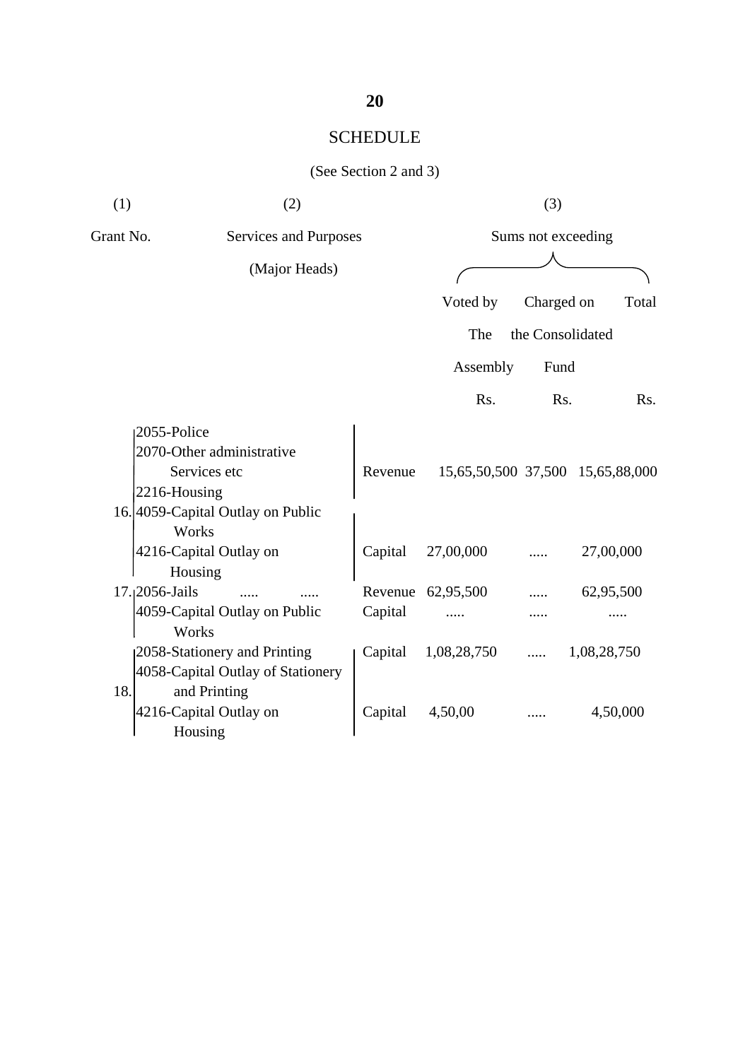# SCHEDULE

(See Section 2 and 3)

| (1) | (2) | | (3) | | |
|---|---|---|---|---|---|
| Grant No. | Services and Purposes (Major Heads) | | Sums not exceeding | | |
| | | | Voted by The Assembly | Charged on the Consolidated Fund | Total |
| | | | Rs. | Rs. | Rs. |
| 16. | 2055-Police<br>2070-Other administrative Services etc<br>2216-Housing | Revenue | 15,65,50,500 | 37,500 | 15,65,88,000 |
| | 4059-Capital Outlay on Public Works<br>4216-Capital Outlay on Housing | Capital | 27,00,000 | ..... | 27,00,000 |
| 17. | 2056-Jails ..... ..... | Revenue | 62,95,500 | ..... | 62,95,500 |
| | 4059-Capital Outlay on Public Works | Capital | ..... | ..... | ..... |
| 18. | 2058-Stationery and Printing | Capital | 1,08,28,750 | ..... | 1,08,28,750 |
| | 4058-Capital Outlay of Stationery and Printing<br>4216-Capital Outlay on Housing | Capital | 4,50,00 | ..... | 4,50,000 |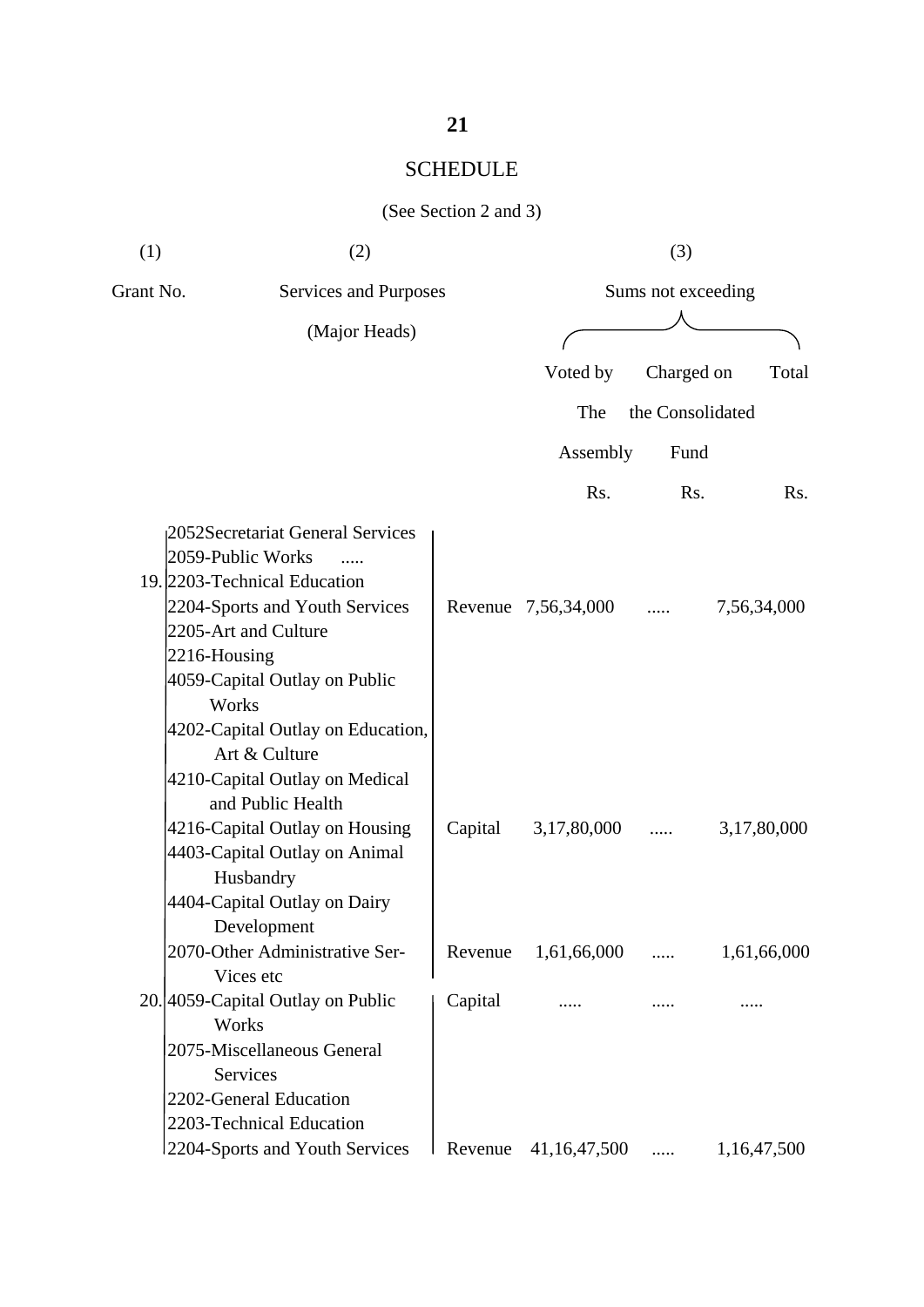## SCHEDULE

(See Section 2 and 3)

| (1) | (2) | | (3) | | |
|---|---|---|---|---|---|
| Grant No. | Services and Purposes (Major Heads) | | Sums not exceeding | | |
| | | | Voted by The Assembly | Charged on the Consolidated Fund | Total |
| | | | Rs. | Rs. | Rs. |
| 19. | 2052Secretariat General Services<br>2059-Public Works .....<br>2203-Technical Education<br>2204-Sports and Youth Services<br>2205-Art and Culture<br>2216-Housing | Revenue | 7,56,34,000 | ..... | 7,56,34,000 |
| | 4059-Capital Outlay on Public Works<br>4202-Capital Outlay on Education, Art & Culture<br>4210-Capital Outlay on Medical and Public Health<br>4216-Capital Outlay on Housing<br>4403-Capital Outlay on Animal Husbandry<br>4404-Capital Outlay on Dairy Development | Capital | 3,17,80,000 | ..... | 3,17,80,000 |
| 20. | 2070-Other Administrative Ser- Vices etc | Revenue | 1,61,66,000 | ..... | 1,61,66,000 |
| | 4059-Capital Outlay on Public Works | Capital | ..... | ..... | ..... |
| | 2075-Miscellaneous General Services<br>2202-General Education<br>2203-Technical Education<br>2204-Sports and Youth Services | Revenue | 41,16,47,500 | ..... | 1,16,47,500 |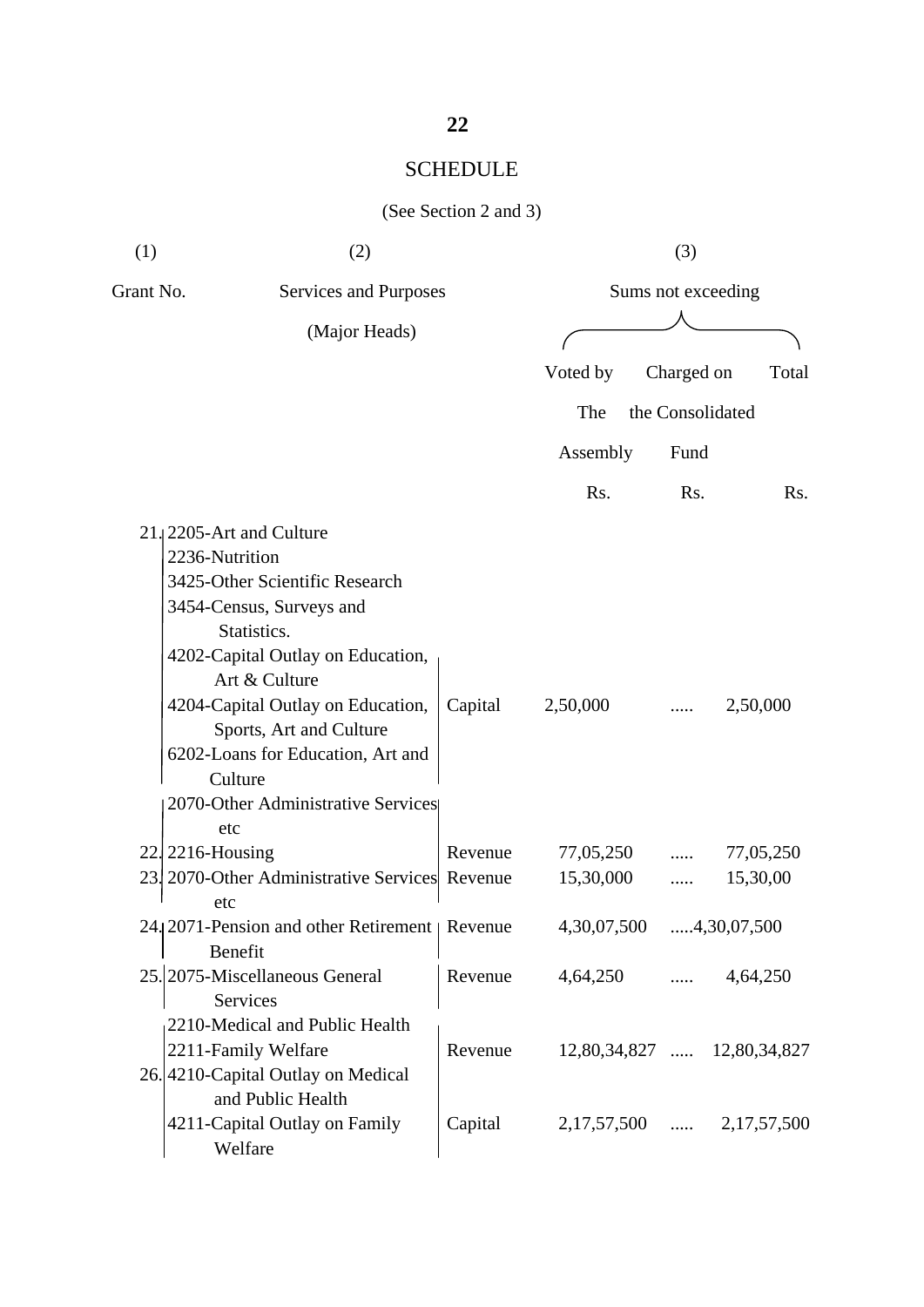## SCHEDULE

(See Section 2 and 3)

| (1) | (2) | | (3) | | |
|---|---|---|---|---|---|
| Grant No. | Services and Purposes (Major Heads) | | Sums not exceeding | | |
| | | | Voted by The Assembly | Charged on the Consolidated Fund | Total |
| | | | Rs. | Rs. | Rs. |
| 21. | 2205-Art and Culture<br>2236-Nutrition<br>3425-Other Scientific Research<br>3454-Census, Surveys and Statistics.<br>4202-Capital Outlay on Education, Art & Culture<br>4204-Capital Outlay on Education, Sports, Art and Culture<br>6202-Loans for Education, Art and Culture<br>2070-Other Administrative Services etc | Capital | 2,50,000 | ..... | 2,50,000 |
| 22. | 2216-Housing | Revenue | 77,05,250 | ..... | 77,05,250 |
| 23. | 2070-Other Administrative Services etc | Revenue | 15,30,000 | ..... | 15,30,00 |
| 24. | 2071-Pension and other Retirement Benefit | Revenue | 4,30,07,500 | ..... | 4,30,07,500 |
| 25. | 2075-Miscellaneous General Services | Revenue | 4,64,250 | ..... | 4,64,250 |
| 26. | 2210-Medical and Public Health<br>2211-Family Welfare | Revenue | 12,80,34,827 | ..... | 12,80,34,827 |
| | 4210-Capital Outlay on Medical and Public Health<br>4211-Capital Outlay on Family Welfare | Capital | 2,17,57,500 | ..... | 2,17,57,500 |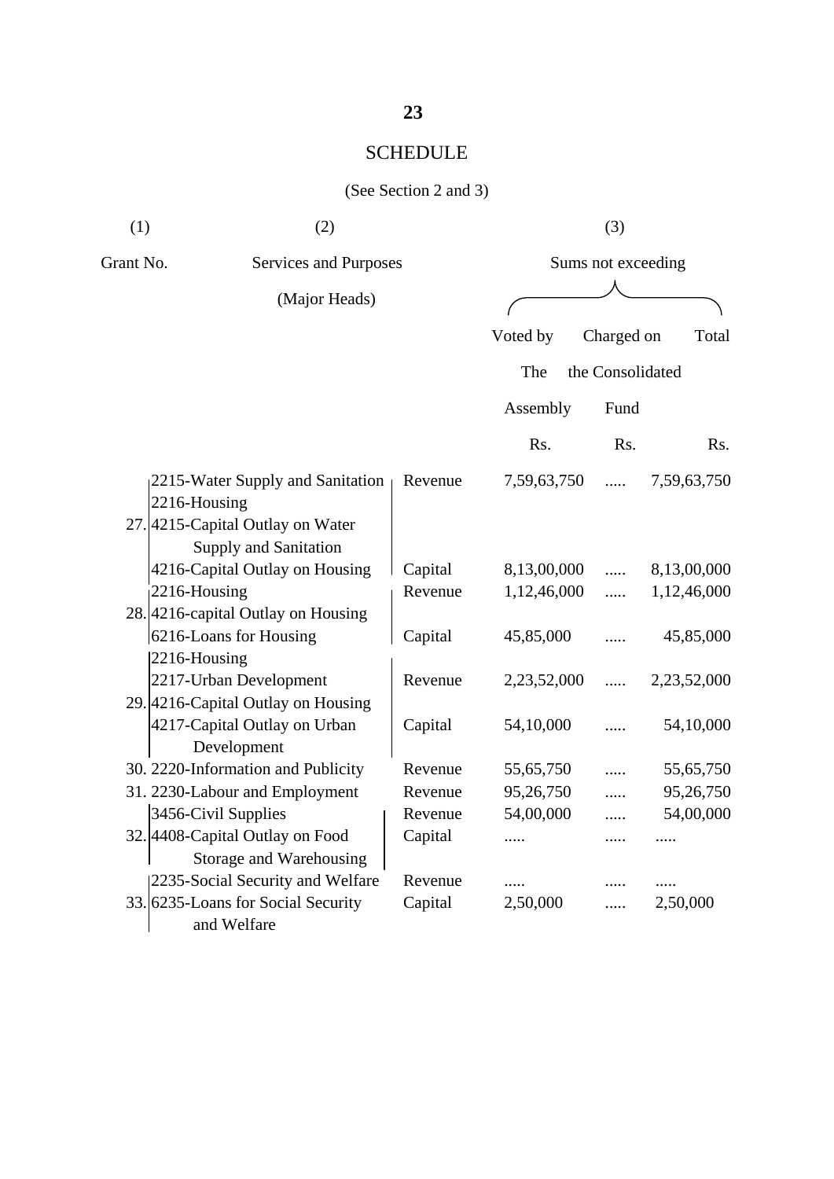# SCHEDULE

(See Section 2 and 3)

| (1) | (2) | | (3) | | |
|---|---|---|---|---|---|
| Grant No. | Services and Purposes (Major Heads) | | Sums not exceeding | | |
| | | | Voted by The Assembly | Charged on the Consolidated Fund | Total |
| | | | Rs. | Rs. | Rs. |
| 27. | 2215-Water Supply and Sanitation<br>2216-Housing | Revenue | 7,59,63,750 | ..... | 7,59,63,750 |
| | 4215-Capital Outlay on Water Supply and Sanitation<br>4216-Capital Outlay on Housing | Capital | 8,13,00,000 | ..... | 8,13,00,000 |
| 28. | 2216-Housing | Revenue | 1,12,46,000 | ..... | 1,12,46,000 |
| | 4216-capital Outlay on Housing<br>6216-Loans for Housing | Capital | 45,85,000 | ..... | 45,85,000 |
| 29. | 2216-Housing<br>2217-Urban Development | Revenue | 2,23,52,000 | ..... | 2,23,52,000 |
| | 4216-Capital Outlay on Housing<br>4217-Capital Outlay on Urban Development | Capital | 54,10,000 | ..... | 54,10,000 |
| 30. | 2220-Information and Publicity | Revenue | 55,65,750 | ..... | 55,65,750 |
| 31. | 2230-Labour and Employment | Revenue | 95,26,750 | ..... | 95,26,750 |
| 32. | 3456-Civil Supplies | Revenue | 54,00,000 | ..... | 54,00,000 |
| | 4408-Capital Outlay on Food Storage and Warehousing | Capital | ..... | ..... | ..... |
| 33. | 2235-Social Security and Welfare | Revenue | ..... | ..... | ..... |
| | 6235-Loans for Social Security and Welfare | Capital | 2,50,000 | ..... | 2,50,000 |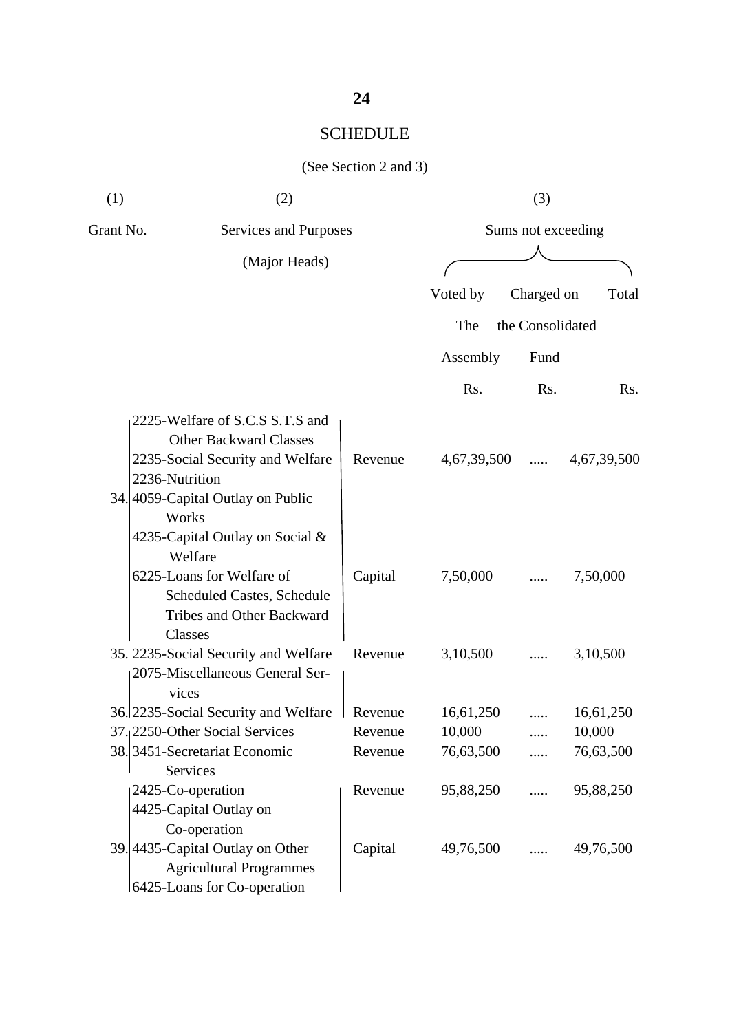# SCHEDULE

(See Section 2 and 3)

| (1) | (2) | | (3) | | |
|---|---|---|---|---|---|
| Grant No. | Services and Purposes (Major Heads) | | Sums not exceeding | | |
| | | | Voted by The Assembly | Charged on the Consolidated Fund | Total |
| | | | Rs. | Rs. | Rs. |
| 34. | 2225-Welfare of S.C.S S.T.S and Other Backward Classes<br>2235-Social Security and Welfare<br>2236-Nutrition | Revenue | 4,67,39,500 | ..... | 4,67,39,500 |
| | 4059-Capital Outlay on Public Works<br>4235-Capital Outlay on Social & Welfare<br>6225-Loans for Welfare of Scheduled Castes, Schedule Tribes and Other Backward Classes | Capital | 7,50,000 | ..... | 7,50,000 |
| 35. | 2235-Social Security and Welfare | Revenue | 3,10,500 | ..... | 3,10,500 |
| 36. | 2075-Miscellaneous General Services<br>2235-Social Security and Welfare | Revenue | 16,61,250 | ..... | 16,61,250 |
| 37. | 2250-Other Social Services | Revenue | 10,000 | ..... | 10,000 |
| 38. | 3451-Secretariat Economic Services | Revenue | 76,63,500 | ..... | 76,63,500 |
| 39. | 2425-Co-operation | Revenue | 95,88,250 | ..... | 95,88,250 |
| | 4425-Capital Outlay on Co-operation<br>4435-Capital Outlay on Other Agricultural Programmes<br>6425-Loans for Co-operation | Capital | 49,76,500 | ..... | 49,76,500 |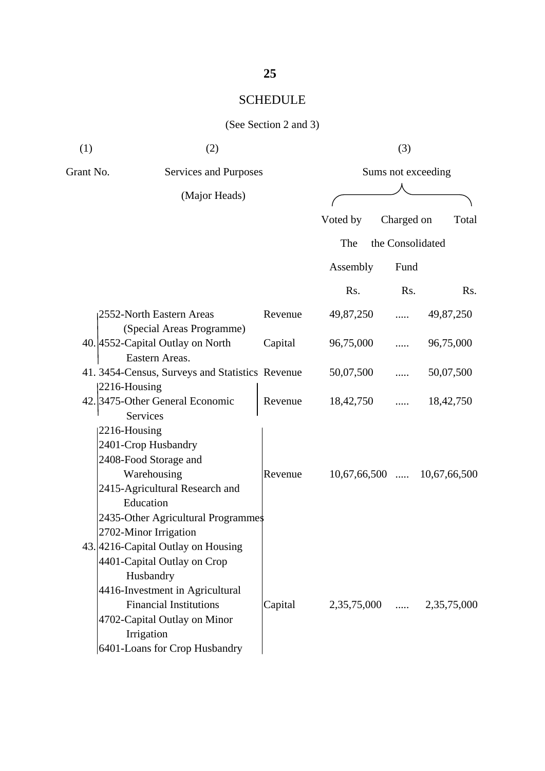## SCHEDULE

(See Section 2 and 3)

| (1) | (2) | | (3) | | |
|---|---|---|---|---|---|
| Grant No. | Services and Purposes (Major Heads) | | Sums not exceeding | | |
| | | | Voted by The Assembly | Charged on the Consolidated Fund | Total |
| | | | Rs. | Rs. | Rs. |
| 40. | 2552-North Eastern Areas (Special Areas Programme) | Revenue | 49,87,250 | ..... | 49,87,250 |
| | 4552-Capital Outlay on North Eastern Areas. | Capital | 96,75,000 | ..... | 96,75,000 |
| 41. | 3454-Census, Surveys and Statistics | Revenue | 50,07,500 | ..... | 50,07,500 |
| 42. | 2216-Housing<br>3475-Other General Economic Services | Revenue | 18,42,750 | ..... | 18,42,750 |
| 43. | 2216-Housing<br>2401-Crop Husbandry<br>2408-Food Storage and Warehousing<br>2415-Agricultural Research and Education<br>2435-Other Agricultural Programmes<br>2702-Minor Irrigation | Revenue | 10,67,66,500 | ..... | 10,67,66,500 |
| | 4216-Capital Outlay on Housing<br>4401-Capital Outlay on Crop Husbandry<br>4416-Investment in Agricultural Financial Institutions<br>4702-Capital Outlay on Minor Irrigation<br>6401-Loans for Crop Husbandry | Capital | 2,35,75,000 | ..... | 2,35,75,000 |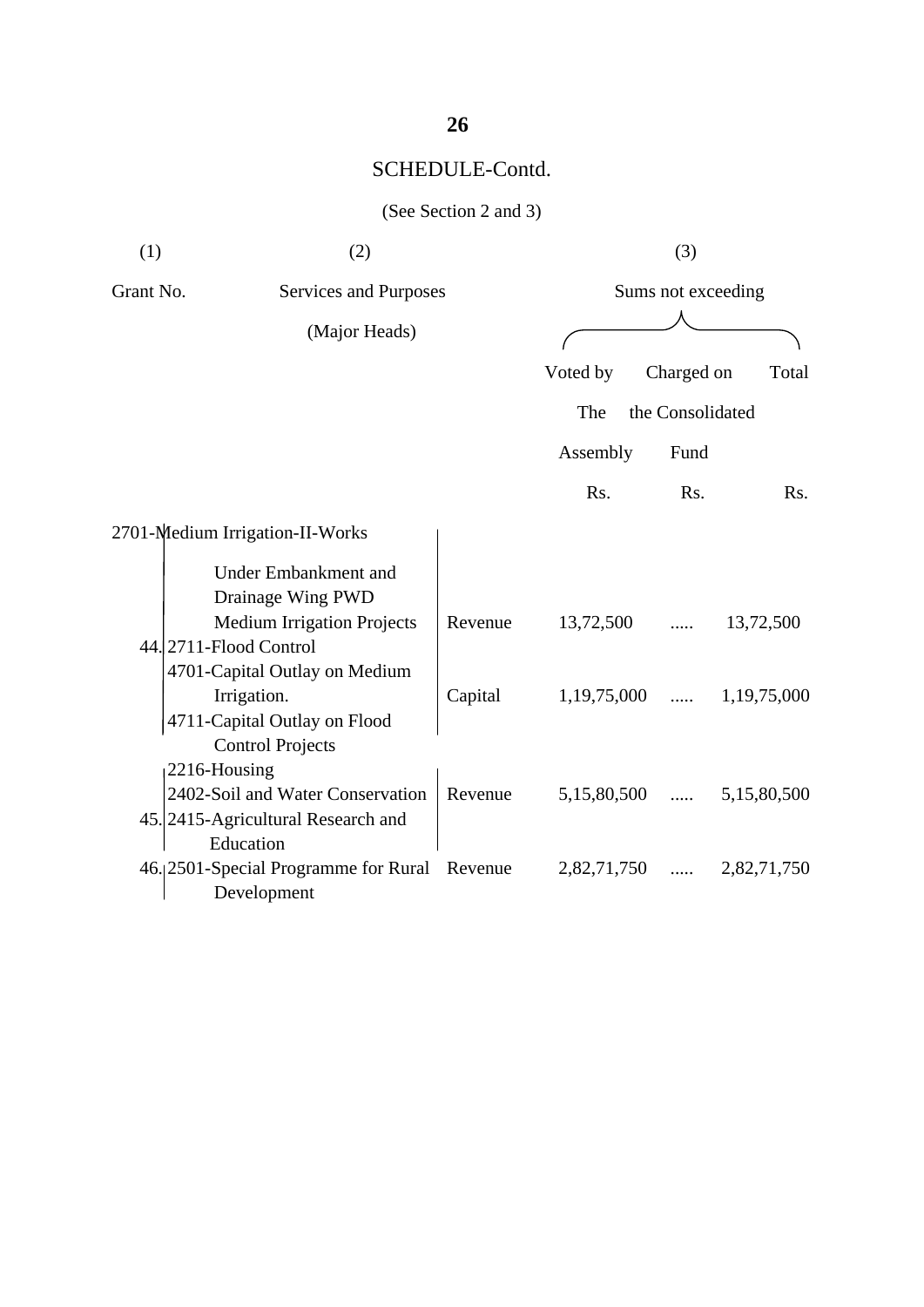## SCHEDULE-Contd.

(See Section 2 and 3)

| (1) | (2) | | (3) | | |
|---|---|---|---|---|---|
| Grant No. | Services and Purposes (Major Heads) | | Sums not exceeding | | |
| | | | Voted by The Assembly | Charged on the Consolidated Fund | Total |
| | | | Rs. | Rs. | Rs. |
| 44. | 2701-Medium Irrigation-II-Works Under Embankment and Drainage Wing PWD Medium Irrigation Projects 2711-Flood Control | Revenue | 13,72,500 | ..... | 13,72,500 |
| | 4701-Capital Outlay on Medium Irrigation. 4711-Capital Outlay on Flood Control Projects | Capital | 1,19,75,000 | ..... | 1,19,75,000 |
| 45. | 2216-Housing 2402-Soil and Water Conservation 2415-Agricultural Research and Education | Revenue | 5,15,80,500 | ..... | 5,15,80,500 |
| 46. | 2501-Special Programme for Rural Development | Revenue | 2,82,71,750 | ..... | 2,82,71,750 |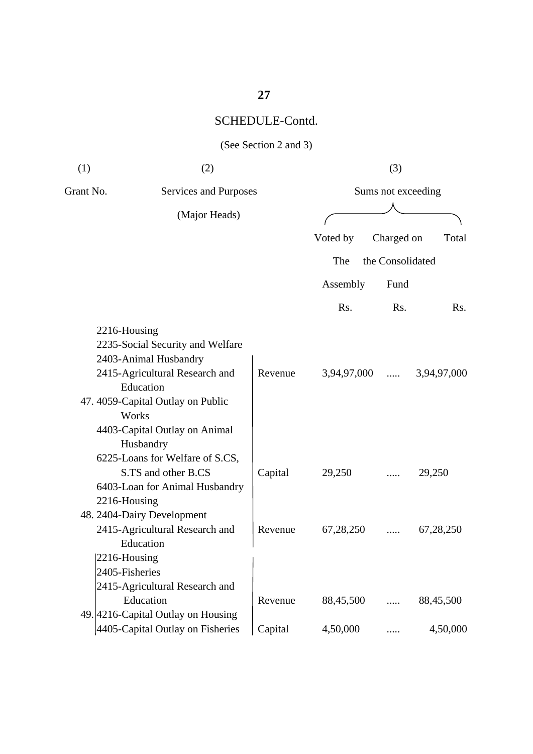## SCHEDULE-Contd.

(See Section 2 and 3)

| (1) | (2) | | (3) | | |
|---|---|---|---|---|---|
| Grant No. | Services and Purposes (Major Heads) | | Sums not exceeding | | |
| | | | Voted by The Assembly | Charged on the Consolidated Fund | Total |
| | | | Rs. | Rs. | Rs. |
| | 2216-Housing<br>2235-Social Security and Welfare<br>2403-Animal Husbandry<br>2415-Agricultural Research and Education | Revenue | 3,94,97,000 | ..... | 3,94,97,000 |
| 47. | 4059-Capital Outlay on Public Works<br>4403-Capital Outlay on Animal Husbandry<br>6225-Loans for Welfare of S.CS, S.TS and other B.CS<br>6403-Loan for Animal Husbandry | Capital | 29,250 | ..... | 29,250 |
| 48. | 2216-Housing<br>2404-Dairy Development<br>2415-Agricultural Research and Education | Revenue | 67,28,250 | ..... | 67,28,250 |
| 49. | 2216-Housing<br>2405-Fisheries<br>2415-Agricultural Research and Education | Revenue | 88,45,500 | ..... | 88,45,500 |
| | 4216-Capital Outlay on Housing<br>4405-Capital Outlay on Fisheries | Capital | 4,50,000 | ..... | 4,50,000 |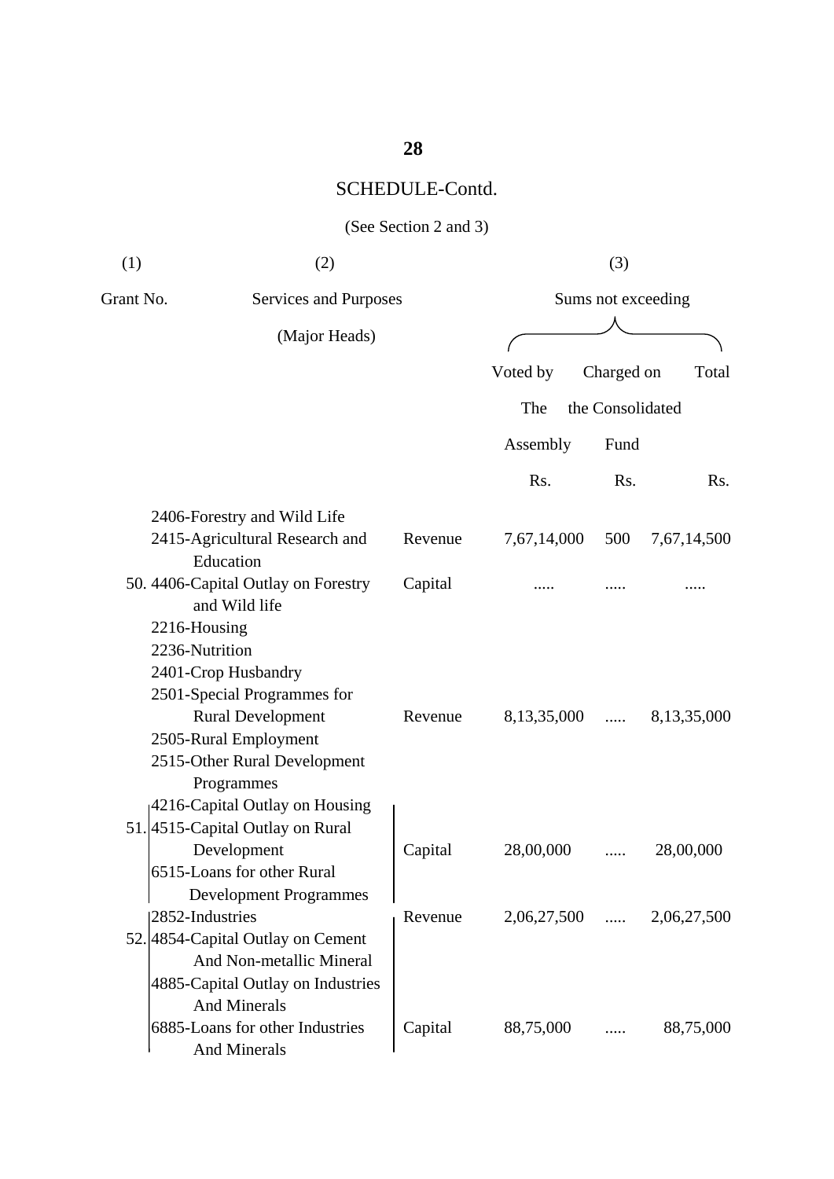## SCHEDULE-Contd.

(See Section 2 and 3)

| (1) | (2) | | (3) | | |
|---|---|---|---|---|---|
| Grant No. | Services and Purposes (Major Heads) | | Sums not exceeding | | |
| | | | Voted by The Assembly | Charged on the Consolidated Fund | Total |
| | | | Rs. | Rs. | Rs. |
| | 2406-Forestry and Wild Life<br>2415-Agricultural Research and Education | Revenue | 7,67,14,000 | 500 | 7,67,14,500 |
| 50. | 4406-Capital Outlay on Forestry and Wild life | Capital | ..... | ..... | ..... |
| | 2216-Housing<br>2236-Nutrition<br>2401-Crop Husbandry<br>2501-Special Programmes for Rural Development<br>2505-Rural Employment<br>2515-Other Rural Development Programmes | Revenue | 8,13,35,000 | ..... | 8,13,35,000 |
| 51. | 4216-Capital Outlay on Housing<br>4515-Capital Outlay on Rural Development<br>6515-Loans for other Rural Development Programmes | Capital | 28,00,000 | ..... | 28,00,000 |
| | 2852-Industries | Revenue | 2,06,27,500 | ..... | 2,06,27,500 |
| 52. | 4854-Capital Outlay on Cement And Non-metallic Mineral<br>4885-Capital Outlay on Industries And Minerals<br>6885-Loans for other Industries And Minerals | Capital | 88,75,000 | ..... | 88,75,000 |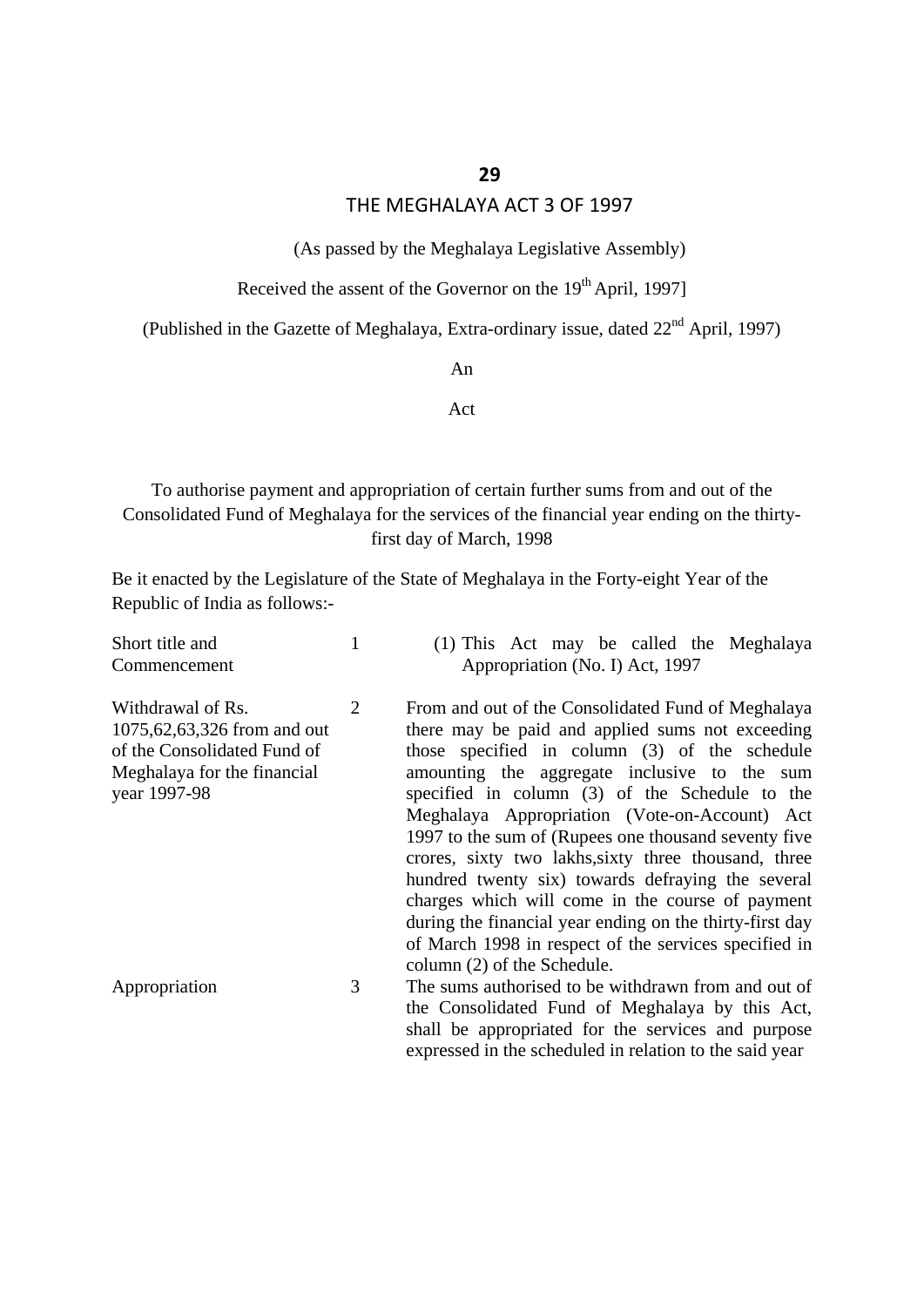**29**

THE MEGHALAYA ACT 3 OF 1997

(As passed by the Meghalaya Legislative Assembly)

Received the assent of the Governor on the 19th April, 1997]

(Published in the Gazette of Meghalaya, Extra-ordinary issue, dated 22nd April, 1997)

An

Act

To authorise payment and appropriation of certain further sums from and out of the Consolidated Fund of Meghalaya for the services of the financial year ending on the thirty-first day of March, 1998

Be it enacted by the Legislature of the State of Meghalaya in the Forty-eight Year of the Republic of India as follows:-

| | | |
|---|---|---|
| Short title and Commencement | 1 | (1) This Act may be called the Meghalaya Appropriation (No. I) Act, 1997 |
| Withdrawal of Rs. 1075,62,63,326 from and out of the Consolidated Fund of Meghalaya for the financial year 1997-98 | 2 | From and out of the Consolidated Fund of Meghalaya there may be paid and applied sums not exceeding those specified in column (3) of the schedule amounting the aggregate inclusive to the sum specified in column (3) of the Schedule to the Meghalaya Appropriation (Vote-on-Account) Act 1997 to the sum of (Rupees one thousand seventy five crores, sixty two lakhs,sixty three thousand, three hundred twenty six) towards defraying the several charges which will come in the course of payment during the financial year ending on the thirty-first day of March 1998 in respect of the services specified in column (2) of the Schedule. |
| Appropriation | 3 | The sums authorised to be withdrawn from and out of the Consolidated Fund of Meghalaya by this Act, shall be appropriated for the services and purpose expressed in the scheduled in relation to the said year |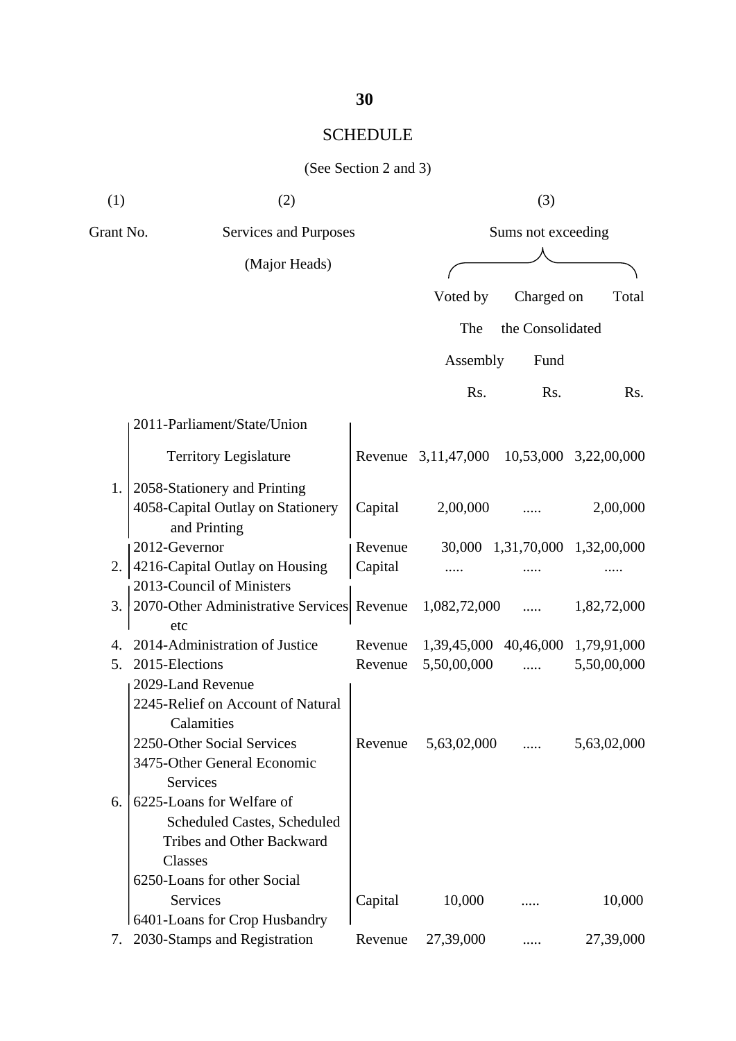# SCHEDULE

(See Section 2 and 3)

| (1) | (2) | | (3) | | |
|---|---|---|---|---|---|
| Grant No. | Services and Purposes (Major Heads) | | Sums not exceeding | | |
| | | | Voted by The Assembly | Charged on the Consolidated Fund | Total |
| | | | Rs. | Rs. | Rs. |
| 1. | 2011-Parliament/State/Union Territory Legislature<br>2058-Stationery and Printing | Revenue | 3,11,47,000 | 10,53,000 | 3,22,00,000 |
| | 4058-Capital Outlay on Stationery and Printing | Capital | 2,00,000 | ..... | 2,00,000 |
| 2. | 2012-Gevernor | Revenue | 30,000 | 1,31,70,000 | 1,32,00,000 |
| | 4216-Capital Outlay on Housing | Capital | ..... | ..... | ..... |
| 3. | 2013-Council of Ministers<br>2070-Other Administrative Services etc | Revenue | 1,082,72,000 | ..... | 1,82,72,000 |
| 4. | 2014-Administration of Justice | Revenue | 1,39,45,000 | 40,46,000 | 1,79,91,000 |
| 5. | 2015-Elections | Revenue | 5,50,00,000 | ..... | 5,50,00,000 |
| 6. | 2029-Land Revenue<br>2245-Relief on Account of Natural Calamities<br>2250-Other Social Services<br>3475-Other General Economic Services | Revenue | 5,63,02,000 | ..... | 5,63,02,000 |
| | 6225-Loans for Welfare of Scheduled Castes, Scheduled Tribes and Other Backward Classes<br>6250-Loans for other Social Services<br>6401-Loans for Crop Husbandry | Capital | 10,000 | ..... | 10,000 |
| 7. | 2030-Stamps and Registration | Revenue | 27,39,000 | ..... | 27,39,000 |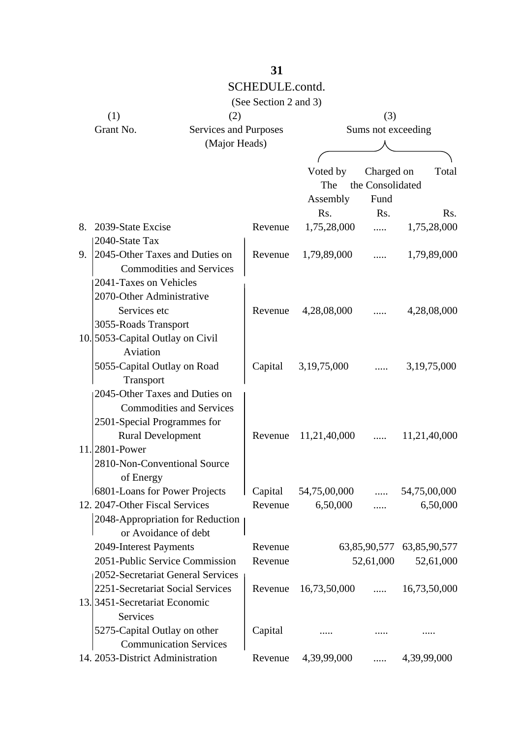## SCHEDULE.contd.

(See Section 2 and 3)

| (1) Grant No. | (2) Services and Purposes (Major Heads) | | (3) Sums not exceeding | | |
|---|---|---|---|---|---|
| | | | Voted by The Assembly | Charged on the Consolidated Fund | Total |
| | | | Rs. | Rs. | Rs. |
| 8. | 2039-State Excise | Revenue | 1,75,28,000 | ..... | 1,75,28,000 |
| 9. | 2040-State Tax<br>2045-Other Taxes and Duties on Commodities and Services | Revenue | 1,79,89,000 | ..... | 1,79,89,000 |
| 10. | 2041-Taxes on Vehicles<br>2070-Other Administrative Services etc<br>3055-Roads Transport | Revenue | 4,28,08,000 | ..... | 4,28,08,000 |
| | 5053-Capital Outlay on Civil Aviation<br>5055-Capital Outlay on Road Transport | Capital | 3,19,75,000 | ..... | 3,19,75,000 |
| 11. | 2045-Other Taxes and Duties on Commodities and Services<br>2501-Special Programmes for Rural Development<br>2801-Power<br>2810-Non-Conventional Source of Energy | Revenue | 11,21,40,000 | ..... | 11,21,40,000 |
| | 6801-Loans for Power Projects | Capital | 54,75,00,000 | ..... | 54,75,00,000 |
| 12. | 2047-Other Fiscal Services<br>2048-Appropriation for Reduction or Avoidance of debt | Revenue | 6,50,000 | ..... | 6,50,000 |
| | 2049-Interest Payments | Revenue | | 63,85,90,577 | 63,85,90,577 |
| | 2051-Public Service Commission | Revenue | | 52,61,000 | 52,61,000 |
| 13. | 2052-Secretariat General Services<br>2251-Secretariat Social Services<br>3451-Secretariat Economic Services | Revenue | 16,73,50,000 | ..... | 16,73,50,000 |
| | 5275-Capital Outlay on other Communication Services | Capital | ..... | ..... | ..... |
| 14. | 2053-District Administration | Revenue | 4,39,99,000 | ..... | 4,39,99,000 |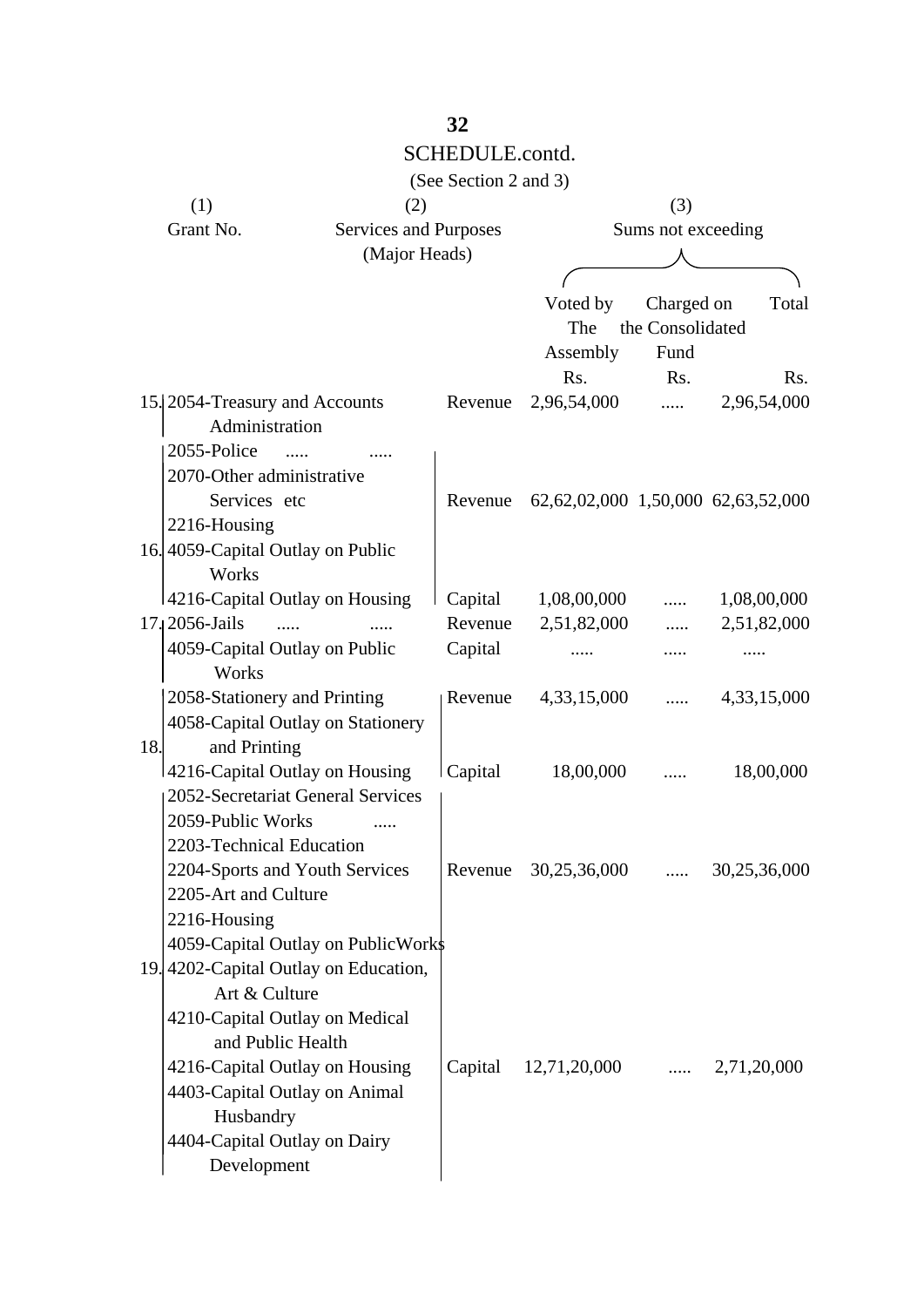SCHEDULE.contd.

(See Section 2 and 3)

| (1) Grant No. | (2) Services and Purposes (Major Heads) | | (3) Sums not exceeding | | |
|---|---|---|---|---|---|
| | | | Voted by The Assembly | Charged on the Consolidated Fund | Total |
| | | | Rs. | Rs. | Rs. |
| 15. | 2054-Treasury and Accounts Administration | Revenue | 2,96,54,000 | ..... | 2,96,54,000 |
| 16. | 2055-Police ..... ..... <br> 2070-Other administrative Services etc <br> 2216-Housing | Revenue | 62,62,02,000 | 1,50,000 | 62,63,52,000 |
| | 4059-Capital Outlay on Public Works <br> 4216-Capital Outlay on Housing | Capital | 1,08,00,000 | ..... | 1,08,00,000 |
| 17. | 2056-Jails ..... ..... | Revenue | 2,51,82,000 | ..... | 2,51,82,000 |
| | 4059-Capital Outlay on Public Works | Capital | ..... | ..... | ..... |
| 18. | 2058-Stationery and Printing | Revenue | 4,33,15,000 | ..... | 4,33,15,000 |
| | 4058-Capital Outlay on Stationery and Printing <br> 4216-Capital Outlay on Housing | Capital | 18,00,000 | ..... | 18,00,000 |
| 19. | 2052-Secretariat General Services <br> 2059-Public Works ..... <br> 2203-Technical Education <br> 2204-Sports and Youth Services <br> 2205-Art and Culture <br> 2216-Housing | Revenue | 30,25,36,000 | ..... | 30,25,36,000 |
| | 4059-Capital Outlay on PublicWorks <br> 4202-Capital Outlay on Education, Art & Culture <br> 4210-Capital Outlay on Medical and Public Health <br> 4216-Capital Outlay on Housing <br> 4403-Capital Outlay on Animal Husbandry <br> 4404-Capital Outlay on Dairy Development | Capital | 12,71,20,000 | ..... | 2,71,20,000 |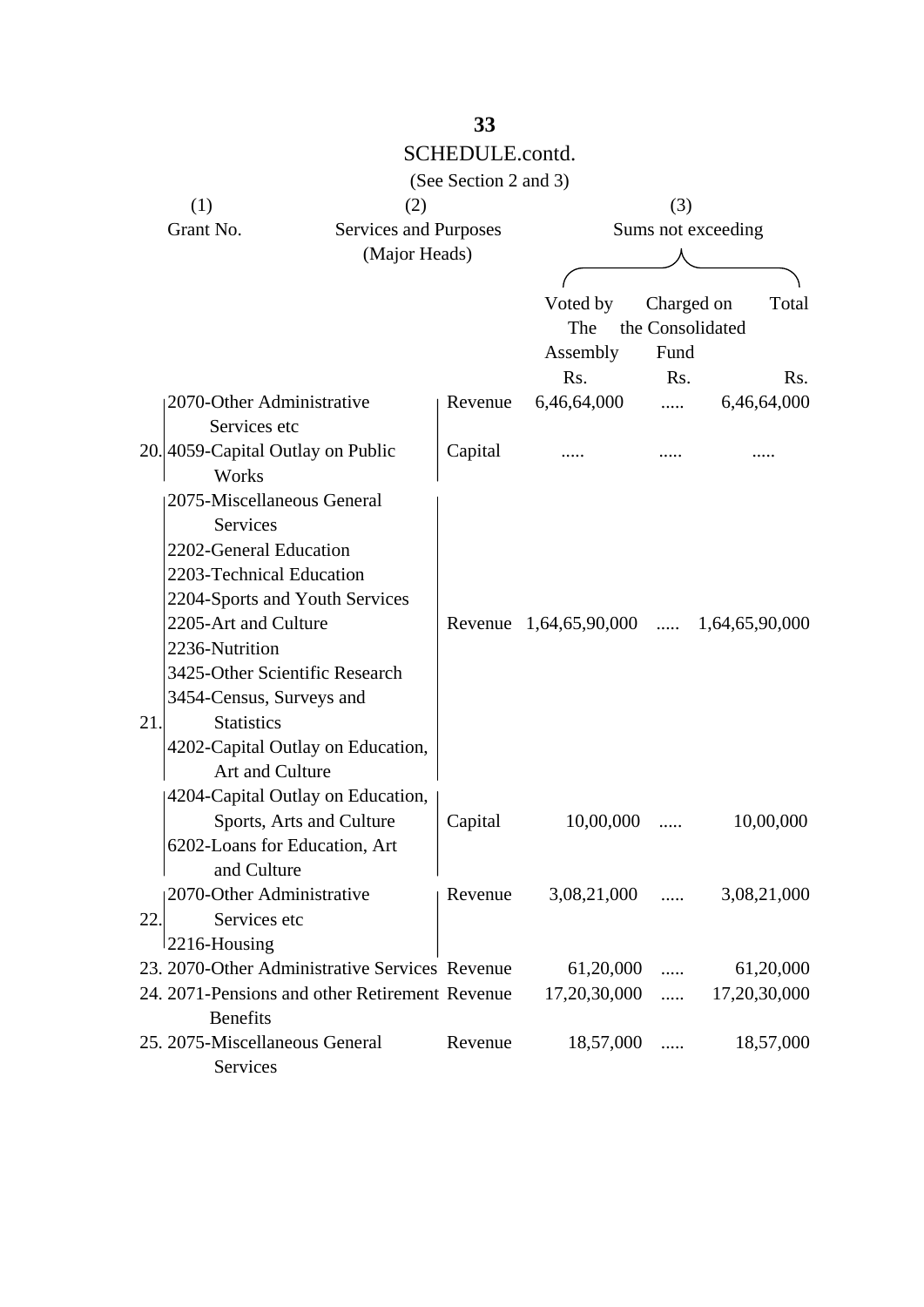## SCHEDULE.contd.

(See Section 2 and 3)

| (1) Grant No. | (2) Services and Purposes (Major Heads) | | (3) Sums not exceeding | | |
|---|---|---|---|---|---|
| | | | Voted by The Assembly | Charged on the Consolidated Fund | Total |
| | | | Rs. | Rs. | Rs. |
| 20. | 2070-Other Administrative Services etc | Revenue | 6,46,64,000 | ..... | 6,46,64,000 |
| | 4059-Capital Outlay on Public Works | Capital | ..... | ..... | ..... |
| 21. | 2075-Miscellaneous General Services<br>2202-General Education<br>2203-Technical Education<br>2204-Sports and Youth Services<br>2205-Art and Culture<br>2236-Nutrition<br>3425-Other Scientific Research<br>3454-Census, Surveys and Statistics<br>4202-Capital Outlay on Education, Art and Culture | Revenue | 1,64,65,90,000 | ..... | 1,64,65,90,000 |
| | 4204-Capital Outlay on Education, Sports, Arts and Culture<br>6202-Loans for Education, Art and Culture | Capital | 10,00,000 | ..... | 10,00,000 |
| 22. | 2070-Other Administrative Services etc<br>2216-Housing | Revenue | 3,08,21,000 | ..... | 3,08,21,000 |
| 23. | 2070-Other Administrative Services | Revenue | 61,20,000 | ..... | 61,20,000 |
| 24. | 2071-Pensions and other Retirement Benefits | Revenue | 17,20,30,000 | ..... | 17,20,30,000 |
| 25. | 2075-Miscellaneous General Services | Revenue | 18,57,000 | ..... | 18,57,000 |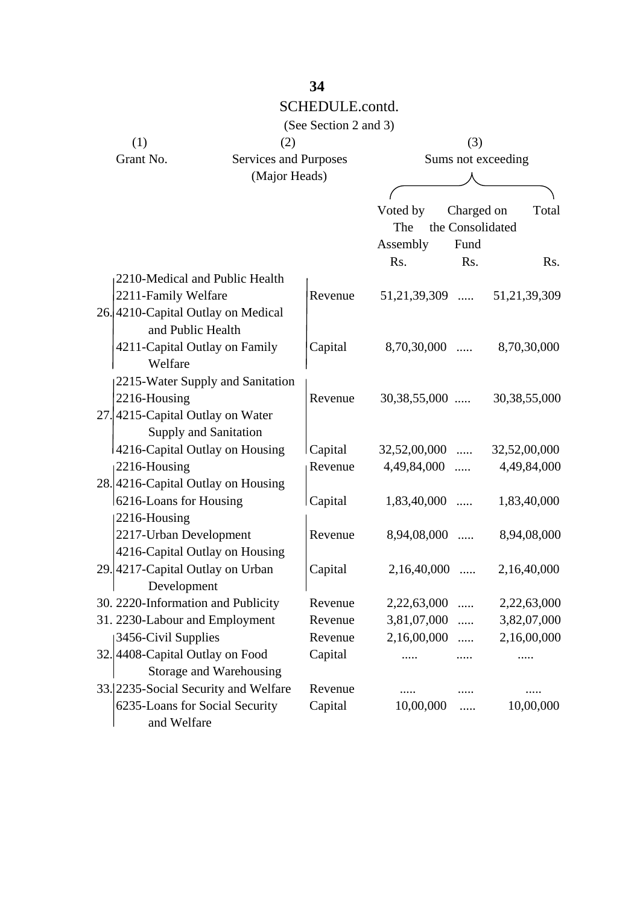SCHEDULE.contd.

(See Section 2 and 3)

| (1) Grant No. | (2) Services and Purposes (Major Heads) | | (3) Sums not exceeding | | |
|---|---|---|---|---|---|
| | | | Voted by The Assembly | Charged on the Consolidated Fund | Total |
| | | | Rs. | Rs. | Rs. |
| 26. | 2210-Medical and Public Health<br>2211-Family Welfare | Revenue | 51,21,39,309 | ..... | 51,21,39,309 |
| | 4210-Capital Outlay on Medical and Public Health<br>4211-Capital Outlay on Family Welfare | Capital | 8,70,30,000 | ..... | 8,70,30,000 |
| 27. | 2215-Water Supply and Sanitation<br>2216-Housing | Revenue | 30,38,55,000 | ..... | 30,38,55,000 |
| | 4215-Capital Outlay on Water Supply and Sanitation<br>4216-Capital Outlay on Housing | Capital | 32,52,00,000 | ..... | 32,52,00,000 |
| 28. | 2216-Housing | Revenue | 4,49,84,000 | ..... | 4,49,84,000 |
| | 4216-Capital Outlay on Housing<br>6216-Loans for Housing | Capital | 1,83,40,000 | ..... | 1,83,40,000 |
| 29. | 2216-Housing<br>2217-Urban Development | Revenue | 8,94,08,000 | ..... | 8,94,08,000 |
| | 4216-Capital Outlay on Housing<br>4217-Capital Outlay on Urban Development | Capital | 2,16,40,000 | ..... | 2,16,40,000 |
| 30. | 2220-Information and Publicity | Revenue | 2,22,63,000 | ..... | 2,22,63,000 |
| 31. | 2230-Labour and Employment | Revenue | 3,81,07,000 | ..... | 3,82,07,000 |
| 32. | 3456-Civil Supplies | Revenue | 2,16,00,000 | ..... | 2,16,00,000 |
| | 4408-Capital Outlay on Food Storage and Warehousing | Capital | ..... | ..... | ..... |
| 33. | 2235-Social Security and Welfare | Revenue | ..... | ..... | ..... |
| | 6235-Loans for Social Security and Welfare | Capital | 10,00,000 | ..... | 10,00,000 |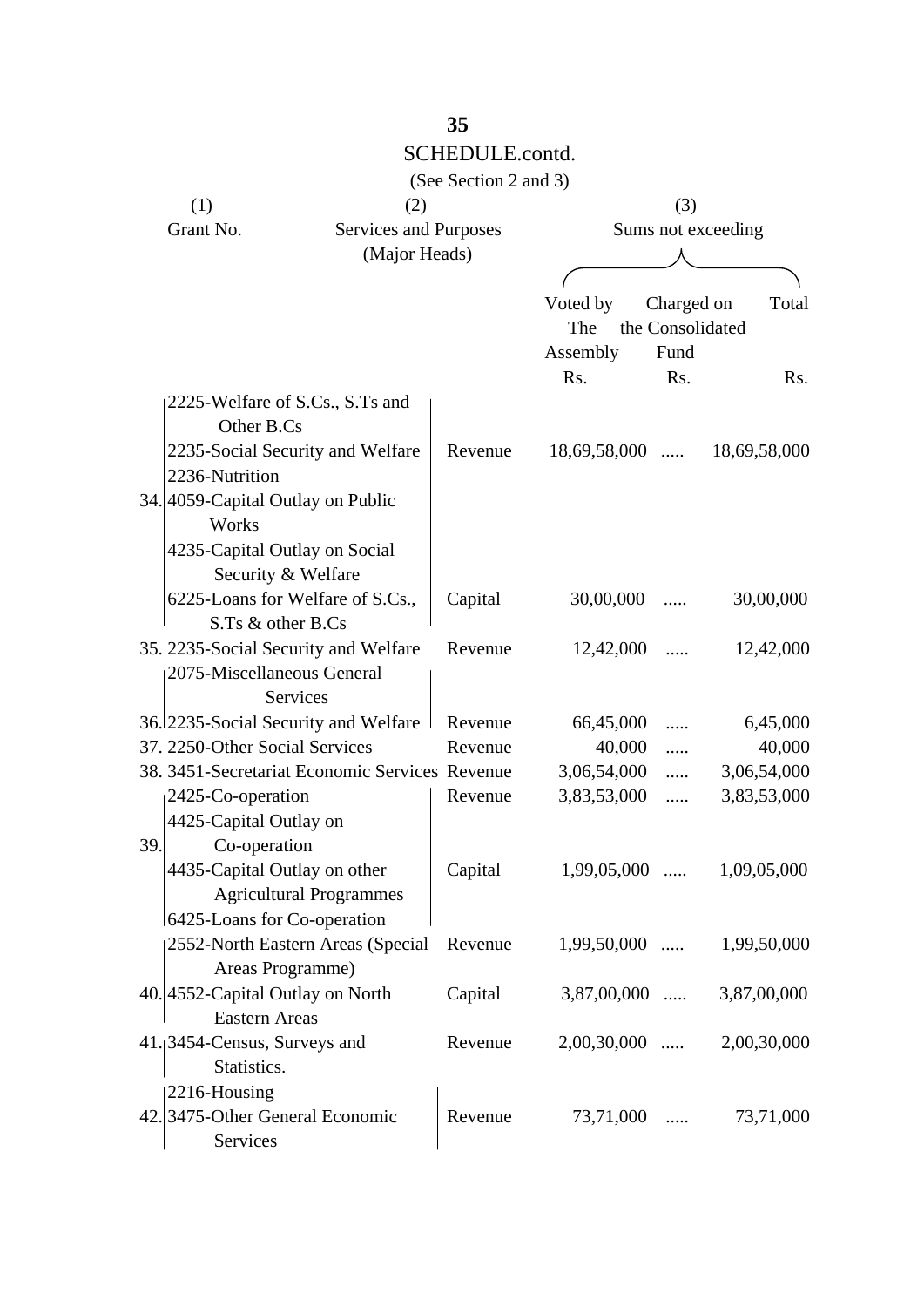SCHEDULE.contd.

(See Section 2 and 3)

| (1) Grant No. | (2) Services and Purposes (Major Heads) | | (3) Sums not exceeding | | |
|---|---|---|---|---|---|
| | | | Voted by The Assembly | Charged on the Consolidated Fund | Total |
| | | | Rs. | Rs. | Rs. |
| 34. | 2225-Welfare of S.Cs., S.Ts and Other B.Cs<br>2235-Social Security and Welfare<br>2236-Nutrition | Revenue | 18,69,58,000 | ..... | 18,69,58,000 |
| | 4059-Capital Outlay on Public Works<br>4235-Capital Outlay on Social Security & Welfare<br>6225-Loans for Welfare of S.Cs., S.Ts & other B.Cs | Capital | 30,00,000 | ..... | 30,00,000 |
| 35. | 2235-Social Security and Welfare | Revenue | 12,42,000 | ..... | 12,42,000 |
| 36. | 2075-Miscellaneous General Services<br>2235-Social Security and Welfare | Revenue | 66,45,000 | ..... | 6,45,000 |
| 37. | 2250-Other Social Services | Revenue | 40,000 | ..... | 40,000 |
| 38. | 3451-Secretariat Economic Services | Revenue | 3,06,54,000 | ..... | 3,06,54,000 |
| 39. | 2425-Co-operation | Revenue | 3,83,53,000 | ..... | 3,83,53,000 |
| | 4425-Capital Outlay on Co-operation<br>4435-Capital Outlay on other Agricultural Programmes<br>6425-Loans for Co-operation | Capital | 1,99,05,000 | ..... | 1,09,05,000 |
| 40. | 2552-North Eastern Areas (Special Areas Programme) | Revenue | 1,99,50,000 | ..... | 1,99,50,000 |
| | 4552-Capital Outlay on North Eastern Areas | Capital | 3,87,00,000 | ..... | 3,87,00,000 |
| 41. | 3454-Census, Surveys and Statistics. | Revenue | 2,00,30,000 | ..... | 2,00,30,000 |
| 42. | 2216-Housing<br>3475-Other General Economic Services | Revenue | 73,71,000 | ..... | 73,71,000 |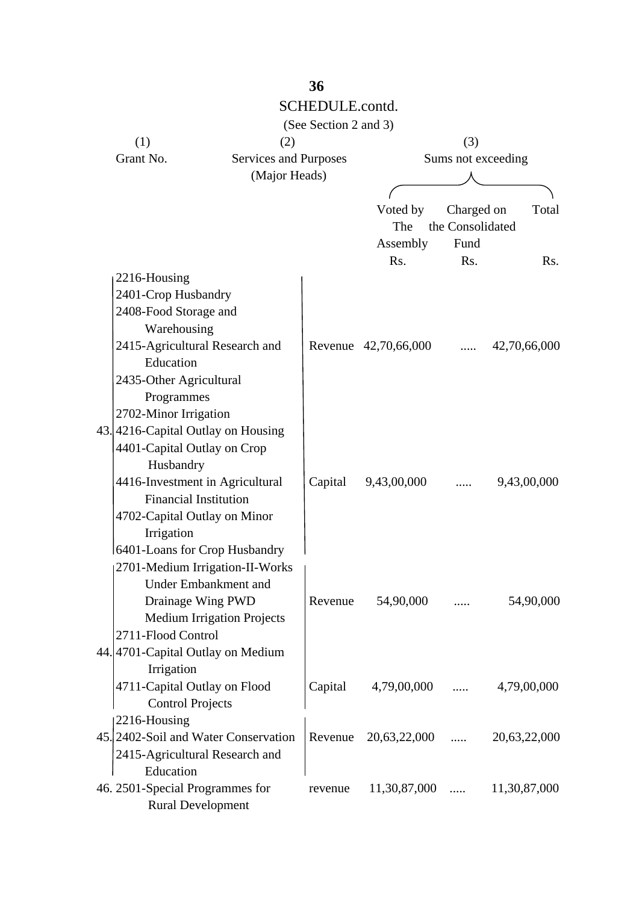## SCHEDULE.contd.

(See Section 2 and 3)

| (1) Grant No. | (2) Services and Purposes (Major Heads) | | (3) Sums not exceeding | | |
|---|---|---|---|---|---|
| | | | Voted by The Assembly Rs. | Charged on the Consolidated Fund Rs. | Total Rs. |
| 43. | 2216-Housing<br>2401-Crop Husbandry<br>2408-Food Storage and Warehousing<br>2415-Agricultural Research and Education<br>2435-Other Agricultural Programmes<br>2702-Minor Irrigation | Revenue | 42,70,66,000 | ..... | 42,70,66,000 |
| | 4216-Capital Outlay on Housing<br>4401-Capital Outlay on Crop Husbandry<br>4416-Investment in Agricultural Financial Institution<br>4702-Capital Outlay on Minor Irrigation<br>6401-Loans for Crop Husbandry | Capital | 9,43,00,000 | ..... | 9,43,00,000 |
| 44. | 2701-Medium Irrigation-II-Works Under Embankment and Drainage Wing PWD Medium Irrigation Projects<br>2711-Flood Control | Revenue | 54,90,000 | ..... | 54,90,000 |
| | 4701-Capital Outlay on Medium Irrigation<br>4711-Capital Outlay on Flood Control Projects | Capital | 4,79,00,000 | ..... | 4,79,00,000 |
| 45. | 2216-Housing<br>2402-Soil and Water Conservation<br>2415-Agricultural Research and Education | Revenue | 20,63,22,000 | ..... | 20,63,22,000 |
| 46. | 2501-Special Programmes for Rural Development | revenue | 11,30,87,000 | ..... | 11,30,87,000 |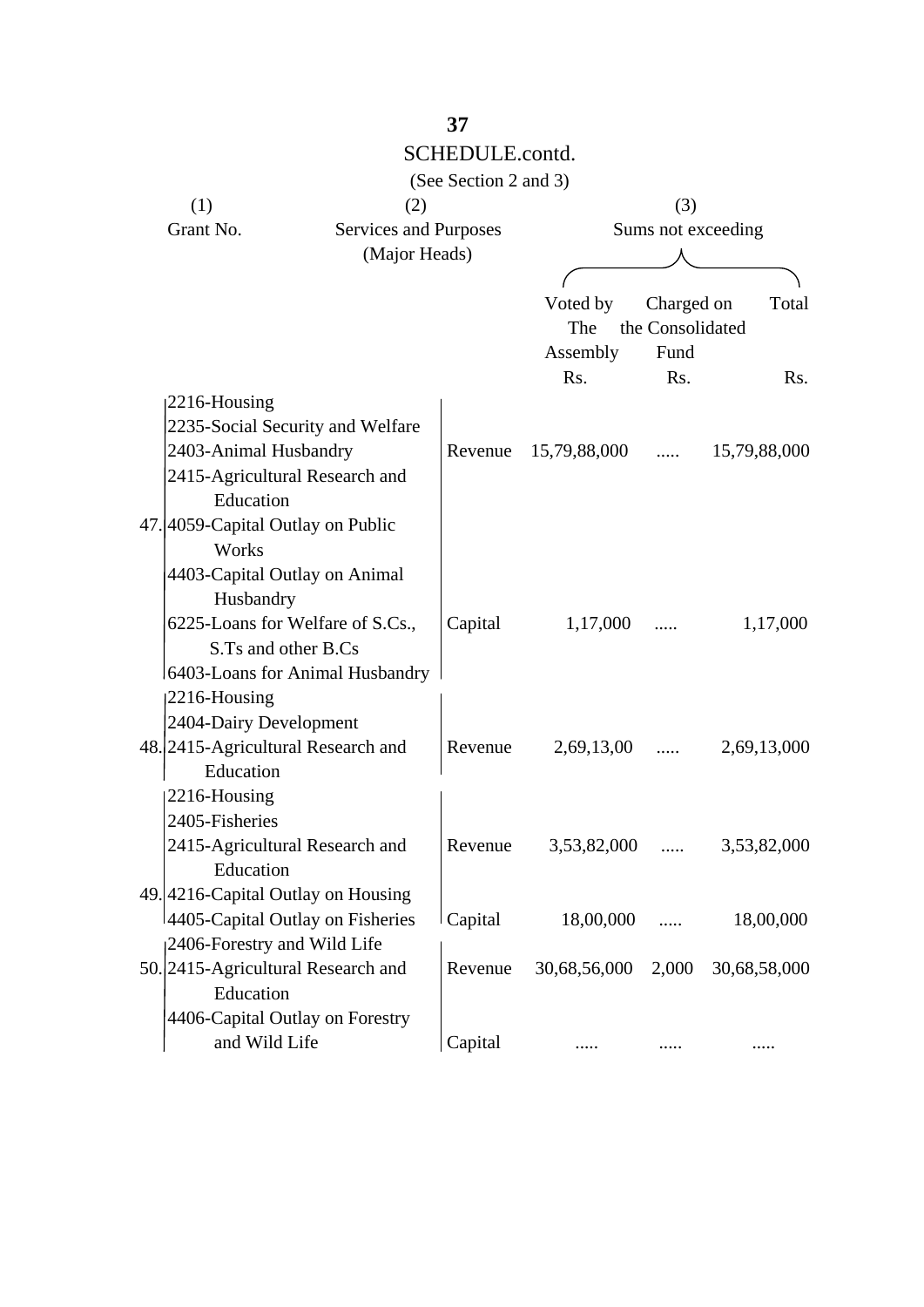# SCHEDULE.contd.

(See Section 2 and 3)

| (1) Grant No. | (2) Services and Purposes (Major Heads) | | (3) Sums not exceeding | | |
|---|---|---|---|---|---|
| | | | Voted by The Assembly | Charged on the Consolidated Fund | Total |
| | | | Rs. | Rs. | Rs. |
| 47. | 2216-Housing<br>2235-Social Security and Welfare<br>2403-Animal Husbandry<br>2415-Agricultural Research and Education | Revenue | 15,79,88,000 | ..... | 15,79,88,000 |
| | 4059-Capital Outlay on Public Works<br>4403-Capital Outlay on Animal Husbandry<br>6225-Loans for Welfare of S.Cs., S.Ts and other B.Cs<br>6403-Loans for Animal Husbandry | Capital | 1,17,000 | ..... | 1,17,000 |
| 48. | 2216-Housing<br>2404-Dairy Development<br>2415-Agricultural Research and Education | Revenue | 2,69,13,00 | ..... | 2,69,13,000 |
| 49. | 2216-Housing<br>2405-Fisheries<br>2415-Agricultural Research and Education | Revenue | 3,53,82,000 | ..... | 3,53,82,000 |
| | 4216-Capital Outlay on Housing<br>4405-Capital Outlay on Fisheries | Capital | 18,00,000 | ..... | 18,00,000 |
| 50. | 2406-Forestry and Wild Life<br>2415-Agricultural Research and Education | Revenue | 30,68,56,000 | 2,000 | 30,68,58,000 |
| | 4406-Capital Outlay on Forestry and Wild Life | Capital | ..... | ..... | ..... |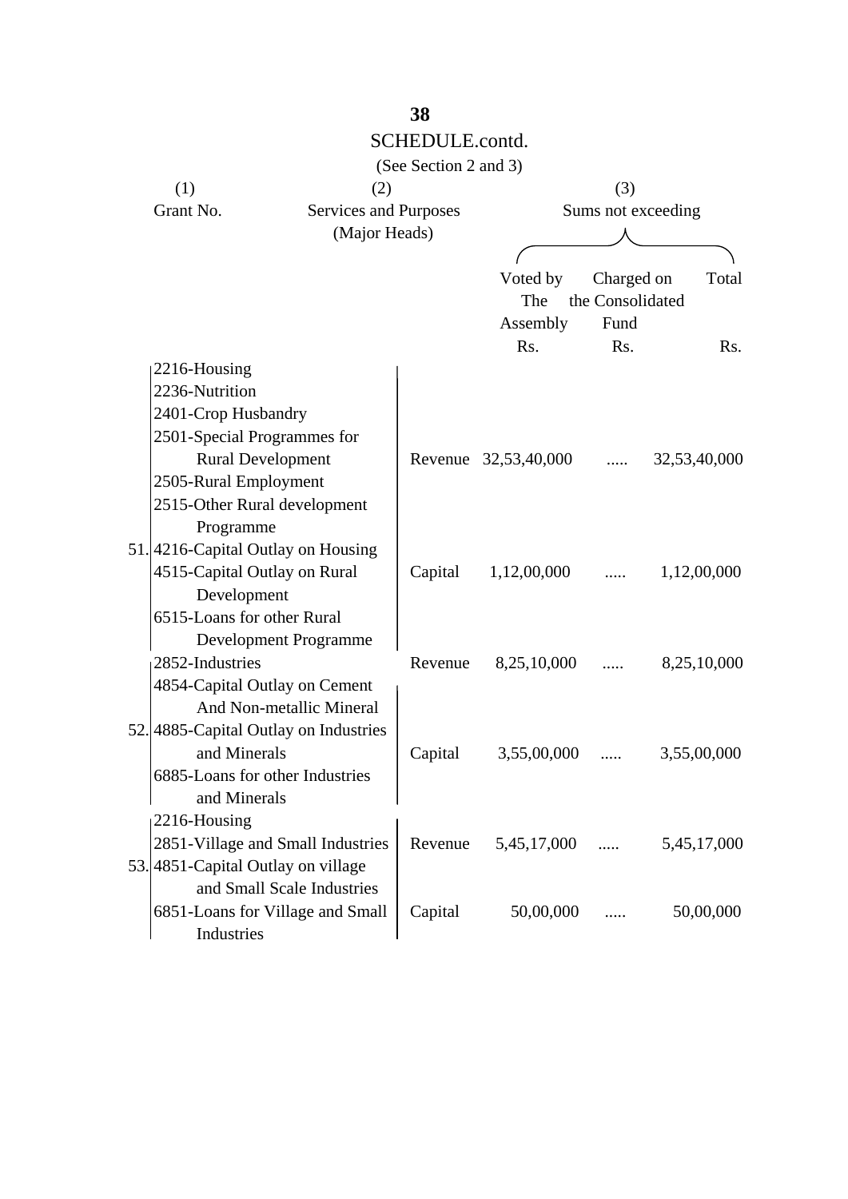SCHEDULE.contd.

(See Section 2 and 3)

| (1) Grant No. | (2) Services and Purposes (Major Heads) | | (3) Sums not exceeding | | |
|---|---|---|---|---|---|
| | | | Voted by The Assembly Rs. | Charged on the Consolidated Fund Rs. | Total Rs. |
| 51. | 2216-Housing<br>2236-Nutrition<br>2401-Crop Husbandry<br>2501-Special Programmes for Rural Development<br>2505-Rural Employment<br>2515-Other Rural development Programme | Revenue | 32,53,40,000 | ..... | 32,53,40,000 |
| | 4216-Capital Outlay on Housing<br>4515-Capital Outlay on Rural Development<br>6515-Loans for other Rural Development Programme | Capital | 1,12,00,000 | ..... | 1,12,00,000 |
| 52. | 2852-Industries | Revenue | 8,25,10,000 | ..... | 8,25,10,000 |
| | 4854-Capital Outlay on Cement And Non-metallic Mineral<br>4885-Capital Outlay on Industries and Minerals<br>6885-Loans for other Industries and Minerals | Capital | 3,55,00,000 | ..... | 3,55,00,000 |
| 53. | 2216-Housing<br>2851-Village and Small Industries | Revenue | 5,45,17,000 | ..... | 5,45,17,000 |
| | 4851-Capital Outlay on village and Small Scale Industries<br>6851-Loans for Village and Small Industries | Capital | 50,00,000 | ..... | 50,00,000 |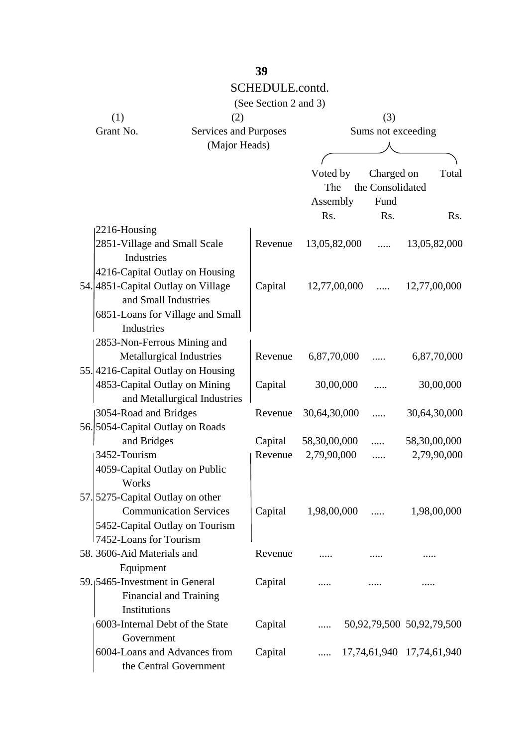# SCHEDULE.contd.

(See Section 2 and 3)

| (1) Grant No. | (2) Services and Purposes (Major Heads) | | (3) Sums not exceeding | | |
|---|---|---|---|---|---|
| | | | Voted by The Assembly Rs. | Charged on the Consolidated Fund Rs. | Total Rs. |
| 54. | 2216-Housing<br>2851-Village and Small Scale Industries | Revenue | 13,05,82,000 | ..... | 13,05,82,000 |
| | 4216-Capital Outlay on Housing<br>4851-Capital Outlay on Village and Small Industries<br>6851-Loans for Village and Small Industries | Capital | 12,77,00,000 | ..... | 12,77,00,000 |
| 55. | 2853-Non-Ferrous Mining and Metallurgical Industries | Revenue | 6,87,70,000 | ..... | 6,87,70,000 |
| | 4216-Capital Outlay on Housing<br>4853-Capital Outlay on Mining and Metallurgical Industries | Capital | 30,00,000 | ..... | 30,00,000 |
| 56. | 3054-Road and Bridges | Revenue | 30,64,30,000 | ..... | 30,64,30,000 |
| | 5054-Capital Outlay on Roads and Bridges | Capital | 58,30,00,000 | ..... | 58,30,00,000 |
| 57. | 3452-Tourism | Revenue | 2,79,90,000 | ..... | 2,79,90,000 |
| | 4059-Capital Outlay on Public Works<br>5275-Capital Outlay on other Communication Services<br>5452-Capital Outlay on Tourism<br>7452-Loans for Tourism | Capital | 1,98,00,000 | ..... | 1,98,00,000 |
| 58. | 3606-Aid Materials and Equipment | Revenue | ..... | ..... | ..... |
| 59. | 5465-Investment in General Financial and Training Institutions | Capital | ..... | ..... | ..... |
| | 6003-Internal Debt of the State Government | Capital | ..... | 50,92,79,500 | 50,92,79,500 |
| | 6004-Loans and Advances from the Central Government | Capital | ..... | 17,74,61,940 | 17,74,61,940 |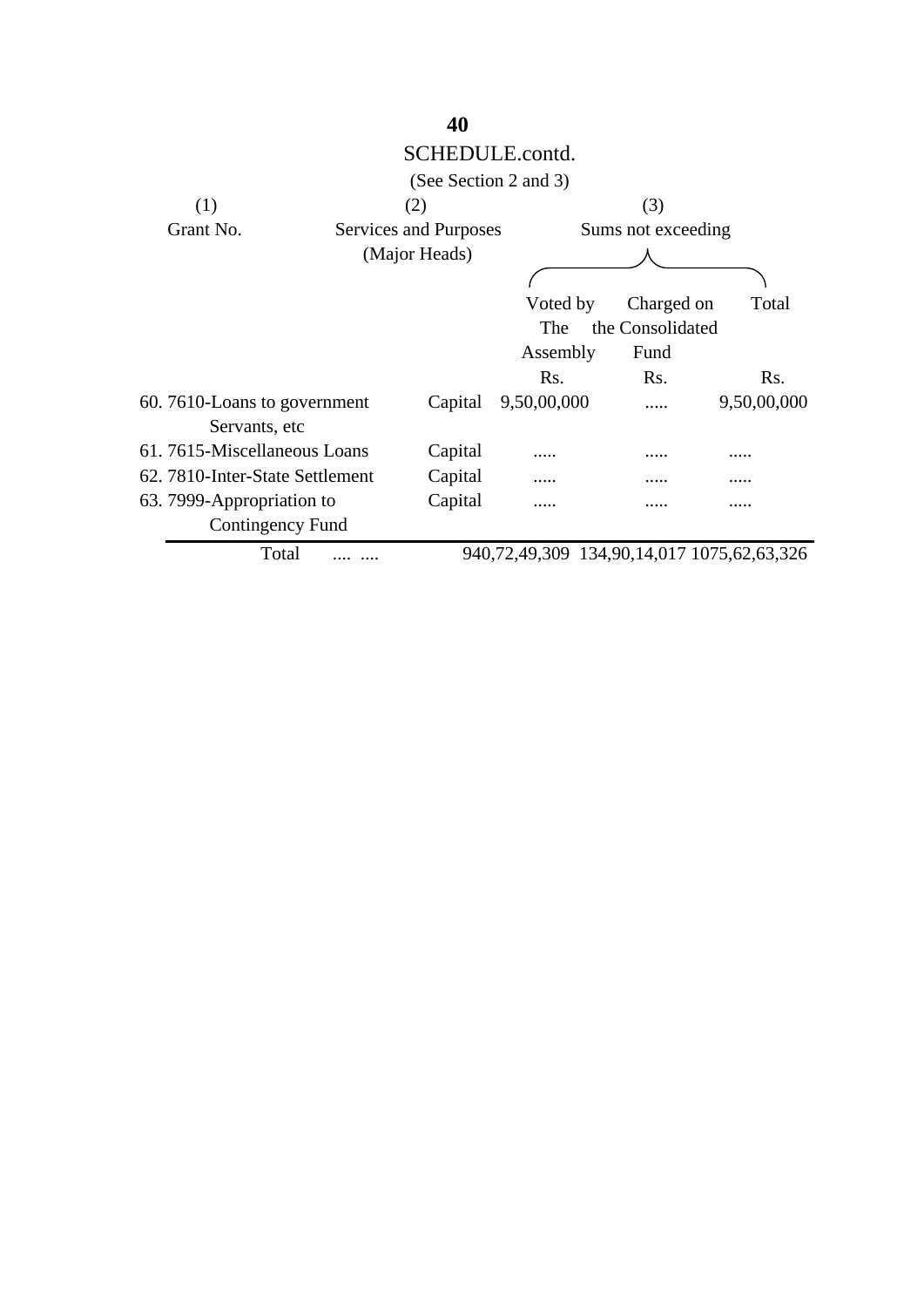## SCHEDULE.contd.

(See Section 2 and 3)

| (1) Grant No. | (2) Services and Purposes (Major Heads) | | (3) Sums not exceeding | | |
|---|---|---|---|---|---|
| | | | Voted by The Assembly | Charged on the Consolidated Fund | Total |
| | | | Rs. | Rs. | Rs. |
| 60. 7610-Loans to government Servants, etc | | Capital | 9,50,00,000 | ..... | 9,50,00,000 |
| 61. 7615-Miscellaneous Loans | | Capital | ..... | ..... | ..... |
| 62. 7810-Inter-State Settlement | | Capital | ..... | ..... | ..... |
| 63. 7999-Appropriation to Contingency Fund | | Capital | ..... | ..... | ..... |
| Total .... .... | | | 940,72,49,309 | 134,90,14,017 | 1075,62,63,326 |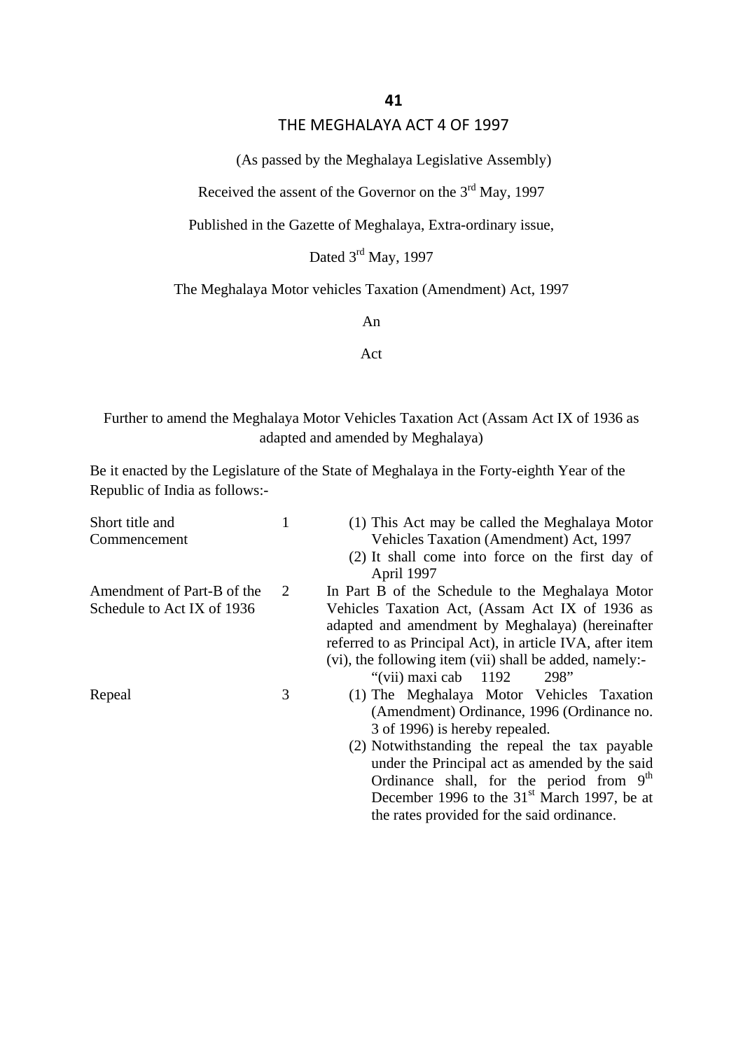# THE MEGHALAYA ACT 4 OF 1997

(As passed by the Meghalaya Legislative Assembly)

Received the assent of the Governor on the 3rd May, 1997

Published in the Gazette of Meghalaya, Extra-ordinary issue,

Dated 3rd May, 1997

The Meghalaya Motor vehicles Taxation (Amendment) Act, 1997

An

Act

Further to amend the Meghalaya Motor Vehicles Taxation Act (Assam Act IX of 1936 as adapted and amended by Meghalaya)

Be it enacted by the Legislature of the State of Meghalaya in the Forty-eighth Year of the Republic of India as follows:-

| | | |
|---|---|---|
| Short title and Commencement | 1 | (1) This Act may be called the Meghalaya Motor Vehicles Taxation (Amendment) Act, 1997<br>(2) It shall come into force on the first day of April 1997 |
| Amendment of Part-B of the Schedule to Act IX of 1936 | 2 | In Part B of the Schedule to the Meghalaya Motor Vehicles Taxation Act, (Assam Act IX of 1936 as adapted and amendment by Meghalaya) (hereinafter referred to as Principal Act), in article IVA, after item (vi), the following item (vii) shall be added, namely:-<br>"(vii) maxi cab 1192 298" |
| Repeal | 3 | (1) The Meghalaya Motor Vehicles Taxation (Amendment) Ordinance, 1996 (Ordinance no. 3 of 1996) is hereby repealed.<br>(2) Notwithstanding the repeal the tax payable under the Principal act as amended by the said Ordinance shall, for the period from 9th December 1996 to the 31st March 1997, be at the rates provided for the said ordinance. |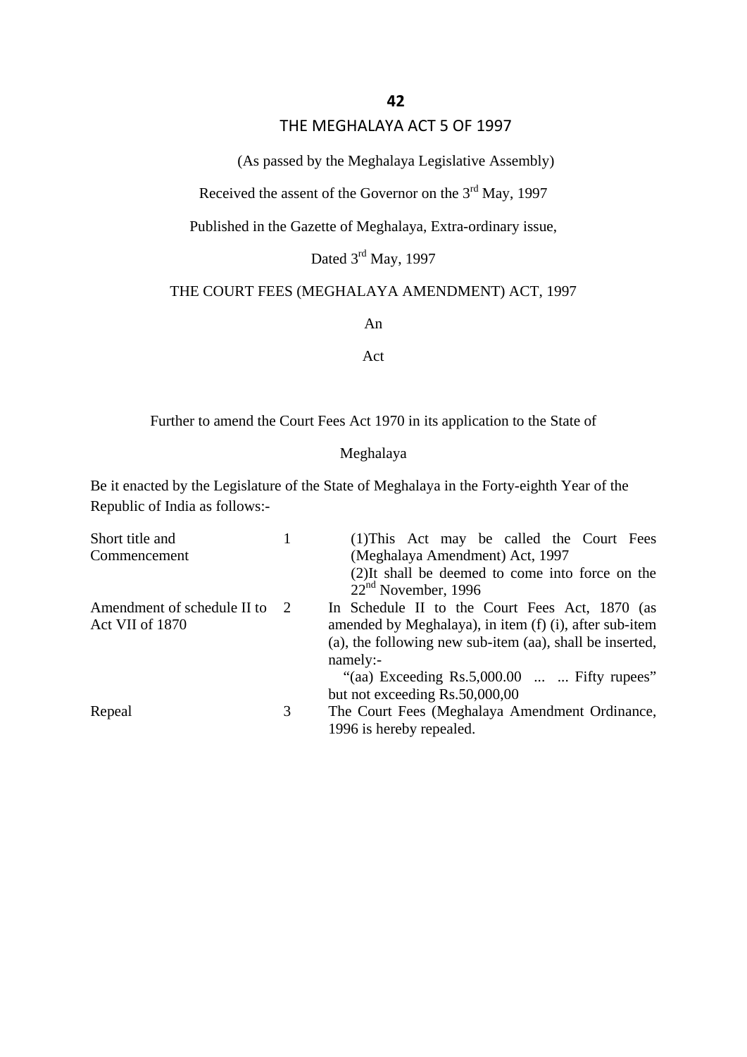# THE MEGHALAYA ACT 5 OF 1997

(As passed by the Meghalaya Legislative Assembly)

Received the assent of the Governor on the 3rd May, 1997

Published in the Gazette of Meghalaya, Extra-ordinary issue,

Dated 3rd May, 1997

## THE COURT FEES (MEGHALAYA AMENDMENT) ACT, 1997

An

Act

Further to amend the Court Fees Act 1970 in its application to the State of Meghalaya

Be it enacted by the Legislature of the State of Meghalaya in the Forty-eighth Year of the Republic of India as follows:-

| | | |
|---|---|---|
| Short title and Commencement | 1 | (1)This Act may be called the Court Fees (Meghalaya Amendment) Act, 1997<br>(2)It shall be deemed to come into force on the 22nd November, 1996 |
| Amendment of schedule II to Act VII of 1870 | 2 | In Schedule II to the Court Fees Act, 1870 (as amended by Meghalaya), in item (f) (i), after sub-item (a), the following new sub-item (aa), shall be inserted, namely:-<br>"(aa) Exceeding Rs.5,000.00 ... ... Fifty rupees" but not exceeding Rs.50,000,00 |
| Repeal | 3 | The Court Fees (Meghalaya Amendment Ordinance, 1996 is hereby repealed. |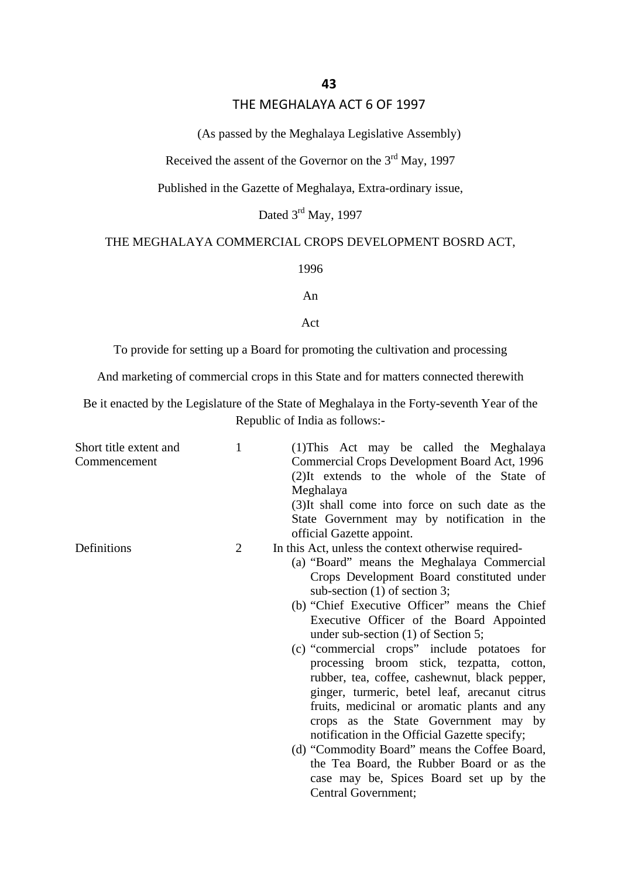# THE MEGHALAYA ACT 6 OF 1997

(As passed by the Meghalaya Legislative Assembly)

Received the assent of the Governor on the 3rd May, 1997

Published in the Gazette of Meghalaya, Extra-ordinary issue,

Dated 3rd May, 1997

## THE MEGHALAYA COMMERCIAL CROPS DEVELOPMENT BOSRD ACT, 1996

An

Act

To provide for setting up a Board for promoting the cultivation and processing

And marketing of commercial crops in this State and for matters connected therewith

Be it enacted by the Legislature of the State of Meghalaya in the Forty-seventh Year of the Republic of India as follows:-

**Short title extent and Commencement**

1. (1)This Act may be called the Meghalaya Commercial Crops Development Board Act, 1996
(2)It extends to the whole of the State of Meghalaya
(3)It shall come into force on such date as the State Government may by notification in the official Gazette appoint.

**Definitions**

2. In this Act, unless the context otherwise required-
   (a) "Board" means the Meghalaya Commercial Crops Development Board constituted under sub-section (1) of section 3;
   (b) "Chief Executive Officer" means the Chief Executive Officer of the Board Appointed under sub-section (1) of Section 5;
   (c) "commercial crops" include potatoes for processing broom stick, tezpatta, cotton, rubber, tea, coffee, cashewnut, black pepper, ginger, turmeric, betel leaf, arecanut citrus fruits, medicinal or aromatic plants and any crops as the State Government may by notification in the Official Gazette specify;
   (d) "Commodity Board" means the Coffee Board, the Tea Board, the Rubber Board or as the case may be, Spices Board set up by the Central Government;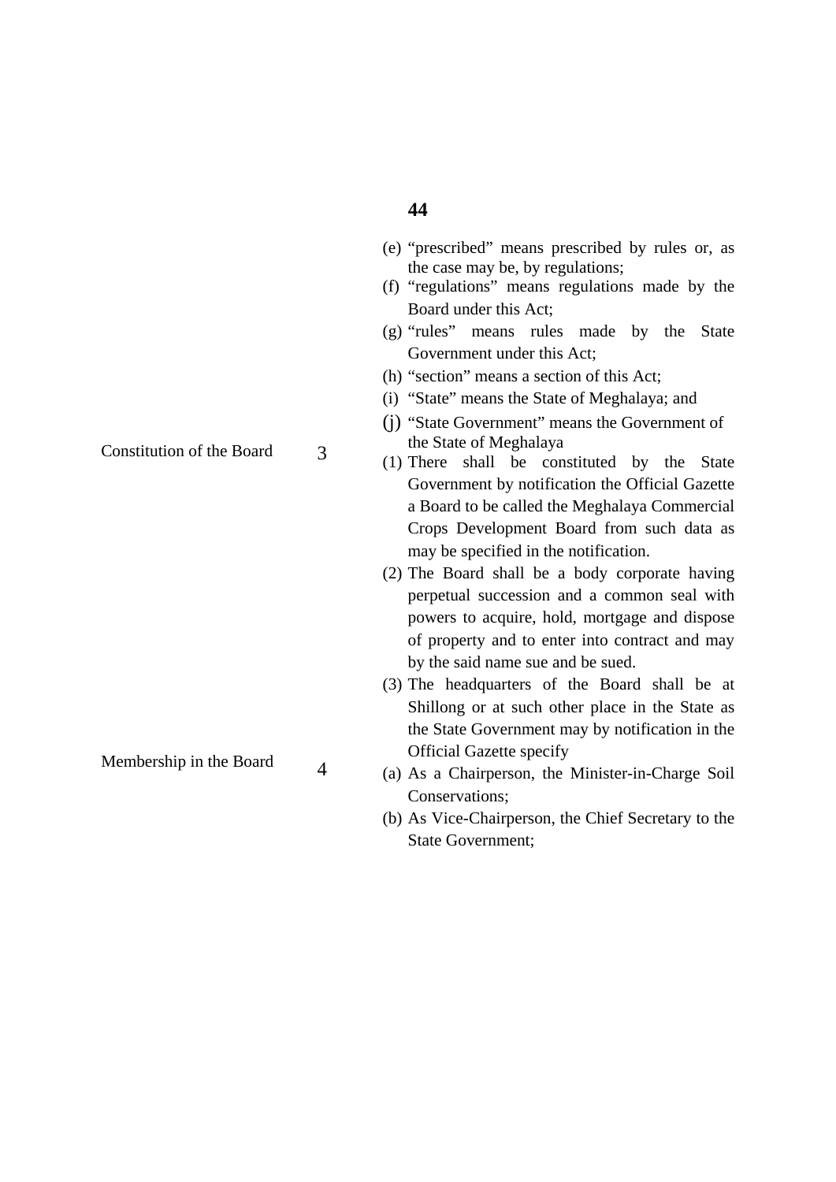(e) "prescribed" means prescribed by rules or, as the case may be, by regulations;

(f) "regulations" means regulations made by the Board under this Act;

(g) "rules" means rules made by the State Government under this Act;

(h) "section" means a section of this Act;

(i) "State" means the State of Meghalaya; and

(j) "State Government" means the Government of the State of Meghalaya

**Constitution of the Board**

3 (1) There shall be constituted by the State Government by notification the Official Gazette a Board to be called the Meghalaya Commercial Crops Development Board from such data as may be specified in the notification.

(2) The Board shall be a body corporate having perpetual succession and a common seal with powers to acquire, hold, mortgage and dispose of property and to enter into contract and may by the said name sue and be sued.

(3) The headquarters of the Board shall be at Shillong or at such other place in the State as the State Government may by notification in the Official Gazette specify

**Membership in the Board**

4 (a) As a Chairperson, the Minister-in-Charge Soil Conservations;

(b) As Vice-Chairperson, the Chief Secretary to the State Government;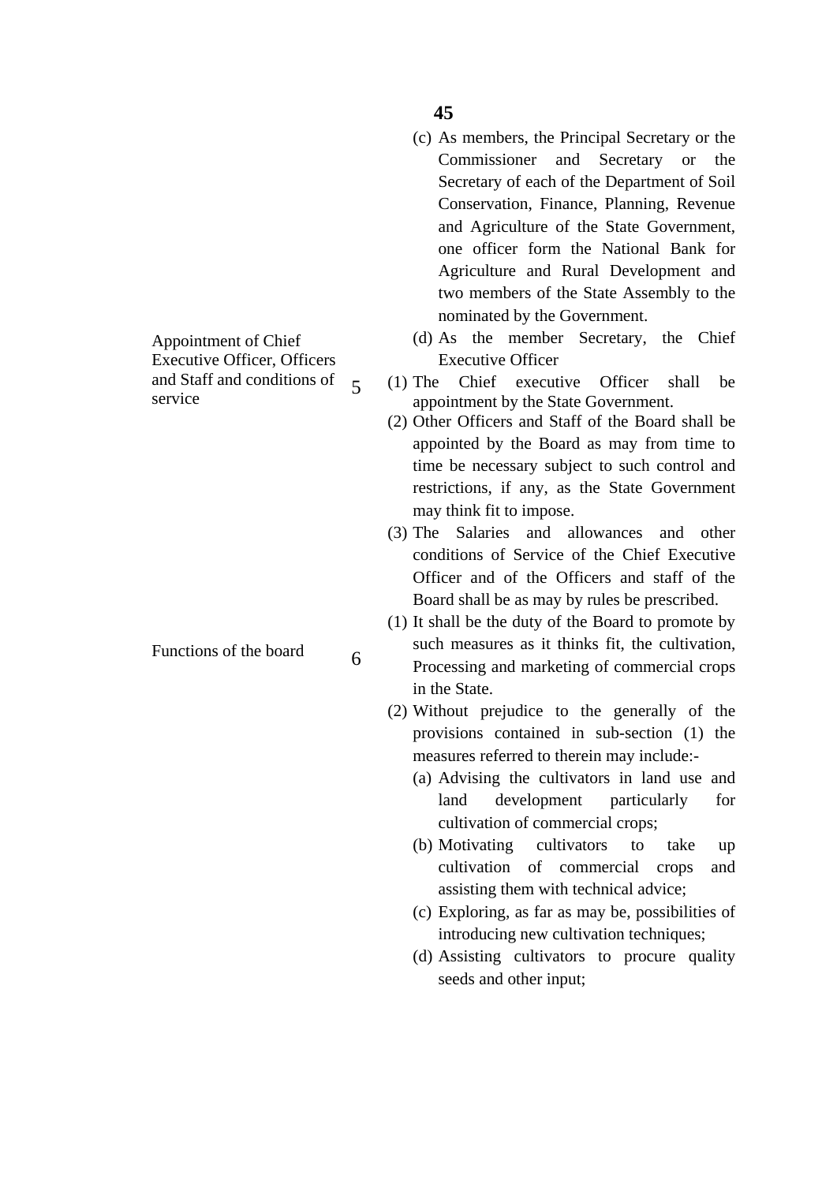(c) As members, the Principal Secretary or the Commissioner and Secretary or the Secretary of each of the Department of Soil Conservation, Finance, Planning, Revenue and Agriculture of the State Government, one officer form the National Bank for Agriculture and Rural Development and two members of the State Assembly to the nominated by the Government.

(d) As the member Secretary, the Chief Executive Officer

**5. Appointment of Chief Executive Officer, Officers and Staff and conditions of service**

(1) The Chief executive Officer shall be appointment by the State Government.

(2) Other Officers and Staff of the Board shall be appointed by the Board as may from time to time be necessary subject to such control and restrictions, if any, as the State Government may think fit to impose.

(3) The Salaries and allowances and other conditions of Service of the Chief Executive Officer and of the Officers and staff of the Board shall be as may by rules be prescribed.

**6. Functions of the board**

(1) It shall be the duty of the Board to promote by such measures as it thinks fit, the cultivation, Processing and marketing of commercial crops in the State.

(2) Without prejudice to the generally of the provisions contained in sub-section (1) the measures referred to therein may include:-

(a) Advising the cultivators in land use and land development particularly for cultivation of commercial crops;

(b) Motivating cultivators to take up cultivation of commercial crops and assisting them with technical advice;

(c) Exploring, as far as may be, possibilities of introducing new cultivation techniques;

(d) Assisting cultivators to procure quality seeds and other input;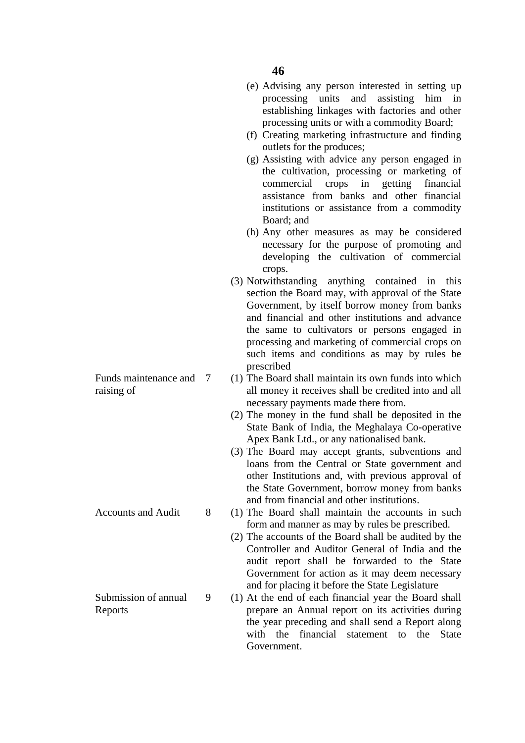(e) Advising any person interested in setting up processing units and assisting him in establishing linkages with factories and other processing units or with a commodity Board;

(f) Creating marketing infrastructure and finding outlets for the produces;

(g) Assisting with advice any person engaged in the cultivation, processing or marketing of commercial crops in getting financial assistance from banks and other financial institutions or assistance from a commodity Board; and

(h) Any other measures as may be considered necessary for the purpose of promoting and developing the cultivation of commercial crops.

(3) Notwithstanding anything contained in this section the Board may, with approval of the State Government, by itself borrow money from banks and financial and other institutions and advance the same to cultivators or persons engaged in processing and marketing of commercial crops on such items and conditions as may by rules be prescribed

**Funds maintenance and raising of**

7 (1) The Board shall maintain its own funds into which all money it receives shall be credited into and all necessary payments made there from.

(2) The money in the fund shall be deposited in the State Bank of India, the Meghalaya Co-operative Apex Bank Ltd., or any nationalised bank.

(3) The Board may accept grants, subventions and loans from the Central or State government and other Institutions and, with previous approval of the State Government, borrow money from banks and from financial and other institutions.

**Accounts and Audit**

8 (1) The Board shall maintain the accounts in such form and manner as may by rules be prescribed.

(2) The accounts of the Board shall be audited by the Controller and Auditor General of India and the audit report shall be forwarded to the State Government for action as it may deem necessary and for placing it before the State Legislature

**Submission of annual Reports**

9 (1) At the end of each financial year the Board shall prepare an Annual report on its activities during the year preceding and shall send a Report along with the financial statement to the State Government.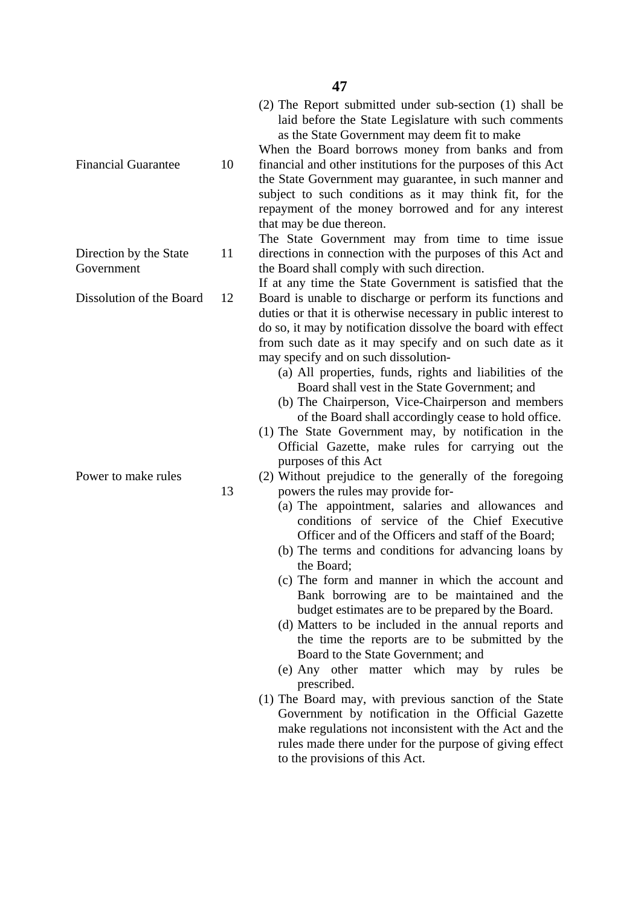(2) The Report submitted under sub-section (1) shall be laid before the State Legislature with such comments as the State Government may deem fit to make

**Financial Guarantee** — **10.** When the Board borrows money from banks and from financial and other institutions for the purposes of this Act the State Government may guarantee, in such manner and subject to such conditions as it may think fit, for the repayment of the money borrowed and for any interest that may be due thereon.

**Direction by the State Government** — **11.** The State Government may from time to time issue directions in connection with the purposes of this Act and the Board shall comply with such direction.

**Dissolution of the Board** — **12.** If at any time the State Government is satisfied that the Board is unable to discharge or perform its functions and duties or that it is otherwise necessary in public interest to do so, it may by notification dissolve the board with effect from such date as it may specify and on such date as it may specify and on such dissolution-

- (a) All properties, funds, rights and liabilities of the Board shall vest in the State Government; and
- (b) The Chairperson, Vice-Chairperson and members of the Board shall accordingly cease to hold office.

**Power to make rules** — **13.**

(1) The State Government may, by notification in the Official Gazette, make rules for carrying out the purposes of this Act

(2) Without prejudice to the generally of the foregoing powers the rules may provide for-

- (a) The appointment, salaries and allowances and conditions of service of the Chief Executive Officer and of the Officers and staff of the Board;
- (b) The terms and conditions for advancing loans by the Board;
- (c) The form and manner in which the account and Bank borrowing are to be maintained and the budget estimates are to be prepared by the Board.
- (d) Matters to be included in the annual reports and the time the reports are to be submitted by the Board to the State Government; and
- (e) Any other matter which may by rules be prescribed.

(1) The Board may, with previous sanction of the State Government by notification in the Official Gazette make regulations not inconsistent with the Act and the rules made there under for the purpose of giving effect to the provisions of this Act.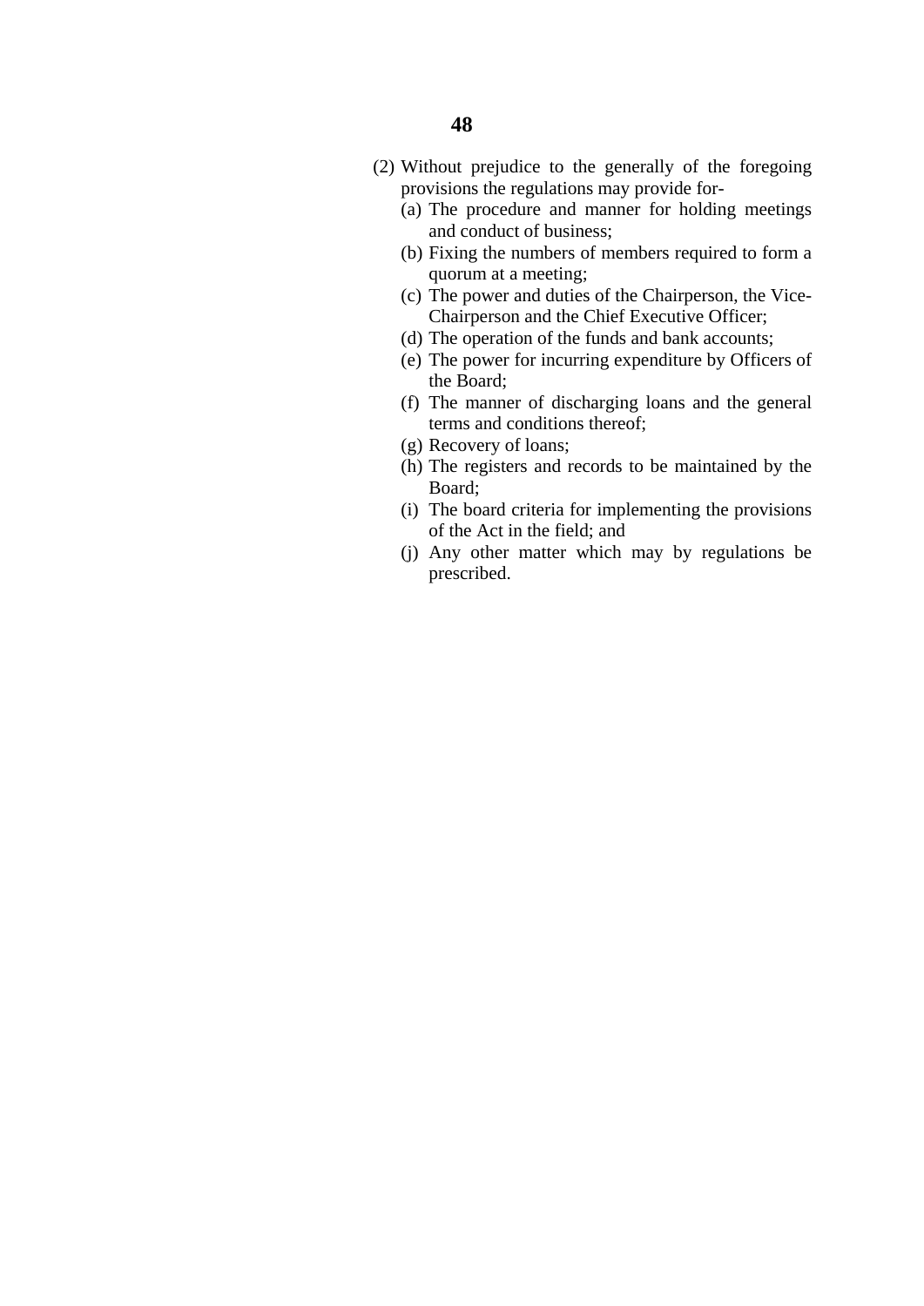(2) Without prejudice to the generally of the foregoing provisions the regulations may provide for-

   (a) The procedure and manner for holding meetings and conduct of business;
   (b) Fixing the numbers of members required to form a quorum at a meeting;
   (c) The power and duties of the Chairperson, the Vice-Chairperson and the Chief Executive Officer;
   (d) The operation of the funds and bank accounts;
   (e) The power for incurring expenditure by Officers of the Board;
   (f) The manner of discharging loans and the general terms and conditions thereof;
   (g) Recovery of loans;
   (h) The registers and records to be maintained by the Board;
   (i) The board criteria for implementing the provisions of the Act in the field; and
   (j) Any other matter which may by regulations be prescribed.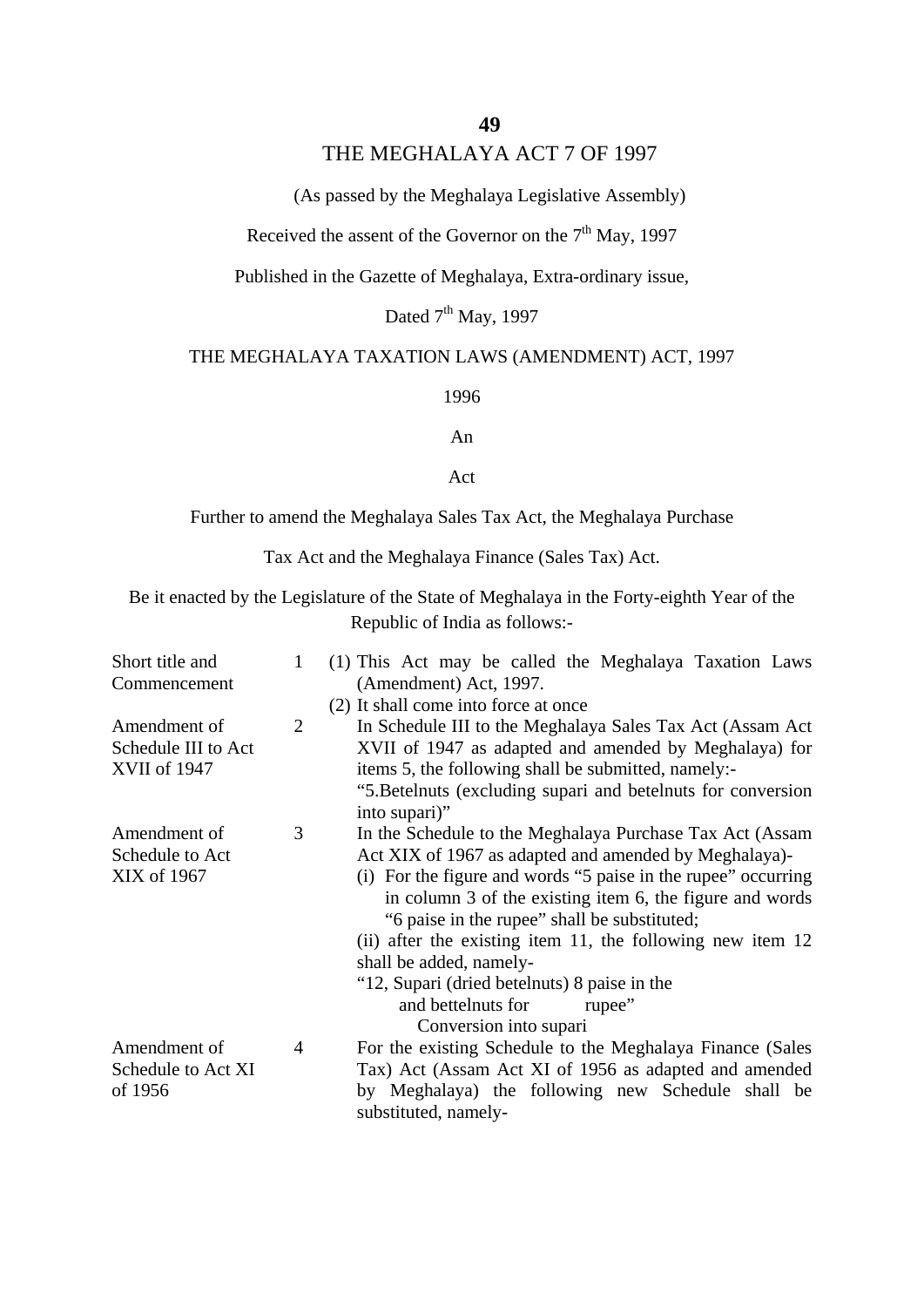**49**

# THE MEGHALAYA ACT 7 OF 1997

(As passed by the Meghalaya Legislative Assembly)

Received the assent of the Governor on the 7th May, 1997

Published in the Gazette of Meghalaya, Extra-ordinary issue,

Dated 7th May, 1997

## THE MEGHALAYA TAXATION LAWS (AMENDMENT) ACT, 1997

1996

An

Act

Further to amend the Meghalaya Sales Tax Act, the Meghalaya Purchase Tax Act and the Meghalaya Finance (Sales Tax) Act.

Be it enacted by the Legislature of the State of Meghalaya in the Forty-eighth Year of the Republic of India as follows:-

| | | |
|---|---|---|
| Short title and Commencement | 1 | (1) This Act may be called the Meghalaya Taxation Laws (Amendment) Act, 1997.<br>(2) It shall come into force at once |
| Amendment of Schedule III to Act XVII of 1947 | 2 | In Schedule III to the Meghalaya Sales Tax Act (Assam Act XVII of 1947 as adapted and amended by Meghalaya) for items 5, the following shall be submitted, namely:-<br>"5.Betelnuts (excluding supari and betelnuts for conversion into supari)" |
| Amendment of Schedule to Act XIX of 1967 | 3 | In the Schedule to the Meghalaya Purchase Tax Act (Assam Act XIX of 1967 as adapted and amended by Meghalaya)-<br>(i) For the figure and words "5 paise in the rupee" occurring in column 3 of the existing item 6, the figure and words "6 paise in the rupee" shall be substituted;<br>(ii) after the existing item 11, the following new item 12 shall be added, namely-<br>"12, Supari (dried betelnuts) and bettelnuts for Conversion into supari 8 paise in the rupee" |
| Amendment of Schedule to Act XI of 1956 | 4 | For the existing Schedule to the Meghalaya Finance (Sales Tax) Act (Assam Act XI of 1956 as adapted and amended by Meghalaya) the following new Schedule shall be substituted, namely- |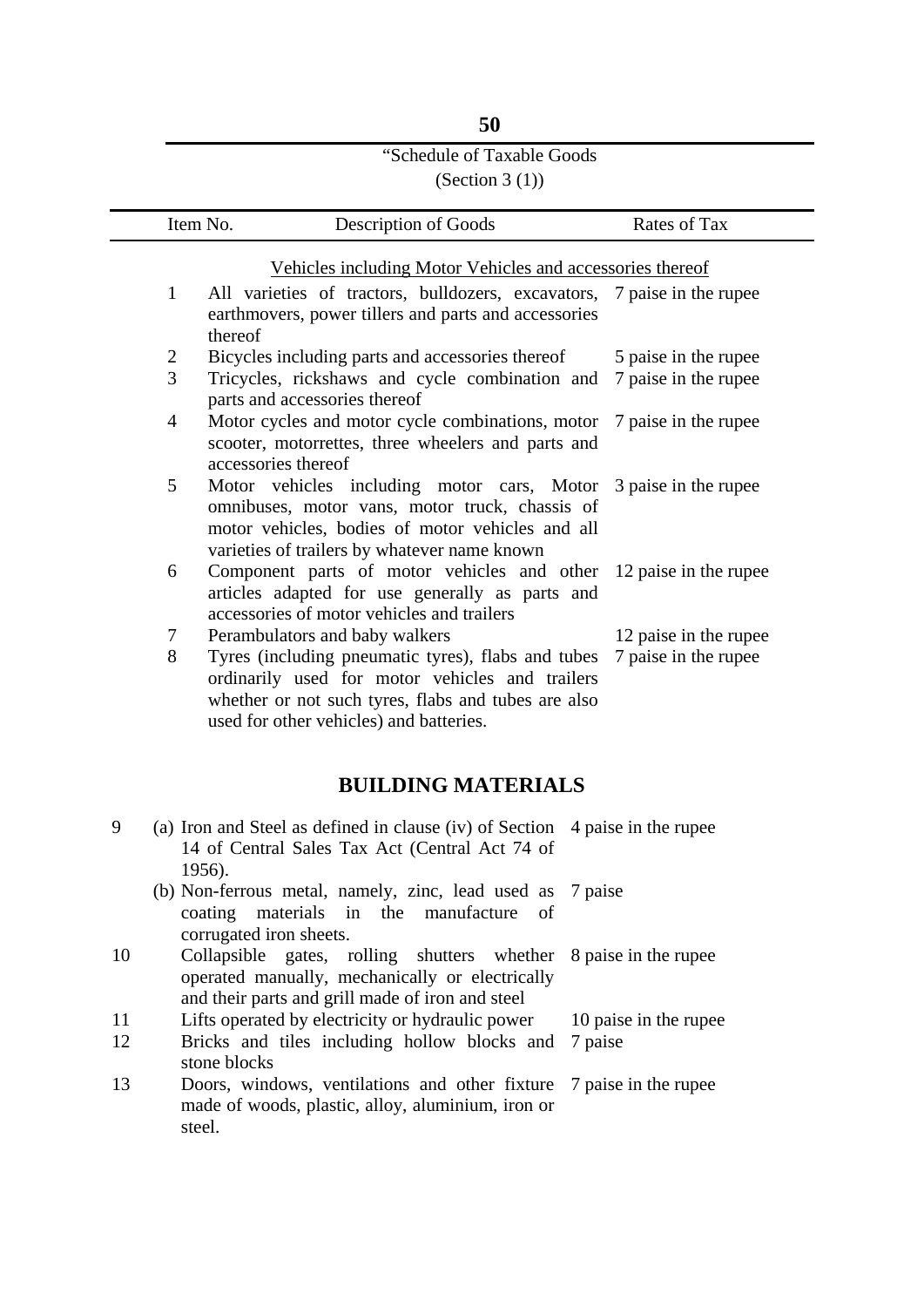“Schedule of Taxable Goods

(Section 3 (1))

| Item No. | Description of Goods | Rates of Tax |
|---|---|---|
| | Vehicles including Motor Vehicles and accessories thereof | |
| 1 | All varieties of tractors, bulldozers, excavators, earthmovers, power tillers and parts and accessories thereof | 7 paise in the rupee |
| 2 | Bicycles including parts and accessories thereof | 5 paise in the rupee |
| 3 | Tricycles, rickshaws and cycle combination and parts and accessories thereof | 7 paise in the rupee |
| 4 | Motor cycles and motor cycle combinations, motor scooter, motorrettes, three wheelers and parts and accessories thereof | 7 paise in the rupee |
| 5 | Motor vehicles including motor cars, Motor omnibuses, motor vans, motor truck, chassis of motor vehicles, bodies of motor vehicles and all varieties of trailers by whatever name known | 3 paise in the rupee |
| 6 | Component parts of motor vehicles and other articles adapted for use generally as parts and accessories of motor vehicles and trailers | 12 paise in the rupee |
| 7 | Perambulators and baby walkers | 12 paise in the rupee |
| 8 | Tyres (including pneumatic tyres), flabs and tubes ordinarily used for motor vehicles and trailers whether or not such tyres, flabs and tubes are also used for other vehicles) and batteries. | 7 paise in the rupee |

## BUILDING MATERIALS

| Item No. | Description of Goods | Rates of Tax |
|---|---|---|
| 9 | (a) Iron and Steel as defined in clause (iv) of Section 14 of Central Sales Tax Act (Central Act 74 of 1956). | 4 paise in the rupee |
| | (b) Non-ferrous metal, namely, zinc, lead used as coating materials in the manufacture of corrugated iron sheets. | 7 paise |
| 10 | Collapsible gates, rolling shutters whether operated manually, mechanically or electrically and their parts and grill made of iron and steel | 8 paise in the rupee |
| 11 | Lifts operated by electricity or hydraulic power | 10 paise in the rupee |
| 12 | Bricks and tiles including hollow blocks and stone blocks | 7 paise |
| 13 | Doors, windows, ventilations and other fixture made of woods, plastic, alloy, aluminium, iron or steel. | 7 paise in the rupee |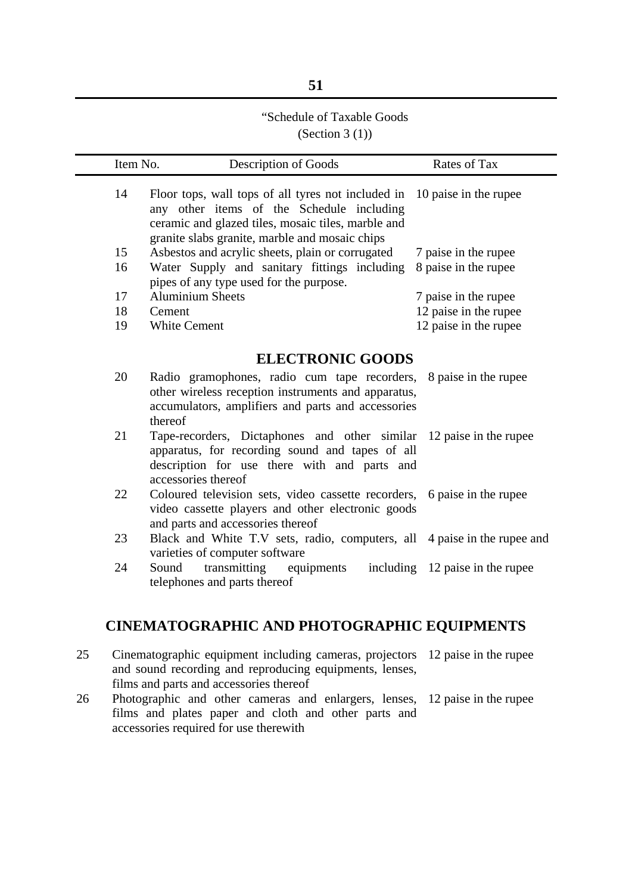"Schedule of Taxable Goods
(Section 3 (1))

| Item No. | Description of Goods | Rates of Tax |
|---|---|---|
| 14 | Floor tops, wall tops of all tyres not included in any other items of the Schedule including ceramic and glazed tiles, mosaic tiles, marble and granite slabs granite, marble and mosaic chips | 10 paise in the rupee |
| 15 | Asbestos and acrylic sheets, plain or corrugated | 7 paise in the rupee |
| 16 | Water Supply and sanitary fittings including pipes of any type used for the purpose. | 8 paise in the rupee |
| 17 | Aluminium Sheets | 7 paise in the rupee |
| 18 | Cement | 12 paise in the rupee |
| 19 | White Cement | 12 paise in the rupee |
| | **ELECTRONIC GOODS** | |
| 20 | Radio gramophones, radio cum tape recorders, other wireless reception instruments and apparatus, accumulators, amplifiers and parts and accessories thereof | 8 paise in the rupee |
| 21 | Tape-recorders, Dictaphones and other similar apparatus, for recording sound and tapes of all description for use there with and parts and accessories thereof | 12 paise in the rupee |
| 22 | Coloured television sets, video cassette recorders, video cassette players and other electronic goods and parts and accessories thereof | 6 paise in the rupee |
| 23 | Black and White T.V sets, radio, computers, all varieties of computer software | 4 paise in the rupee and |
| 24 | Sound transmitting equipments including telephones and parts thereof | 12 paise in the rupee |
| | **CINEMATOGRAPHIC AND PHOTOGRAPHIC EQUIPMENTS** | |
| 25 | Cinematographic equipment including cameras, projectors and sound recording and reproducing equipments, lenses, films and parts and accessories thereof | 12 paise in the rupee |
| 26 | Photographic and other cameras and enlargers, lenses, films and plates paper and cloth and other parts and accessories required for use therewith | 12 paise in the rupee |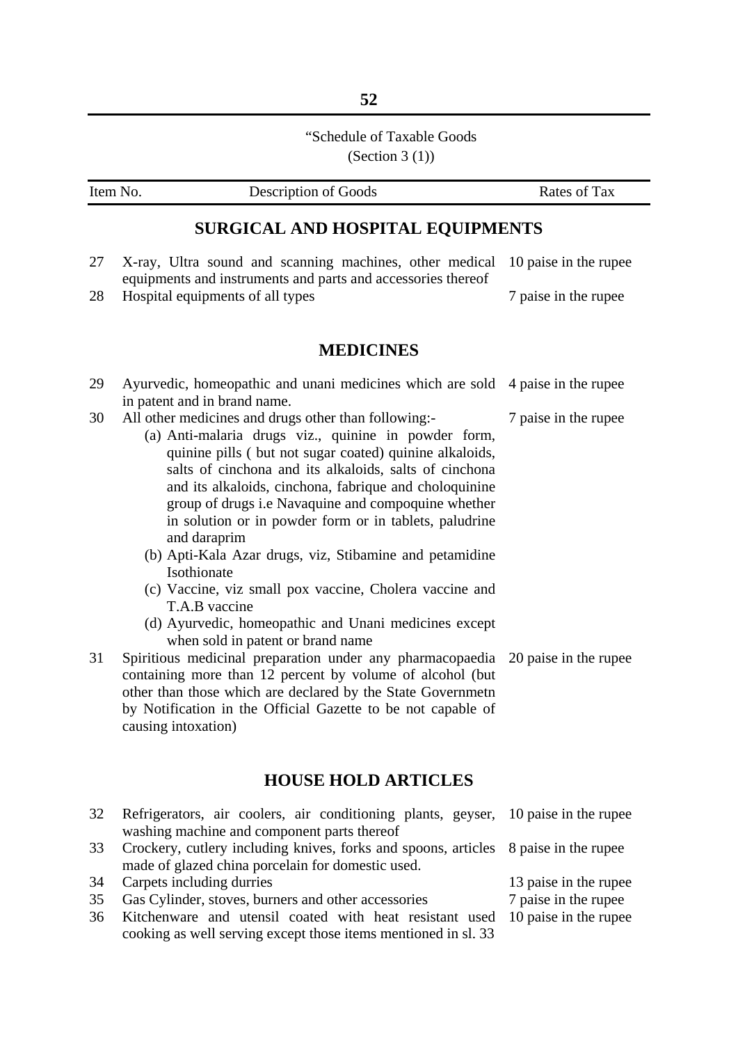"Schedule of Taxable Goods
(Section 3 (1))

| Item No. | Description of Goods | Rates of Tax |
|---|---|---|
| | **SURGICAL AND HOSPITAL EQUIPMENTS** | |
| 27 | X-ray, Ultra sound and scanning machines, other medical equipments and instruments and parts and accessories thereof | 10 paise in the rupee |
| 28 | Hospital equipments of all types | 7 paise in the rupee |
| | **MEDICINES** | |
| 29 | Ayurvedic, homeopathic and unani medicines which are sold in patent and in brand name. | 4 paise in the rupee |
| 30 | All other medicines and drugs other than following:- (a) Anti-malaria drugs viz., quinine in powder form, quinine pills ( but not sugar coated) quinine alkaloids, salts of cinchona and its alkaloids, salts of cinchona and its alkaloids, cinchona, fabrique and choloquinine group of drugs i.e Navaquine and compoquine whether in solution or in powder form or in tablets, paludrine and daraprim (b) Apti-Kala Azar drugs, viz, Stibamine and petamidine Isothionate (c) Vaccine, viz small pox vaccine, Cholera vaccine and T.A.B vaccine (d) Ayurvedic, homeopathic and Unani medicines except when sold in patent or brand name | 7 paise in the rupee |
| 31 | Spiritious medicinal preparation under any pharmacopaedia containing more than 12 percent by volume of alcohol (but other than those which are declared by the State Governmetn by Notification in the Official Gazette to be not capable of causing intoxation) | 20 paise in the rupee |
| | **HOUSE HOLD ARTICLES** | |
| 32 | Refrigerators, air coolers, air conditioning plants, geyser, washing machine and component parts thereof | 10 paise in the rupee |
| 33 | Crockery, cutlery including knives, forks and spoons, articles made of glazed china porcelain for domestic used. | 8 paise in the rupee |
| 34 | Carpets including durries | 13 paise in the rupee |
| 35 | Gas Cylinder, stoves, burners and other accessories | 7 paise in the rupee |
| 36 | Kitchenware and utensil coated with heat resistant used cooking as well serving except those items mentioned in sl. 33 | 10 paise in the rupee |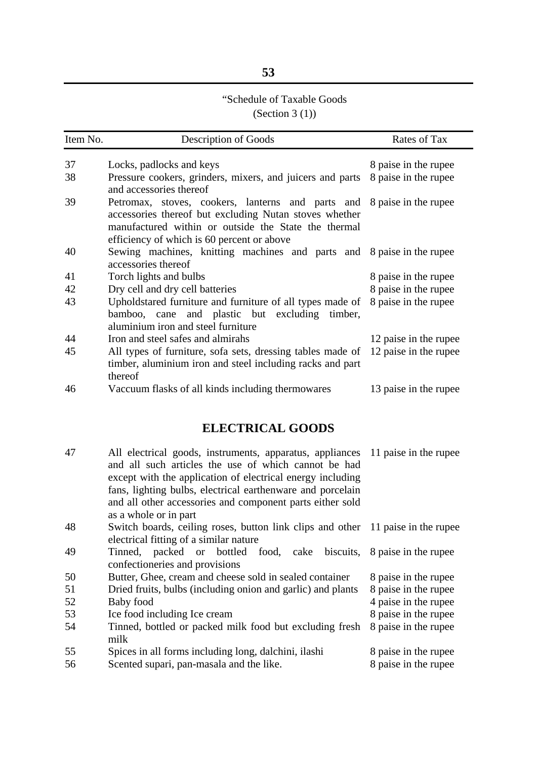"Schedule of Taxable Goods
(Section 3 (1))

| Item No. | Description of Goods | Rates of Tax |
|---|---|---|
| 37 | Locks, padlocks and keys | 8 paise in the rupee |
| 38 | Pressure cookers, grinders, mixers, and juicers and parts and accessories thereof | 8 paise in the rupee |
| 39 | Petromax, stoves, cookers, lanterns and parts and accessories thereof but excluding Nutan stoves whether manufactured within or outside the State the thermal efficiency of which is 60 percent or above | 8 paise in the rupee |
| 40 | Sewing machines, knitting machines and parts and accessories thereof | 8 paise in the rupee |
| 41 | Torch lights and bulbs | 8 paise in the rupee |
| 42 | Dry cell and dry cell batteries | 8 paise in the rupee |
| 43 | Upholdstared furniture and furniture of all types made of bamboo, cane and plastic but excluding timber, aluminium iron and steel furniture | 8 paise in the rupee |
| 44 | Iron and steel safes and almirahs | 12 paise in the rupee |
| 45 | All types of furniture, sofa sets, dressing tables made of timber, aluminium iron and steel including racks and part thereof | 12 paise in the rupee |
| 46 | Vaccuum flasks of all kinds including thermowares | 13 paise in the rupee |

## ELECTRICAL GOODS

| Item No. | Description of Goods | Rates of Tax |
|---|---|---|
| 47 | All electrical goods, instruments, apparatus, appliances and all such articles the use of which cannot be had except with the application of electrical energy including fans, lighting bulbs, electrical earthenware and porcelain and all other accessories and component parts either sold as a whole or in part | 11 paise in the rupee |
| 48 | Switch boards, ceiling roses, button link clips and other electrical fitting of a similar nature | 11 paise in the rupee |
| 49 | Tinned, packed or bottled food, cake biscuits, confectioneries and provisions | 8 paise in the rupee |
| 50 | Butter, Ghee, cream and cheese sold in sealed container | 8 paise in the rupee |
| 51 | Dried fruits, bulbs (including onion and garlic) and plants | 8 paise in the rupee |
| 52 | Baby food | 4 paise in the rupee |
| 53 | Ice food including Ice cream | 8 paise in the rupee |
| 54 | Tinned, bottled or packed milk food but excluding fresh milk | 8 paise in the rupee |
| 55 | Spices in all forms including long, dalchini, ilashi | 8 paise in the rupee |
| 56 | Scented supari, pan-masala and the like. | 8 paise in the rupee |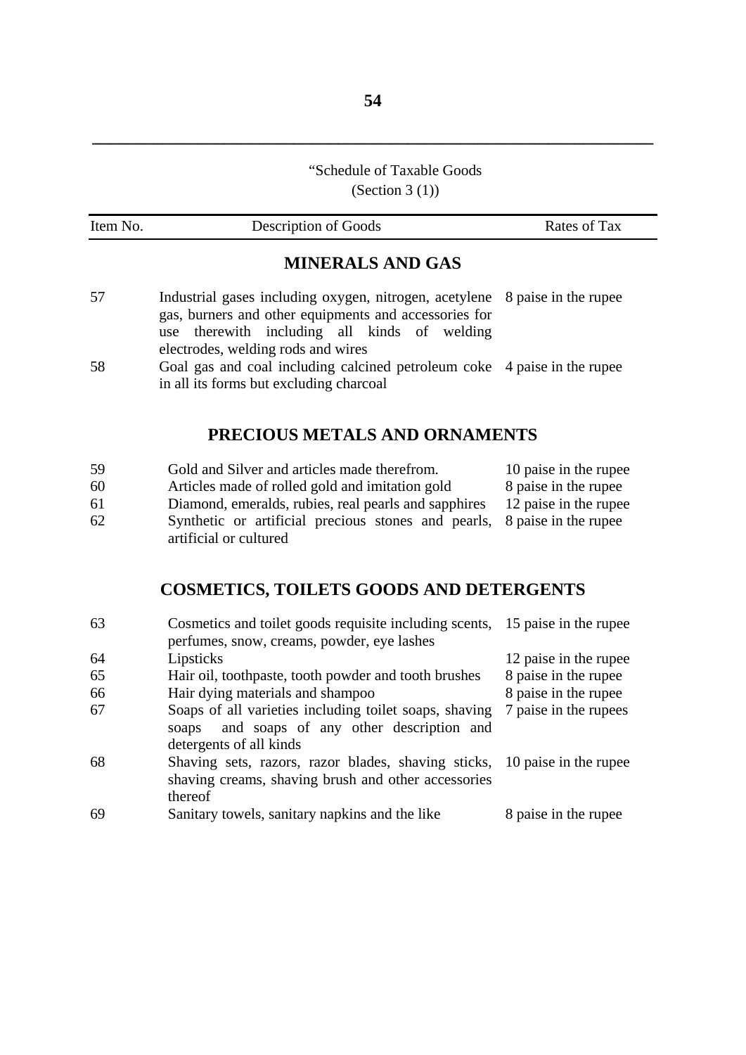"Schedule of Taxable Goods
(Section 3 (1))

| Item No. | Description of Goods | Rates of Tax |
|---|---|---|
| | **MINERALS AND GAS** | |
| 57 | Industrial gases including oxygen, nitrogen, acetylene gas, burners and other equipments and accessories for use therewith including all kinds of welding electrodes, welding rods and wires | 8 paise in the rupee |
| 58 | Goal gas and coal including calcined petroleum coke in all its forms but excluding charcoal | 4 paise in the rupee |
| | **PRECIOUS METALS AND ORNAMENTS** | |
| 59 | Gold and Silver and articles made therefrom. | 10 paise in the rupee |
| 60 | Articles made of rolled gold and imitation gold | 8 paise in the rupee |
| 61 | Diamond, emeralds, rubies, real pearls and sapphires | 12 paise in the rupee |
| 62 | Synthetic or artificial precious stones and pearls, artificial or cultured | 8 paise in the rupee |
| | **COSMETICS, TOILETS GOODS AND DETERGENTS** | |
| 63 | Cosmetics and toilet goods requisite including scents, perfumes, snow, creams, powder, eye lashes | 15 paise in the rupee |
| 64 | Lipsticks | 12 paise in the rupee |
| 65 | Hair oil, toothpaste, tooth powder and tooth brushes | 8 paise in the rupee |
| 66 | Hair dying materials and shampoo | 8 paise in the rupee |
| 67 | Soaps of all varieties including toilet soaps, shaving soaps and soaps of any other description and detergents of all kinds | 7 paise in the rupees |
| 68 | Shaving sets, razors, razor blades, shaving sticks, shaving creams, shaving brush and other accessories thereof | 10 paise in the rupee |
| 69 | Sanitary towels, sanitary napkins and the like | 8 paise in the rupee |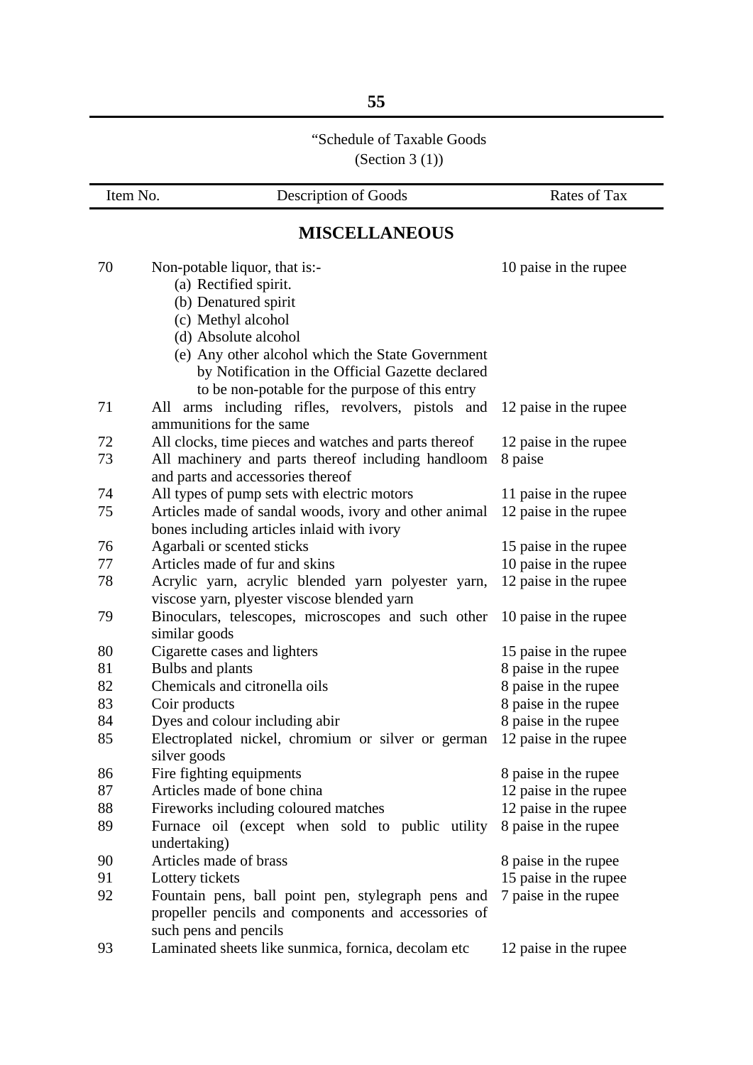"Schedule of Taxable Goods
(Section 3 (1))

| Item No. | Description of Goods | Rates of Tax |
|---|---|---|
| | **MISCELLANEOUS** | |
| 70 | Non-potable liquor, that is:-<br>(a) Rectified spirit.<br>(b) Denatured spirit<br>(c) Methyl alcohol<br>(d) Absolute alcohol<br>(e) Any other alcohol which the State Government by Notification in the Official Gazette declared to be non-potable for the purpose of this entry | 10 paise in the rupee |
| 71 | All arms including rifles, revolvers, pistols and ammunitions for the same | 12 paise in the rupee |
| 72 | All clocks, time pieces and watches and parts thereof | 12 paise in the rupee |
| 73 | All machinery and parts thereof including handloom and parts and accessories thereof | 8 paise |
| 74 | All types of pump sets with electric motors | 11 paise in the rupee |
| 75 | Articles made of sandal woods, ivory and other animal bones including articles inlaid with ivory | 12 paise in the rupee |
| 76 | Agarbali or scented sticks | 15 paise in the rupee |
| 77 | Articles made of fur and skins | 10 paise in the rupee |
| 78 | Acrylic yarn, acrylic blended yarn polyester yarn, viscose yarn, plyester viscose blended yarn | 12 paise in the rupee |
| 79 | Binoculars, telescopes, microscopes and such other similar goods | 10 paise in the rupee |
| 80 | Cigarette cases and lighters | 15 paise in the rupee |
| 81 | Bulbs and plants | 8 paise in the rupee |
| 82 | Chemicals and citronella oils | 8 paise in the rupee |
| 83 | Coir products | 8 paise in the rupee |
| 84 | Dyes and colour including abir | 8 paise in the rupee |
| 85 | Electroplated nickel, chromium or silver or german silver goods | 12 paise in the rupee |
| 86 | Fire fighting equipments | 8 paise in the rupee |
| 87 | Articles made of bone china | 12 paise in the rupee |
| 88 | Fireworks including coloured matches | 12 paise in the rupee |
| 89 | Furnace oil (except when sold to public utility undertaking) | 8 paise in the rupee |
| 90 | Articles made of brass | 8 paise in the rupee |
| 91 | Lottery tickets | 15 paise in the rupee |
| 92 | Fountain pens, ball point pen, stylegraph pens and propeller pencils and components and accessories of such pens and pencils | 7 paise in the rupee |
| 93 | Laminated sheets like sunmica, fornica, decolam etc | 12 paise in the rupee |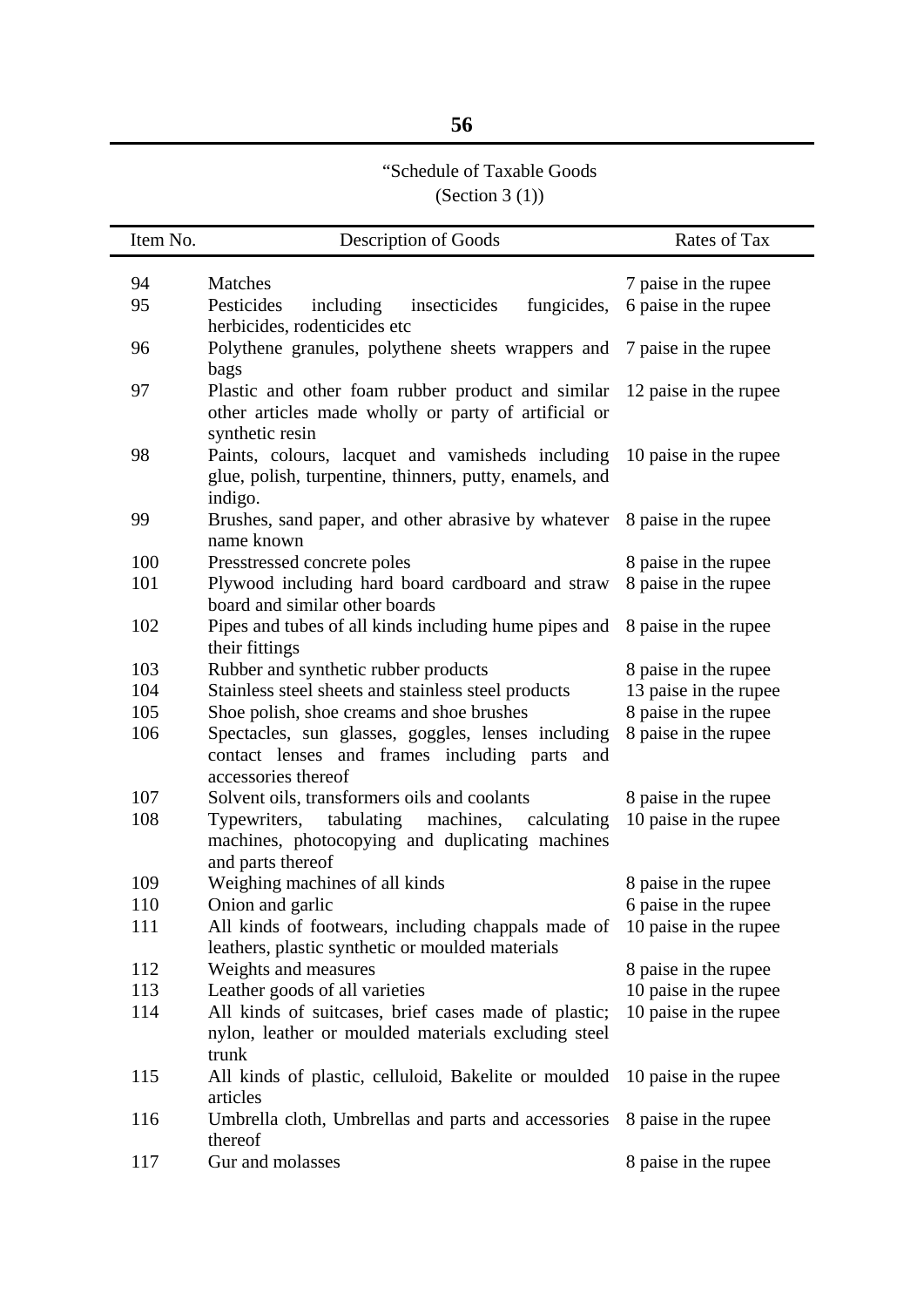“Schedule of Taxable Goods
(Section 3 (1))

| Item No. | Description of Goods | Rates of Tax |
|---|---|---|
| 94 | Matches | 7 paise in the rupee |
| 95 | Pesticides including insecticides fungicides, herbicides, rodenticides etc | 6 paise in the rupee |
| 96 | Polythene granules, polythene sheets wrappers and bags | 7 paise in the rupee |
| 97 | Plastic and other foam rubber product and similar other articles made wholly or party of artificial or synthetic resin | 12 paise in the rupee |
| 98 | Paints, colours, lacquet and vamisheds including glue, polish, turpentine, thinners, putty, enamels, and indigo. | 10 paise in the rupee |
| 99 | Brushes, sand paper, and other abrasive by whatever name known | 8 paise in the rupee |
| 100 | Presstressed concrete poles | 8 paise in the rupee |
| 101 | Plywood including hard board cardboard and straw board and similar other boards | 8 paise in the rupee |
| 102 | Pipes and tubes of all kinds including hume pipes and their fittings | 8 paise in the rupee |
| 103 | Rubber and synthetic rubber products | 8 paise in the rupee |
| 104 | Stainless steel sheets and stainless steel products | 13 paise in the rupee |
| 105 | Shoe polish, shoe creams and shoe brushes | 8 paise in the rupee |
| 106 | Spectacles, sun glasses, goggles, lenses including contact lenses and frames including parts and accessories thereof | 8 paise in the rupee |
| 107 | Solvent oils, transformers oils and coolants | 8 paise in the rupee |
| 108 | Typewriters, tabulating machines, calculating machines, photocopying and duplicating machines and parts thereof | 10 paise in the rupee |
| 109 | Weighing machines of all kinds | 8 paise in the rupee |
| 110 | Onion and garlic | 6 paise in the rupee |
| 111 | All kinds of footwears, including chappals made of leathers, plastic synthetic or moulded materials | 10 paise in the rupee |
| 112 | Weights and measures | 8 paise in the rupee |
| 113 | Leather goods of all varieties | 10 paise in the rupee |
| 114 | All kinds of suitcases, brief cases made of plastic; nylon, leather or moulded materials excluding steel trunk | 10 paise in the rupee |
| 115 | All kinds of plastic, celluloid, Bakelite or moulded articles | 10 paise in the rupee |
| 116 | Umbrella cloth, Umbrellas and parts and accessories thereof | 8 paise in the rupee |
| 117 | Gur and molasses | 8 paise in the rupee |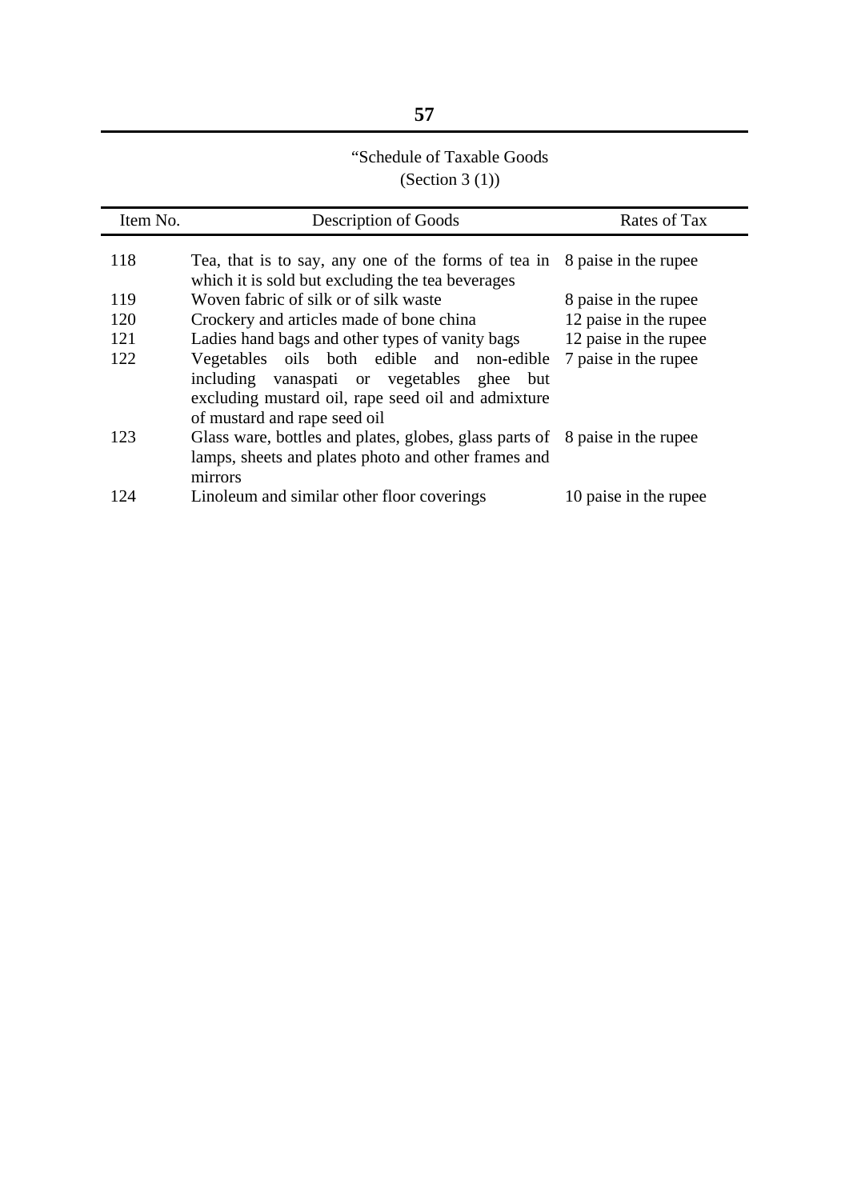“Schedule of Taxable Goods
(Section 3 (1))

| Item No. | Description of Goods | Rates of Tax |
|---|---|---|
| 118 | Tea, that is to say, any one of the forms of tea in which it is sold but excluding the tea beverages | 8 paise in the rupee |
| 119 | Woven fabric of silk or of silk waste | 8 paise in the rupee |
| 120 | Crockery and articles made of bone china | 12 paise in the rupee |
| 121 | Ladies hand bags and other types of vanity bags | 12 paise in the rupee |
| 122 | Vegetables oils both edible and non-edible including vanaspati or vegetables ghee but excluding mustard oil, rape seed oil and admixture of mustard and rape seed oil | 7 paise in the rupee |
| 123 | Glass ware, bottles and plates, globes, glass parts of lamps, sheets and plates photo and other frames and mirrors | 8 paise in the rupee |
| 124 | Linoleum and similar other floor coverings | 10 paise in the rupee |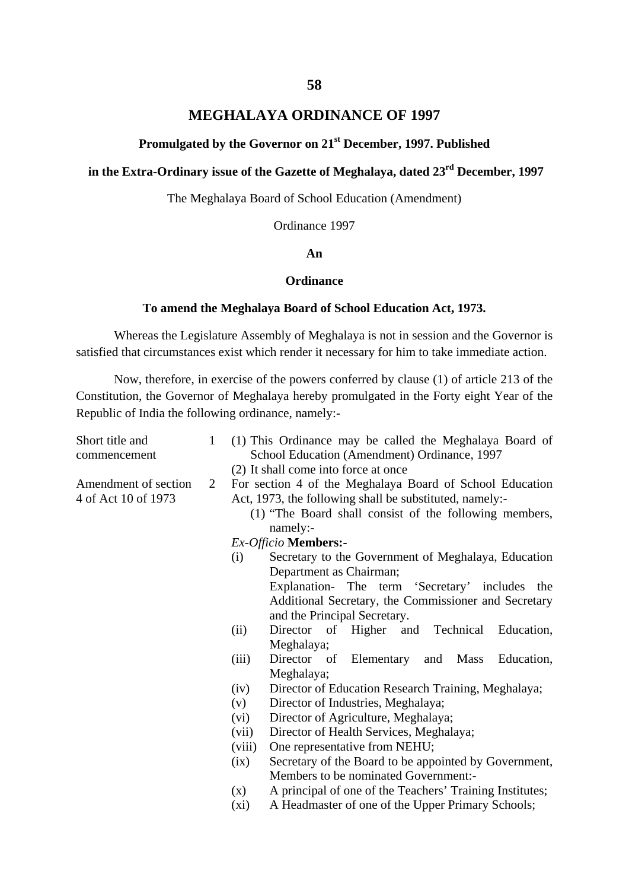# MEGHALAYA ORDINANCE OF 1997

### Promulgated by the Governor on 21st December, 1997. Published in the Extra-Ordinary issue of the Gazette of Meghalaya, dated 23rd December, 1997

The Meghalaya Board of School Education (Amendment)

Ordinance 1997

**An**

**Ordinance**

**To amend the Meghalaya Board of School Education Act, 1973.**

Whereas the Legislature Assembly of Meghalaya is not in session and the Governor is satisfied that circumstances exist which render it necessary for him to take immediate action.

Now, therefore, in exercise of the powers conferred by clause (1) of article 213 of the Constitution, the Governor of Meghalaya hereby promulgated in the Forty eight Year of the Republic of India the following ordinance, namely:-

Short title and commencement

1 (1) This Ordinance may be called the Meghalaya Board of School Education (Amendment) Ordinance, 1997

(2) It shall come into force at once

Amendment of section 4 of Act 10 of 1973

2 For section 4 of the Meghalaya Board of School Education Act, 1973, the following shall be substituted, namely:-

(1) "The Board shall consist of the following members, namely:-

*Ex-Officio* **Members:-**

(i) Secretary to the Government of Meghalaya, Education Department as Chairman;

Explanation- The term 'Secretary' includes the Additional Secretary, the Commissioner and Secretary and the Principal Secretary.

(ii) Director of Higher and Technical Education, Meghalaya;

(iii) Director of Elementary and Mass Education, Meghalaya;

(iv) Director of Education Research Training, Meghalaya;

(v) Director of Industries, Meghalaya;

(vi) Director of Agriculture, Meghalaya;

(vii) Director of Health Services, Meghalaya;

(viii) One representative from NEHU;

(ix) Secretary of the Board to be appointed by Government, Members to be nominated Government:-

(x) A principal of one of the Teachers' Training Institutes;

(xi) A Headmaster of one of the Upper Primary Schools;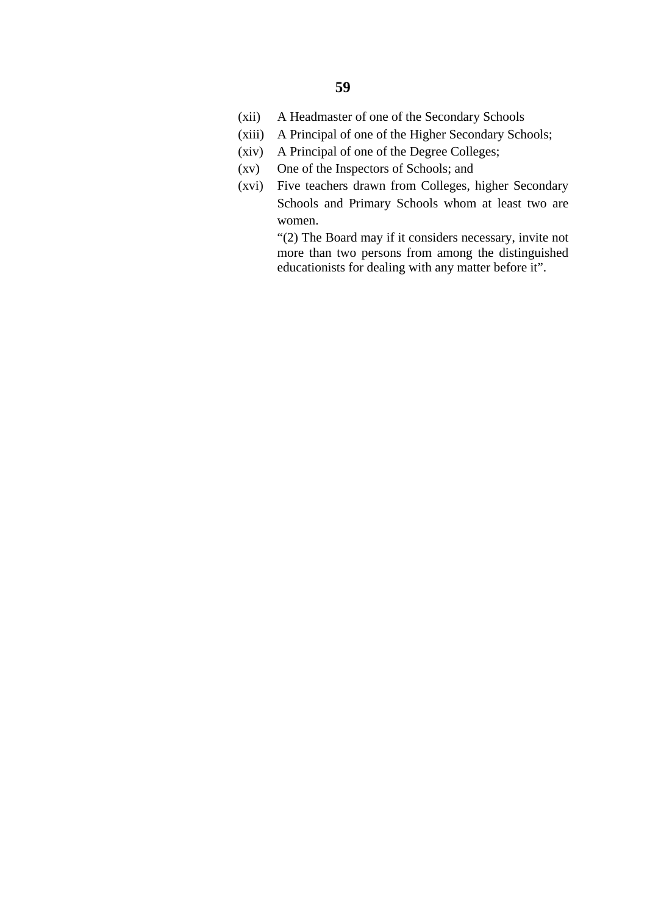(xii) A Headmaster of one of the Secondary Schools

(xiii) A Principal of one of the Higher Secondary Schools;

(xiv) A Principal of one of the Degree Colleges;

(xv) One of the Inspectors of Schools; and

(xvi) Five teachers drawn from Colleges, higher Secondary Schools and Primary Schools whom at least two are women.

"(2) The Board may if it considers necessary, invite not more than two persons from among the distinguished educationists for dealing with any matter before it".